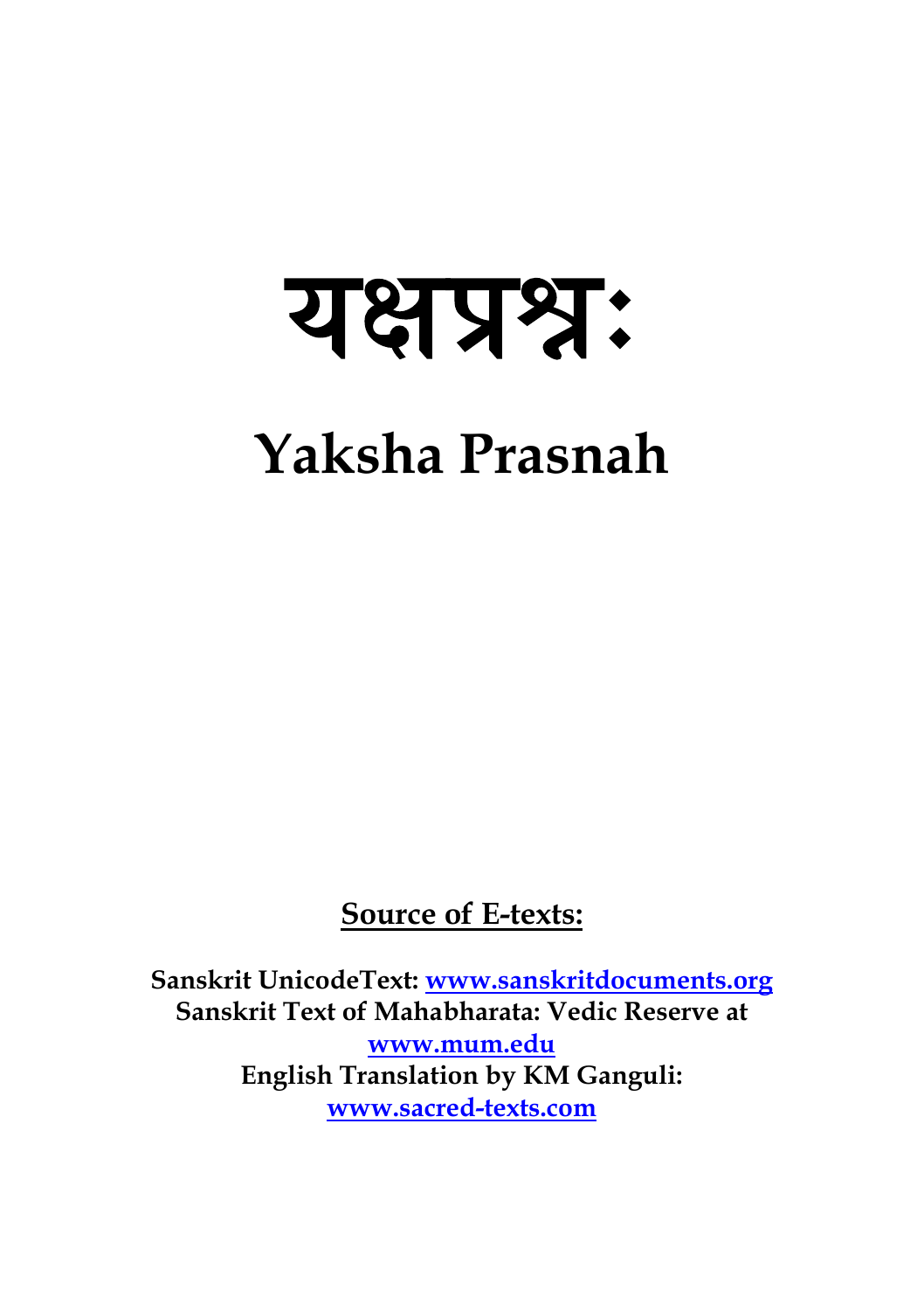# यक्षप्रश्नः

# Yaksha Prasnah

**Source of E-texts:**

**Sanskrit UnicodeText: [www.sanskritdocuments.org](http://www.sanskritdocuments.org)**
**Sanskrit Text of Mahabharata: Vedic Reserve at [www.mum.edu](http://www.mum.edu)**
**English Translation by KM Ganguli: [www.sacred-texts.com](http://www.sacred-texts.com)**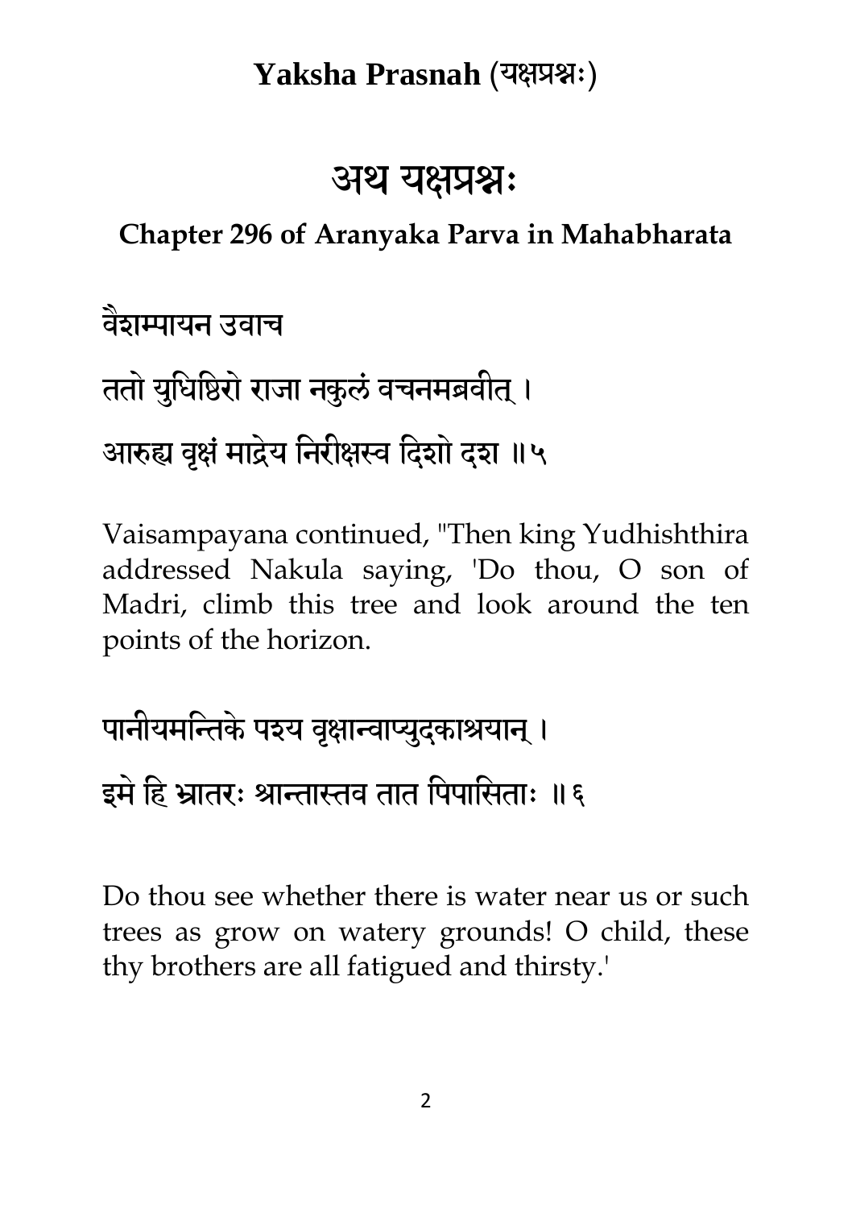**Yaksha Prasnah (यक्षप्रश्नः)**

# अथ यक्षप्रश्नः

**Chapter 296 of Aranyaka Parva in Mahabharata**

वैशम्पायन उवाच

ततो युधिष्ठिरो राजा नकुलं वचनमब्रवीत् ।

आरुह्य वृक्षं माद्रेय निरीक्षस्व दिशो दश ॥५

Vaisampayana continued, "Then king Yudhishthira addressed Nakula saying, 'Do thou, O son of Madri, climb this tree and look around the ten points of the horizon.

पानीयमन्तिके पश्य वृक्षान्वाप्युदकाश्रयान् ।

इमे हि भ्रातरः श्रान्तास्तव तात पिपासिताः ॥६

Do thou see whether there is water near us or such trees as grow on watery grounds! O child, these thy brothers are all fatigued and thirsty.'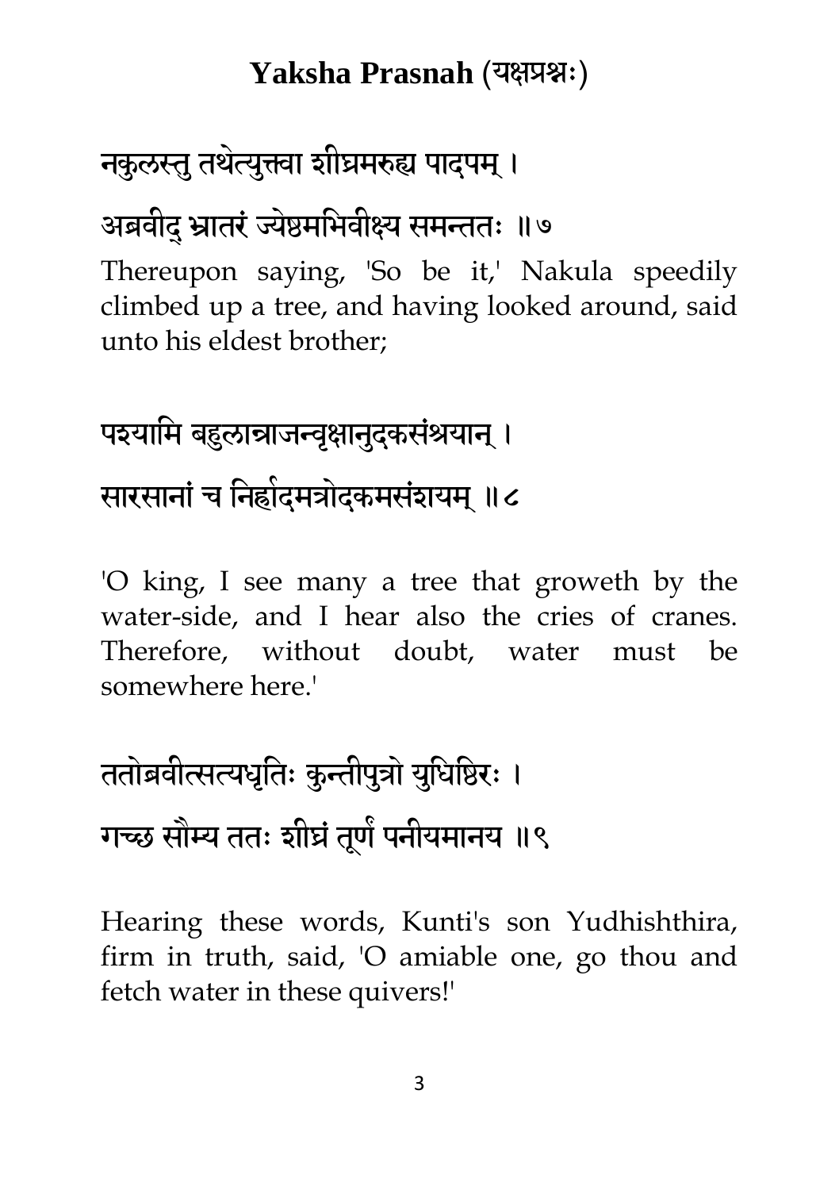# Yaksha Prasnah (यक्षप्रश्नः)

नकुलस्तु तथेत्युक्त्वा शीघ्रमरुह्य पादपम् ।

अब्रवीद् भ्रातरं ज्येष्ठमभिवीक्ष्य समन्ततः ॥७

Thereupon saying, 'So be it,' Nakula speedily climbed up a tree, and having looked around, said unto his eldest brother;

पश्यामि बहुलान्राजन्वृक्षानुदकसंश्रयान् ।

सारसानां च निर्ह्रादमत्रोदकमसंशयम् ॥८

'O king, I see many a tree that groweth by the water-side, and I hear also the cries of cranes. Therefore, without doubt, water must be somewhere here.'

ततोब्रवीत्सत्यधृतिः कुन्तीपुत्रो युधिष्ठिरः ।

गच्छ सौम्य ततः शीघ्रं तूर्णं पनीयमानय ॥९

Hearing these words, Kunti's son Yudhishthira, firm in truth, said, 'O amiable one, go thou and fetch water in these quivers!'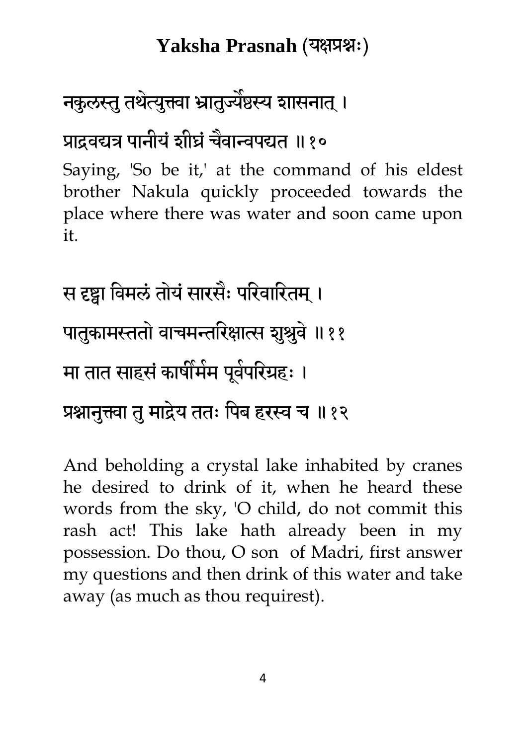नकुलस्तु तथेत्युक्त्वा भ्रातुर्ज्येष्ठस्य शासनात् ।

प्राद्रवद्यत्र पानीयं शीघ्रं चैवान्वपद्यत ॥१०

Saying, 'So be it,' at the command of his eldest brother Nakula quickly proceeded towards the place where there was water and soon came upon it.

स दृष्ट्वा विमलं तोयं सारसैः परिवारितम् ।

पातुकामस्ततो वाचमन्तरिक्षात्स शुश्रुवे ॥११

मा तात साहसं कार्षीर्मम पूर्वपरिग्रहः ।

प्रश्नानुक्त्वा तु माद्रेय ततः पिब हरस्व च ॥१२

And beholding a crystal lake inhabited by cranes he desired to drink of it, when he heard these words from the sky, 'O child, do not commit this rash act! This lake hath already been in my possession. Do thou, O son of Madri, first answer my questions and then drink of this water and take away (as much as thou requirest).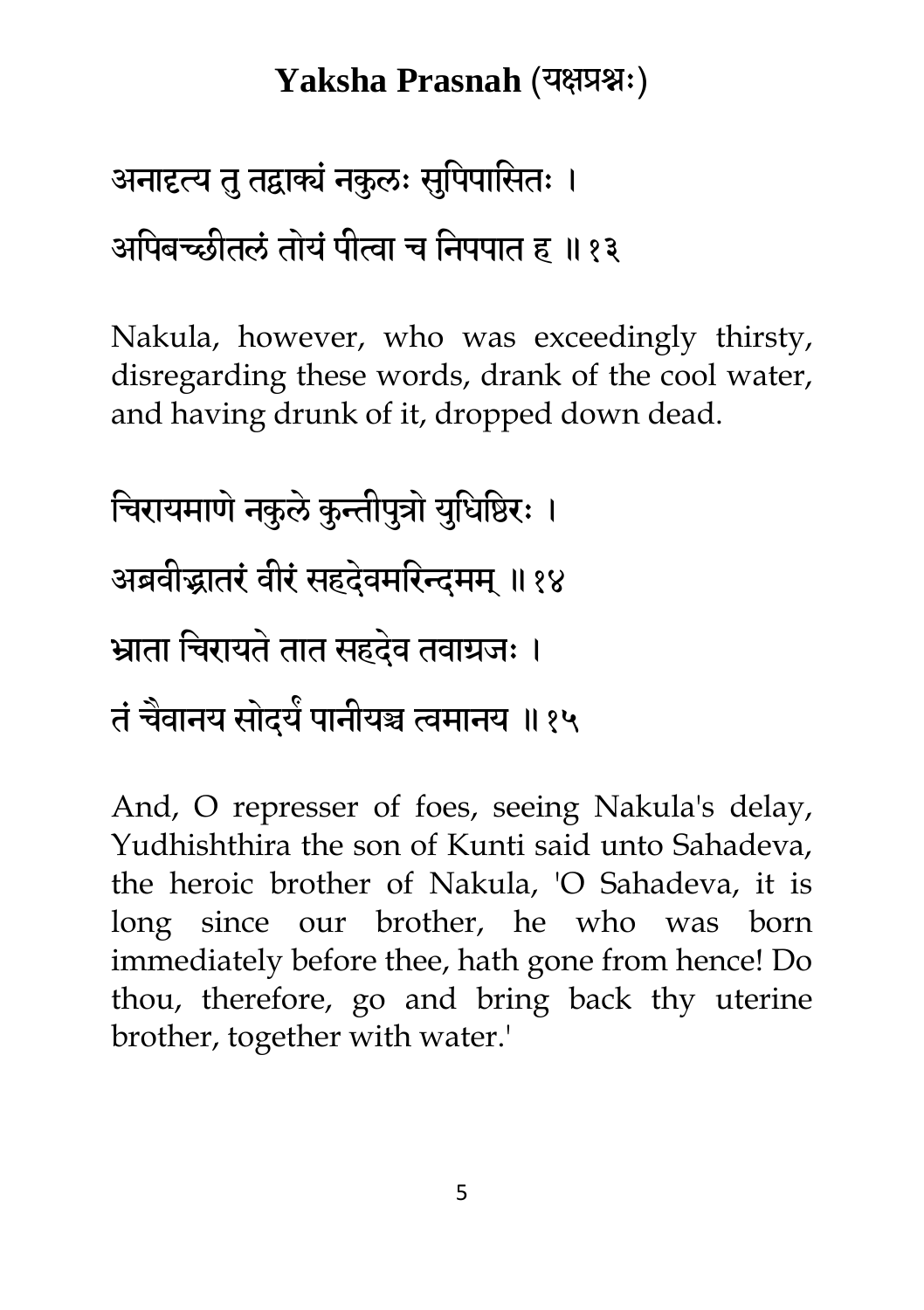अनादृत्य तु तद्वाक्यं नकुलः सुपिपासितः ।

अपिबच्छीतलं तोयं पीत्वा च निपपात ह ॥१३

Nakula, however, who was exceedingly thirsty, disregarding these words, drank of the cool water, and having drunk of it, dropped down dead.

चिरायमाणे नकुले कुन्तीपुत्रो युधिष्ठिरः ।

अब्रवीद्भ्रातरं वीरं सहदेवमरिन्दमम् ॥१४

भ्राता चिरायते तात सहदेव तवाग्रजः ।

तं चैवानय सोदर्यं पानीयञ्च त्वमानय ॥१५

And, O represser of foes, seeing Nakula's delay, Yudhishthira the son of Kunti said unto Sahadeva, the heroic brother of Nakula, 'O Sahadeva, it is long since our brother, he who was born immediately before thee, hath gone from hence! Do thou, therefore, go and bring back thy uterine brother, together with water.'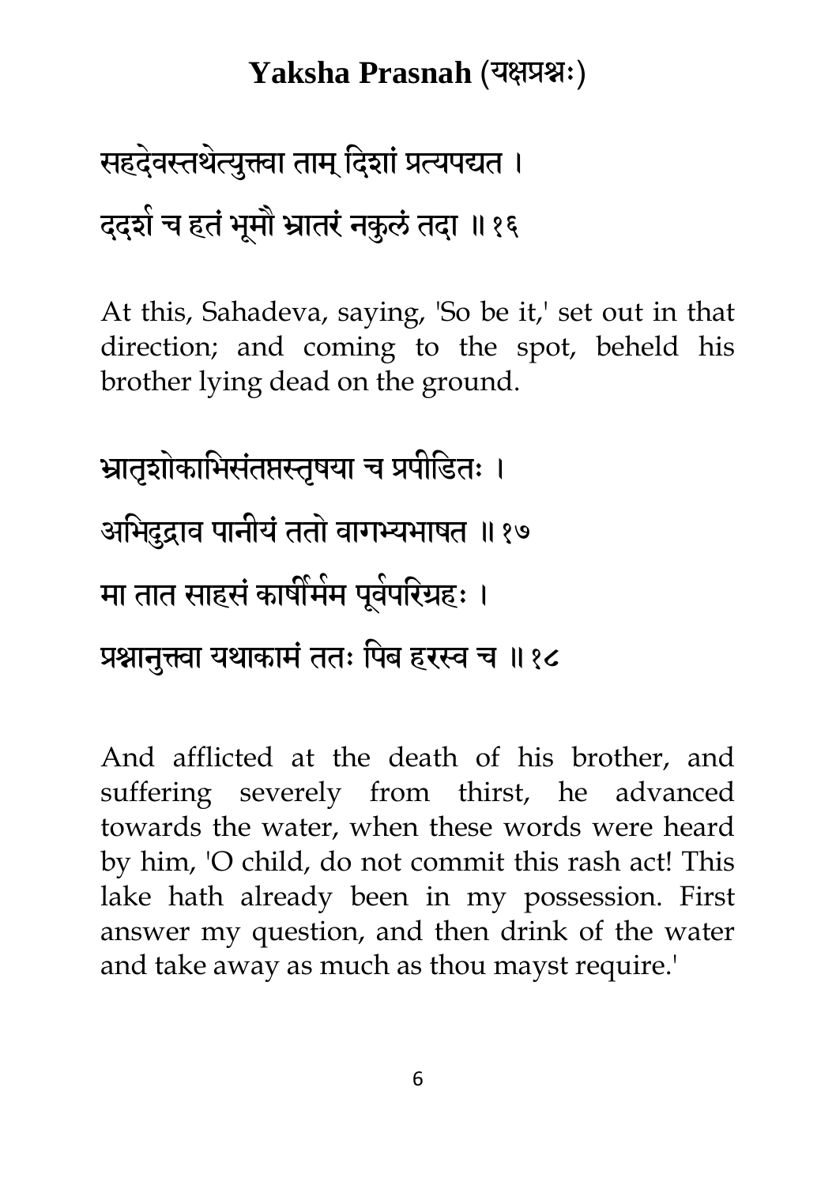## Yaksha Prasnah (यक्षप्रश्नः)

सहदेवस्तथेत्युक्त्वा ताम् दिशां प्रत्यपद्यत ।

ददर्श च हतं भूमौ भ्रातरं नकुलं तदा ॥१६

At this, Sahadeva, saying, 'So be it,' set out in that direction; and coming to the spot, beheld his brother lying dead on the ground.

भ्रातृशोकाभिसंतप्तस्तृषया च प्रपीडितः ।

अभिदुद्राव पानीयं ततो वागभ्यभाषत ॥१७

मा तात साहसं कार्षीर्मम पूर्वपरिग्रहः ।

प्रश्नानुक्त्वा यथाकामं ततः पिब हरस्व च ॥१८

And afflicted at the death of his brother, and suffering severely from thirst, he advanced towards the water, when these words were heard by him, 'O child, do not commit this rash act! This lake hath already been in my possession. First answer my question, and then drink of the water and take away as much as thou mayst require.'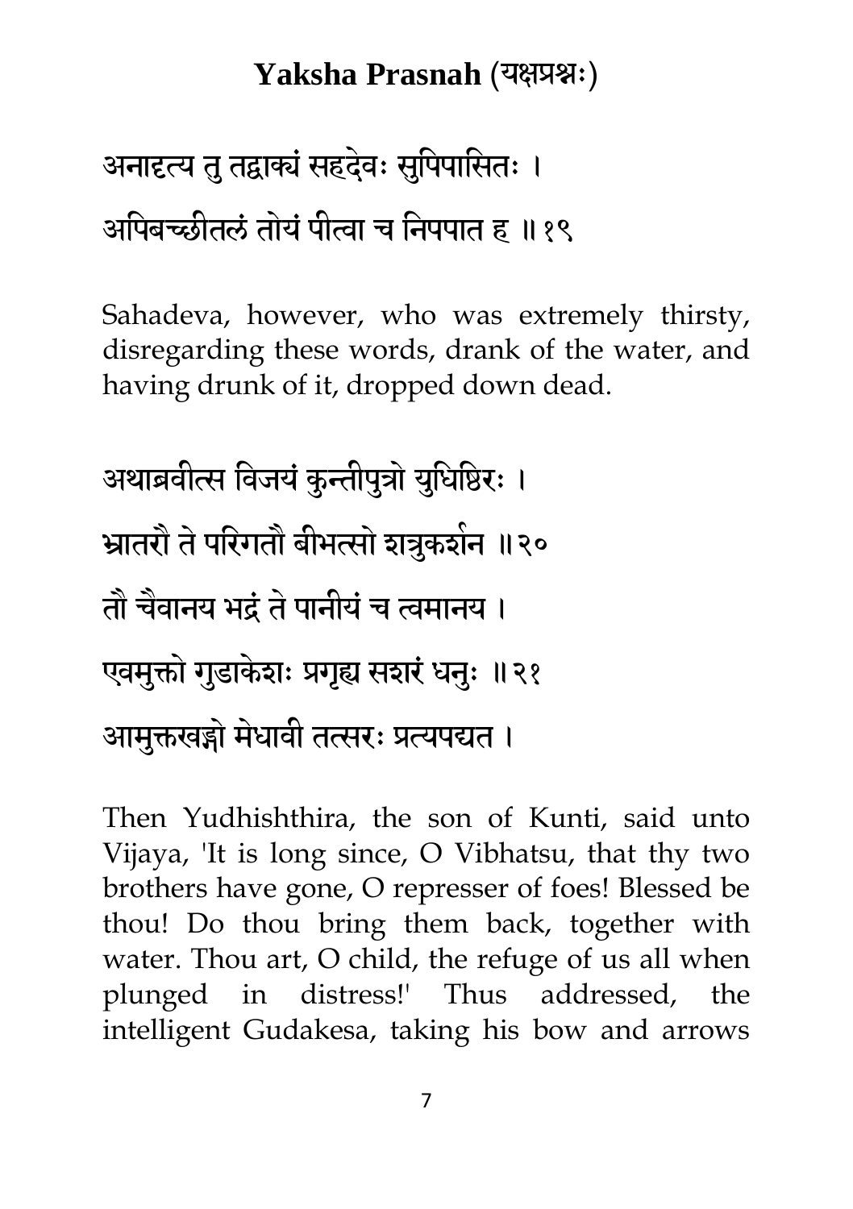## Yaksha Prasnah (यक्षप्रश्नः)

अनादृत्य तु तद्वाक्यं सहदेवः सुपिपासितः ।

अपिबच्छीतलं तोयं पीत्वा च निपपात ह ॥१९

Sahadeva, however, who was extremely thirsty, disregarding these words, drank of the water, and having drunk of it, dropped down dead.

अथाब्रवीत्स विजयं कुन्तीपुत्रो युधिष्ठिरः ।

भ्रातरौ ते परिगतौ बीभत्सो शत्रुकर्शन ॥२०

तौ चैवानय भद्रं ते पानीयं च त्वमानय ।

एवमुक्तो गुडाकेशः प्रगृह्य सशरं धनुः ॥२१

आमुक्तखड्गो मेधावी तत्सरः प्रत्यपद्यत ।

Then Yudhishthira, the son of Kunti, said unto Vijaya, 'It is long since, O Vibhatsu, that thy two brothers have gone, O represser of foes! Blessed be thou! Do thou bring them back, together with water. Thou art, O child, the refuge of us all when plunged in distress!' Thus addressed, the intelligent Gudakesa, taking his bow and arrows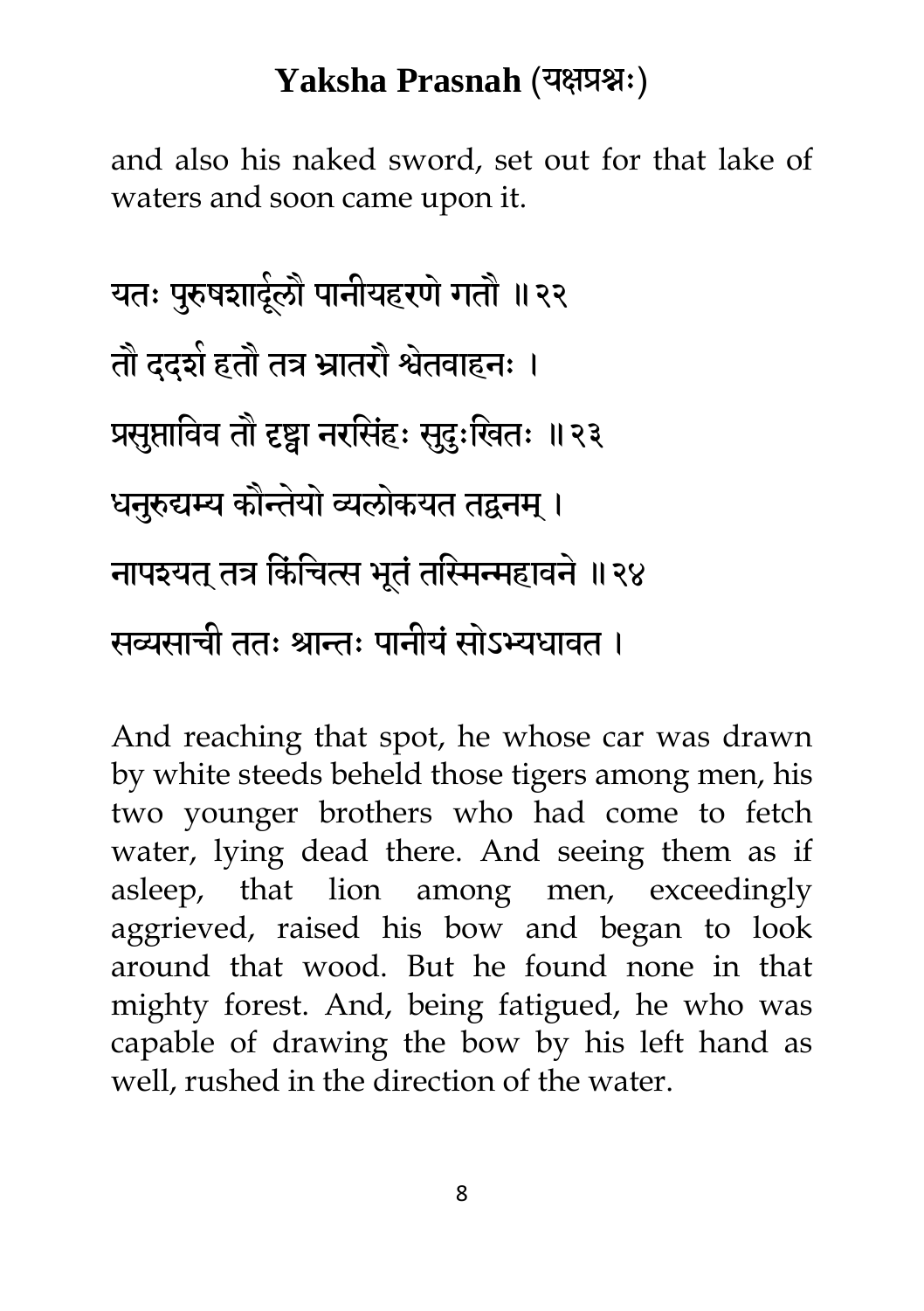and also his naked sword, set out for that lake of waters and soon came upon it.

यतः पुरुषशार्दूलौ पानीयहरणे गतौ ॥२२

तौ ददर्श हतौ तत्र भ्रातरौ श्वेतवाहनः ।

प्रसुप्ताविव तौ दृष्ट्वा नरसिंहः सुदुःखितः ॥२३

धनुरुद्यम्य कौन्तेयो व्यलोकयत तद्वनम् ।

नापश्यत् तत्र किंचित्स भूतं तस्मिन्महावने ॥२४

सव्यसाची ततः श्रान्तः पानीयं सोऽभ्यधावत ।

And reaching that spot, he whose car was drawn by white steeds beheld those tigers among men, his two younger brothers who had come to fetch water, lying dead there. And seeing them as if asleep, that lion among men, exceedingly aggrieved, raised his bow and began to look around that wood. But he found none in that mighty forest. And, being fatigued, he who was capable of drawing the bow by his left hand as well, rushed in the direction of the water.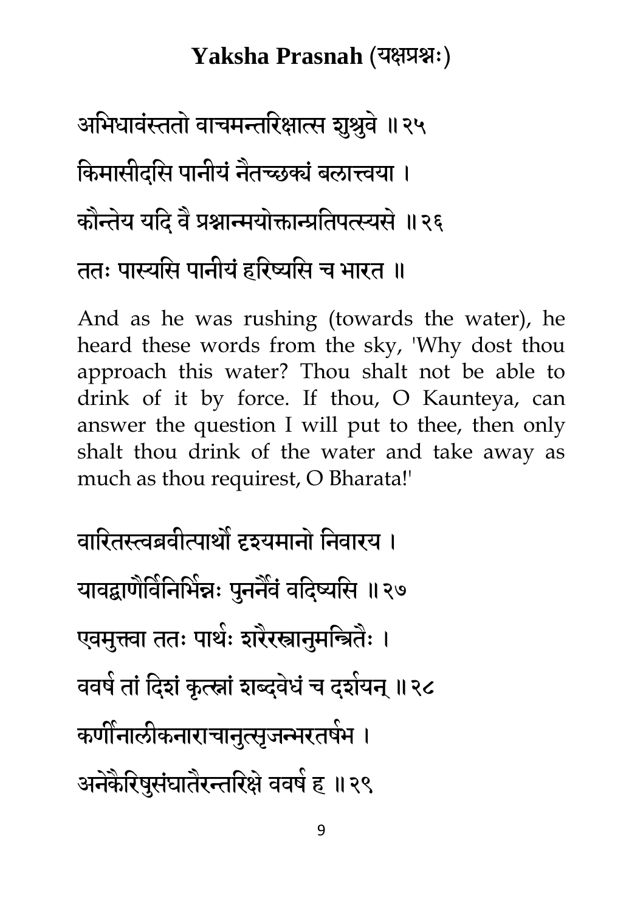अभिधावंस्ततो वाचमन्तरिक्षात्स शुश्रुवे ॥२५

किमासीदसि पानीयं नैतच्छक्यं बलात्त्वया ।

कौन्तेय यदि वै प्रश्नान्मयोक्तान्प्रतिपत्स्यसे ॥२६

ततः पास्यसि पानीयं हरिष्यसि च भारत ॥

And as he was rushing (towards the water), he heard these words from the sky, 'Why dost thou approach this water? Thou shalt not be able to drink of it by force. If thou, O Kaunteya, can answer the question I will put to thee, then only shalt thou drink of the water and take away as much as thou requirest, O Bharata!'

वारितस्त्वब्रवीत्पार्थो दृश्यमानो निवारय ।

यावद्बाणैर्विनिर्भिन्नः पुनर्नैवं वदिष्यसि ॥२७

एवमुक्त्वा ततः पार्थः शरैरस्त्रानुमन्त्रितैः ।

ववर्ष तां दिशं कृत्स्नां शब्दवेधं च दर्शयन् ॥२८

कर्णीनालीकनाराचानुत्सृजन्भरतर्षभ ।

अनेकैरिषुसंघातैरन्तरिक्षे ववर्ष ह ॥२९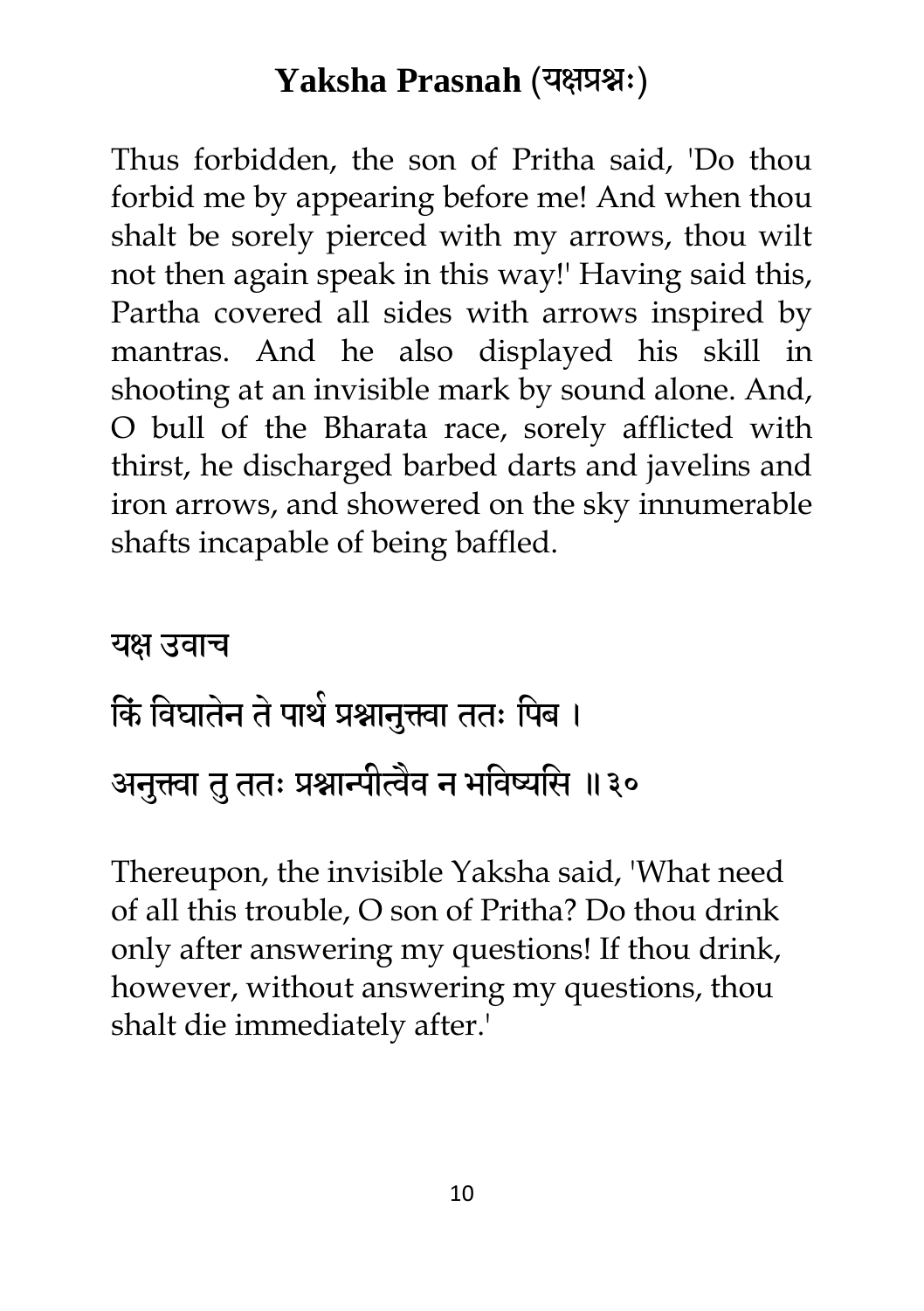Thus forbidden, the son of Pritha said, 'Do thou forbid me by appearing before me! And when thou shalt be sorely pierced with my arrows, thou wilt not then again speak in this way!' Having said this, Partha covered all sides with arrows inspired by mantras. And he also displayed his skill in shooting at an invisible mark by sound alone. And, O bull of the Bharata race, sorely afflicted with thirst, he discharged barbed darts and javelins and iron arrows, and showered on the sky innumerable shafts incapable of being baffled.

यक्ष उवाच

किं विघातेन ते पार्थ प्रश्नानुक्त्वा ततः पिब ।

अनुक्त्वा तु ततः प्रश्नान्पीत्वैव न भविष्यसि ॥३०

Thereupon, the invisible Yaksha said, 'What need of all this trouble, O son of Pritha? Do thou drink only after answering my questions! If thou drink, however, without answering my questions, thou shalt die immediately after.'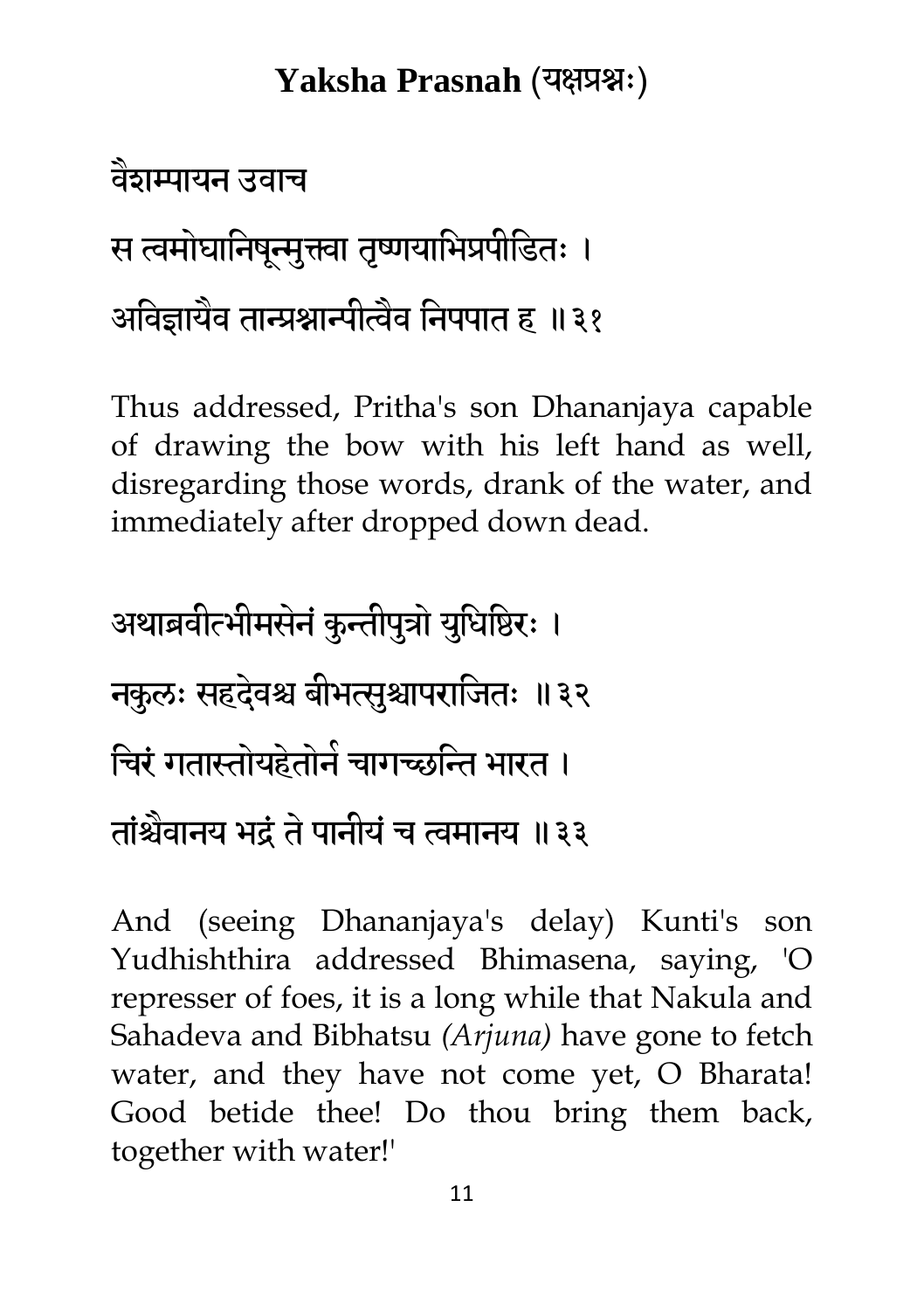## Yaksha Prasnah (यक्षप्रश्नः)

वैशम्पायन उवाच

स त्वमोघानिषून्मुक्त्वा तृष्णयाभिप्रपीडितः ।

अविज्ञायैव तान्प्रश्नान्पीत्वैव निपपात ह ॥३१

Thus addressed, Pritha's son Dhananjaya capable of drawing the bow with his left hand as well, disregarding those words, drank of the water, and immediately after dropped down dead.

अथाब्रवीत्भीमसेनं कुन्तीपुत्रो युधिष्ठिरः ।

नकुलः सहदेवश्च बीभत्सुश्चापराजितः ॥३२

चिरं गतास्तोयहेतोर्न चागच्छन्ति भारत ।

तांश्चैवानय भद्रं ते पानीयं च त्वमानय ॥३३

And (seeing Dhananjaya's delay) Kunti's son Yudhishthira addressed Bhimasena, saying, 'O represser of foes, it is a long while that Nakula and Sahadeva and Bibhatsu *(Arjuna)* have gone to fetch water, and they have not come yet, O Bharata! Good betide thee! Do thou bring them back, together with water!'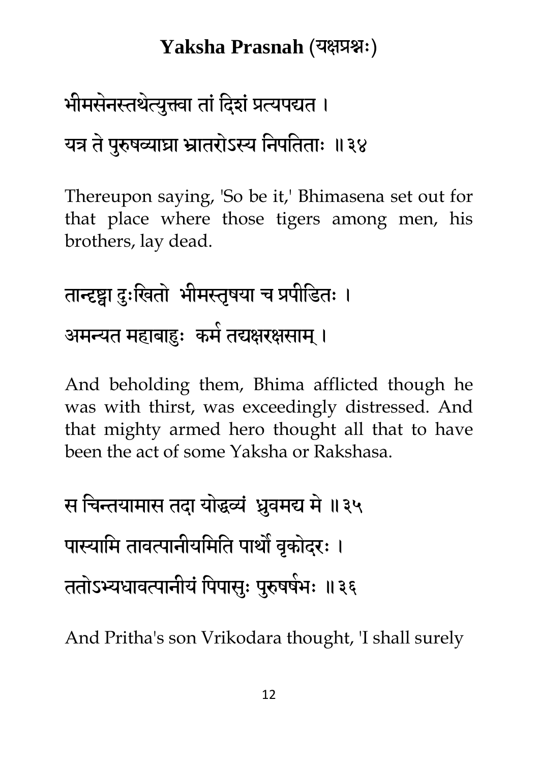भीमसेनस्तथेत्युक्त्वा तां दिशं प्रत्यपद्यत ।

यत्र ते पुरुषव्याघ्रा भ्रातरोऽस्य निपतिताः ॥३४

Thereupon saying, 'So be it,' Bhimasena set out for that place where those tigers among men, his brothers, lay dead.

तान्दृष्ट्वा दुःखितो भीमस्तृषया च प्रपीडितः ।

अमन्यत महाबाहुः कर्म तद्यक्षरक्षसाम् ।

And beholding them, Bhima afflicted though he was with thirst, was exceedingly distressed. And that mighty armed hero thought all that to have been the act of some Yaksha or Rakshasa.

स चिन्तयामास तदा योद्धव्यं ध्रुवमद्य मे ॥३५

पास्यामि तावत्पानीयमिति पार्थो वृकोदरः ।

ततोऽभ्यधावत्पानीयं पिपासुः पुरुषर्षभः ॥३६

And Pritha's son Vrikodara thought, 'I shall surely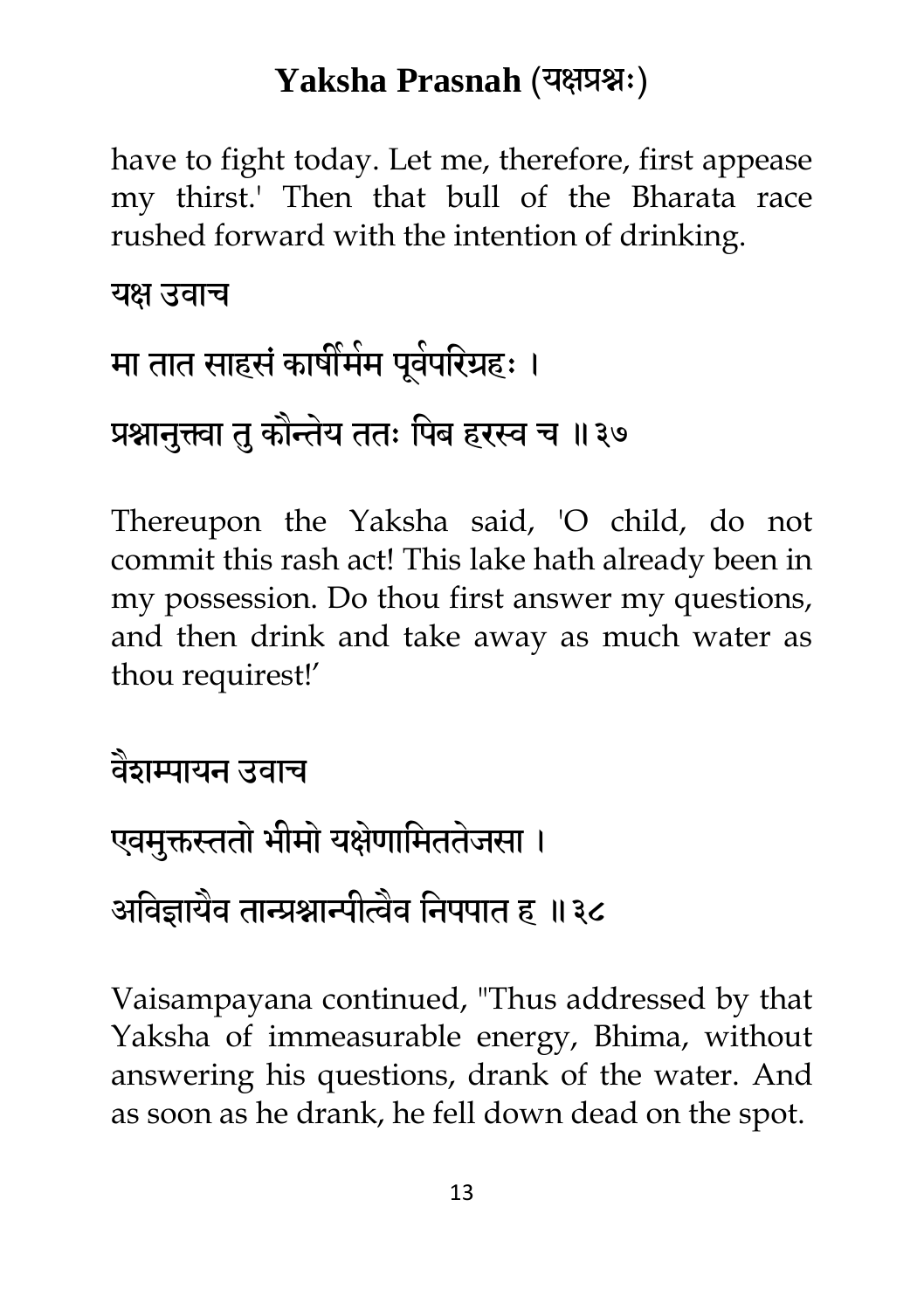have to fight today. Let me, therefore, first appease my thirst.' Then that bull of the Bharata race rushed forward with the intention of drinking.

यक्ष उवाच

मा तात साहसं कार्षीर्मम पूर्वपरिग्रहः ।

प्रश्नानुक्त्वा तु कौन्तेय ततः पिब हरस्व च ॥३७

Thereupon the Yaksha said, 'O child, do not commit this rash act! This lake hath already been in my possession. Do thou first answer my questions, and then drink and take away as much water as thou requirest!'

वैशम्पायन उवाच

एवमुक्तस्ततो भीमो यक्षेणामिततेजसा ।

अविज्ञायैव तान्प्रश्नान्पीत्वैव निपपात ह ॥३८

Vaisampayana continued, "Thus addressed by that Yaksha of immeasurable energy, Bhima, without answering his questions, drank of the water. And as soon as he drank, he fell down dead on the spot.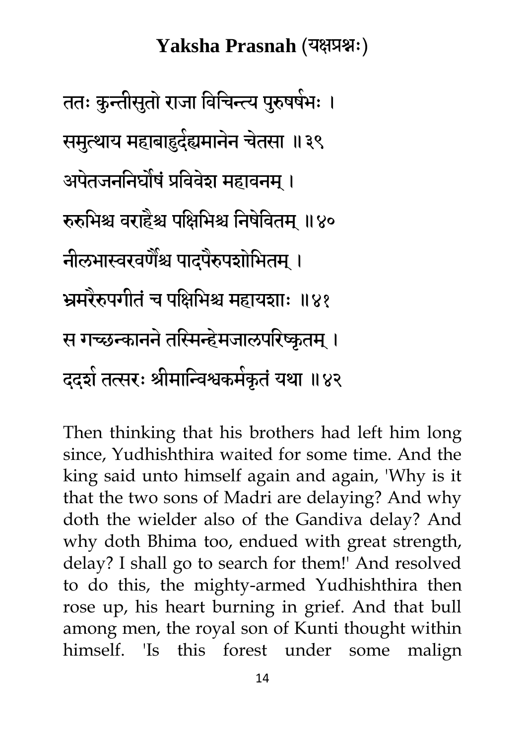## Yaksha Prasnah (यक्षप्रश्नः)

ततः कुन्तीसुतो राजा विचिन्त्य पुरुषर्षभः ।

समुत्थाय महाबाहुर्दह्यमानेन चेतसा ॥३९

अपेतजननिर्घोषं प्रविवेश महावनम् ।

रुरुभिश्च वराहैश्च पक्षिभिश्च निषेवितम् ॥४०

नीलभास्वरवर्णैश्च पादपैरुपशोभितम् ।

भ्रमरैरुपगीतं च पक्षिभिश्च महायशाः ॥४१

स गच्छन्कानने तस्मिन्हेमजालपरिष्कृतम् ।

ददर्श तत्सरः श्रीमान्विश्वकर्मकृतं यथा ॥४२

Then thinking that his brothers had left him long since, Yudhishthira waited for some time. And the king said unto himself again and again, 'Why is it that the two sons of Madri are delaying? And why doth the wielder also of the Gandiva delay? And why doth Bhima too, endued with great strength, delay? I shall go to search for them!' And resolved to do this, the mighty-armed Yudhishthira then rose up, his heart burning in grief. And that bull among men, the royal son of Kunti thought within himself. 'Is this forest under some malign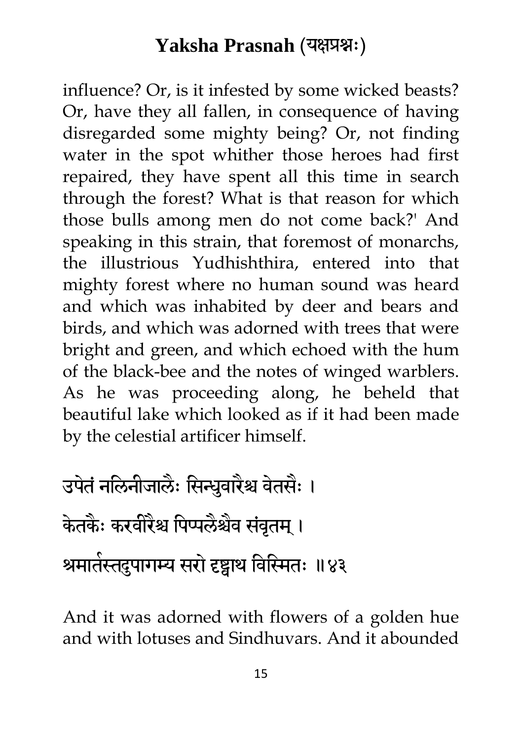influence? Or, is it infested by some wicked beasts? Or, have they all fallen, in consequence of having disregarded some mighty being? Or, not finding water in the spot whither those heroes had first repaired, they have spent all this time in search through the forest? What is that reason for which those bulls among men do not come back?' And speaking in this strain, that foremost of monarchs, the illustrious Yudhishthira, entered into that mighty forest where no human sound was heard and which was inhabited by deer and bears and birds, and which was adorned with trees that were bright and green, and which echoed with the hum of the black-bee and the notes of winged warblers. As he was proceeding along, he beheld that beautiful lake which looked as if it had been made by the celestial artificer himself.

उपेतं नलिनीजालैः सिन्धुवारैश्च वेतसैः ।

केतकैः करवीरैश्च पिप्पलैश्चैव संवृतम् ।

श्रमार्तस्तदुपागम्य सरो दृष्ट्वाथ विस्मितः ॥४३

And it was adorned with flowers of a golden hue and with lotuses and Sindhuvars. And it abounded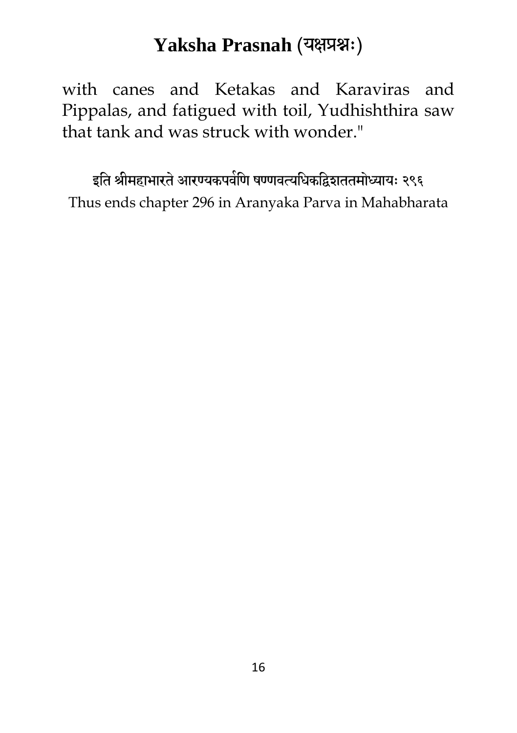with canes and Ketakas and Karaviras and Pippalas, and fatigued with toil, Yudhishthira saw that tank and was struck with wonder."

इति श्रीमहाभारते आरण्यकपर्वणि षण्णवत्यधिकद्विशततमोध्यायः २९६

Thus ends chapter 296 in Aranyaka Parva in Mahabharata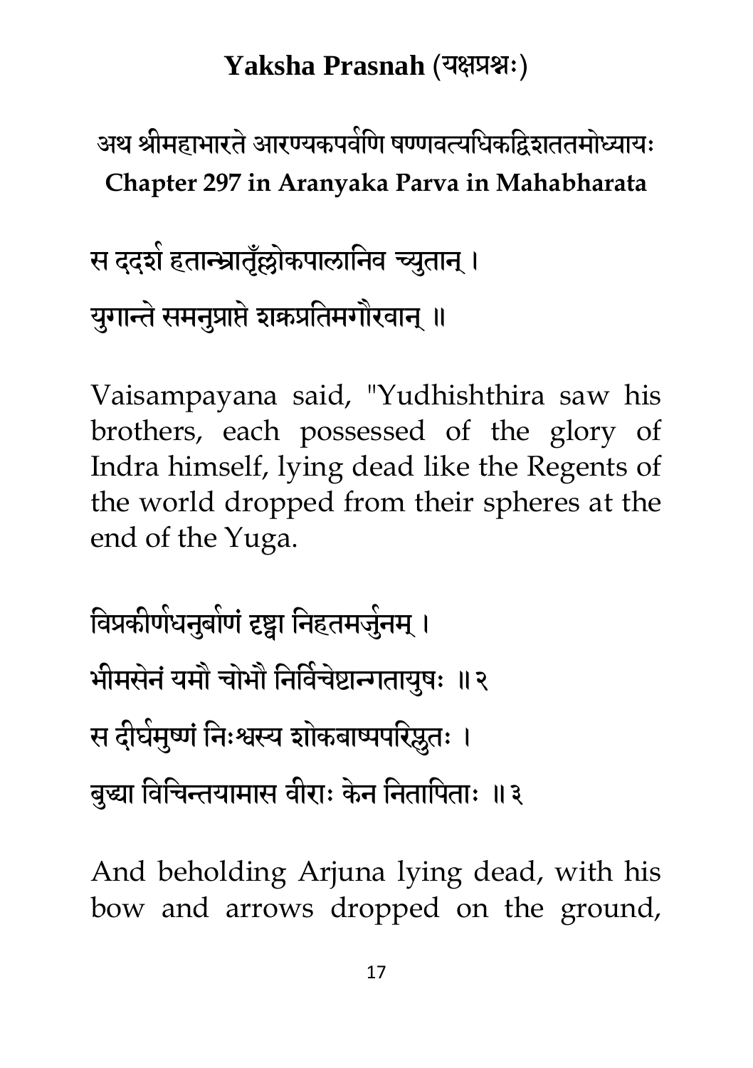## Yaksha Prasnah (यक्षप्रश्नः)

अथ श्रीमहाभारते आरण्यकपर्वणि षण्णवत्यधिकद्विशततमोध्यायः
**Chapter 297 in Aranyaka Parva in Mahabharata**

स ददर्श हतान्भ्रातॄँल्लोकपालानिव च्युतान् ।
युगान्ते समनुप्राप्ते शक्रप्रतिमगौरवान् ॥

Vaisampayana said, "Yudhishthira saw his brothers, each possessed of the glory of Indra himself, lying dead like the Regents of the world dropped from their spheres at the end of the Yuga.

विप्रकीर्णधनुर्बाणं दृष्ट्वा निहतमर्जुनम् ।
भीमसेनं यमौ चोभौ निर्विचेष्टान्गतायुषः ॥२
स दीर्घमुष्णं निःश्वस्य शोकबाष्पपरिप्लुतः ।
बुद्ध्या विचिन्तयामास वीराः केन निहताः ॥३

And beholding Arjuna lying dead, with his bow and arrows dropped on the ground,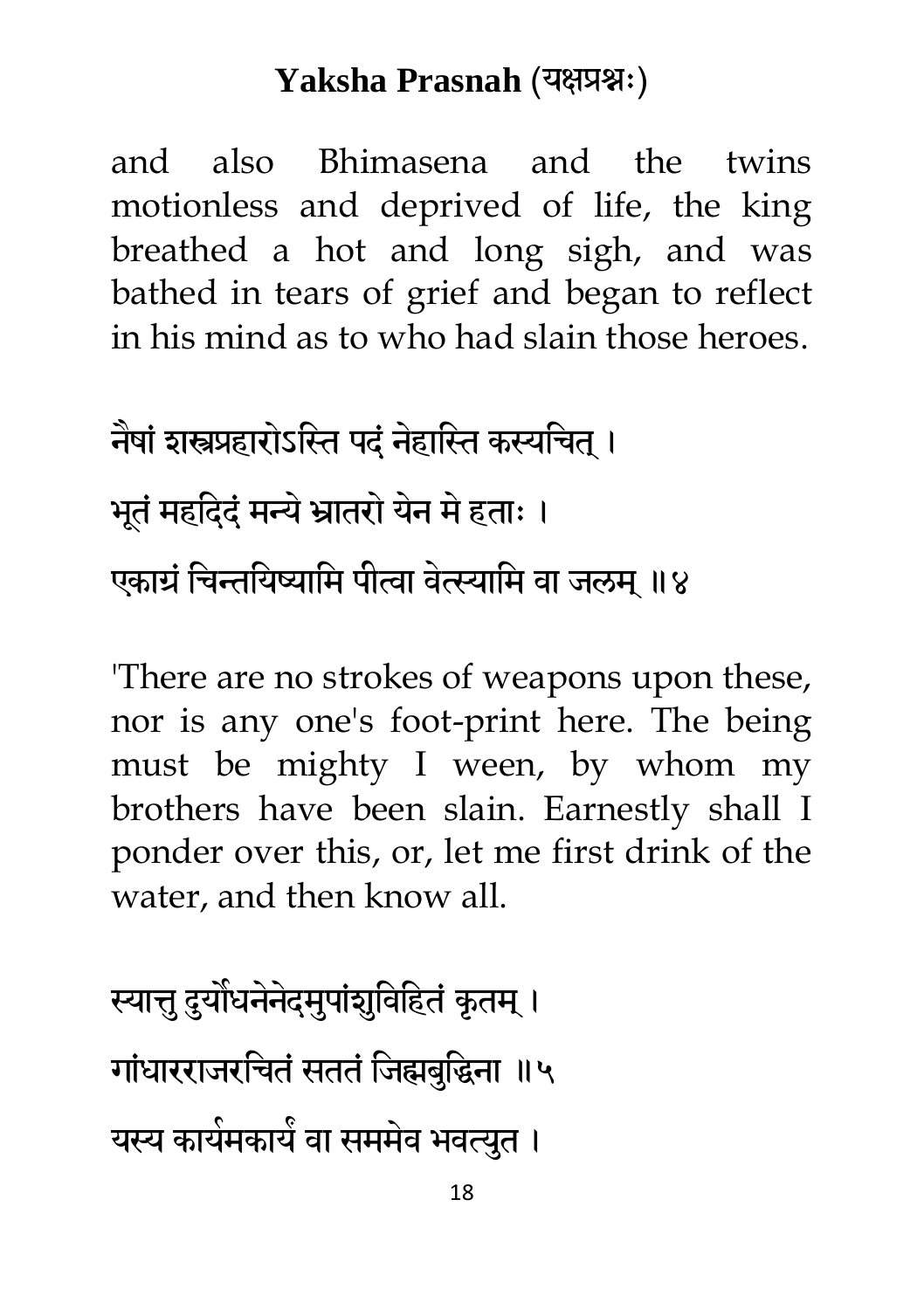and also Bhimasena and the twins motionless and deprived of life, the king breathed a hot and long sigh, and was bathed in tears of grief and began to reflect in his mind as to who had slain those heroes.

नैषां शस्त्रप्रहारोऽस्ति पदं नेहास्ति कस्यचित् ।

भूतं महदिदं मन्ये भ्रातरो येन मे हताः ।

एकाग्रं चिन्तयिष्यामि पीत्वा वेत्स्यामि वा जलम् ॥४

'There are no strokes of weapons upon these, nor is any one's foot-print here. The being must be mighty I ween, by whom my brothers have been slain. Earnestly shall I ponder over this, or, let me first drink of the water, and then know all.

स्यात्तु दुर्योधनेनेदमुपांशुविहितं कृतम् ।

गांधारराजरचितं सततं जिह्मबुद्धिना ॥५

यस्य कार्यमकार्यं वा सममेव भवत्युत ।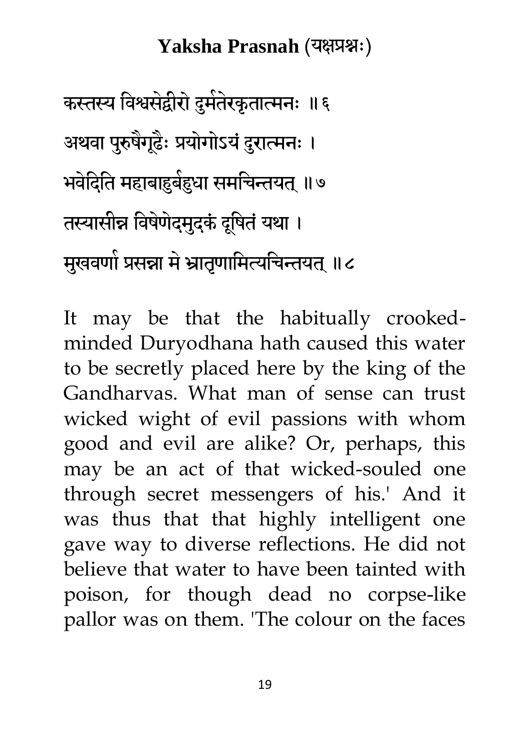कस्तस्य विश्वसेद्वीरो दुर्मतेरकृतात्मनः ॥६

अथवा पुरुषैर्गूढैः प्रयोगोऽयं दुरात्मनः ।

भवेदिति महाबाहुर्बहुधा समचिन्तयत् ॥७

तस्यासीन्न विषेणेदमुदकं दूषितं यथा ।

मुखवर्णा प्रसन्ना मे भ्रातृणामित्यचिन्तयत् ॥८

It may be that the habitually crooked-minded Duryodhana hath caused this water to be secretly placed here by the king of the Gandharvas. What man of sense can trust wicked wight of evil passions with whom good and evil are alike? Or, perhaps, this may be an act of that wicked-souled one through secret messengers of his.' And it was thus that that highly intelligent one gave way to diverse reflections. He did not believe that water to have been tainted with poison, for though dead no corpse-like pallor was on them. 'The colour on the faces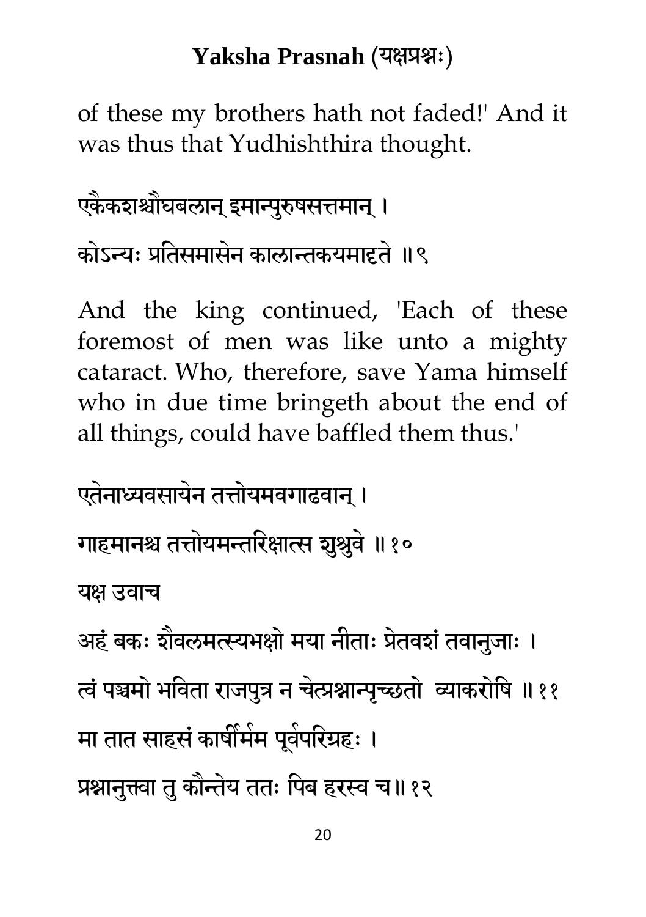of these my brothers hath not faded!' And it was thus that Yudhishthira thought.

एकैकशश्चौघबलान् इमान्पुरुषसत्तमान् ।

कोऽन्यः प्रतिसमासेन कालान्तकयमादृते ॥९

And the king continued, 'Each of these foremost of men was like unto a mighty cataract. Who, therefore, save Yama himself who in due time bringeth about the end of all things, could have baffled them thus.'

एतेनाध्यवसायेन तत्तोयमवगाढवान् ।

गाहमानश्च तत्तोयमन्तरिक्षात्स शुश्रुवे ॥१०

यक्ष उवाच

अहं बकः शैवलमत्स्यभक्षो मया नीताः प्रेतवशं तवानुजाः ।

त्वं पञ्चमो भविता राजपुत्र न चेत्प्रश्नान्पृच्छतो व्याकरोषि ॥११

मा तात साहसं कार्षीर्मम पूर्वपरिग्रहः ।

प्रश्नानुक्त्वा तु कौन्तेय ततः पिब हरस्व च॥१२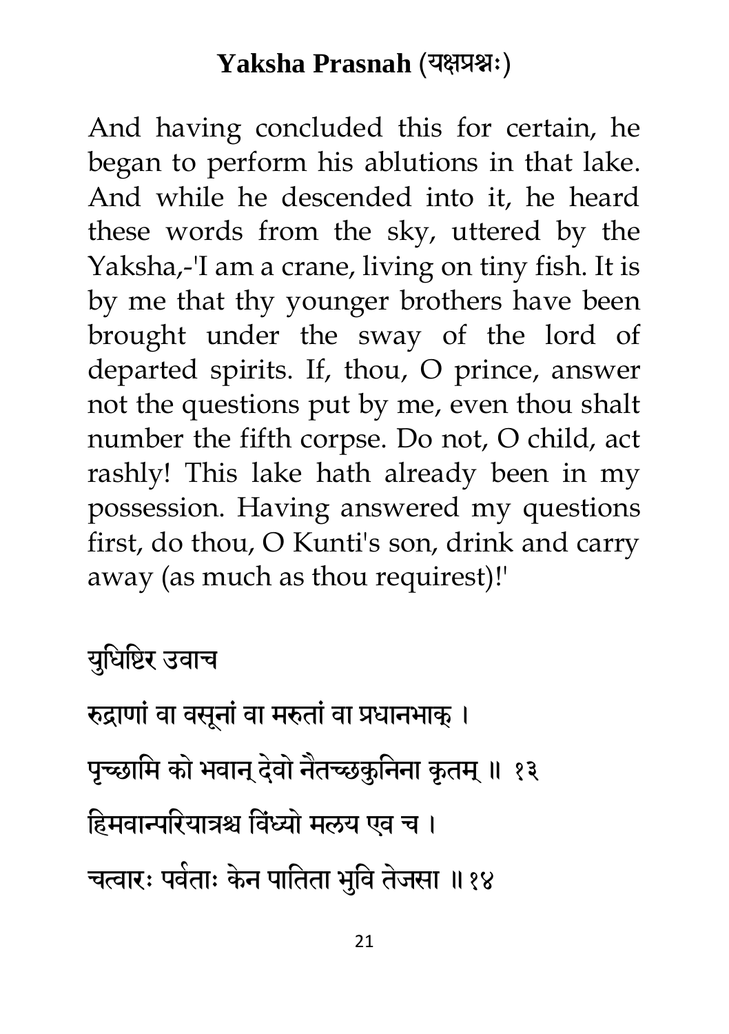And having concluded this for certain, he began to perform his ablutions in that lake. And while he descended into it, he heard these words from the sky, uttered by the Yaksha,-'I am a crane, living on tiny fish. It is by me that thy younger brothers have been brought under the sway of the lord of departed spirits. If, thou, O prince, answer not the questions put by me, even thou shalt number the fifth corpse. Do not, O child, act rashly! This lake hath already been in my possession. Having answered my questions first, do thou, O Kunti's son, drink and carry away (as much as thou requirest)!'

युधिष्टिर उवाच

रुद्राणां वा वसूनां वा मरुतां वा प्रधानभाक् ।

पृच्छामि को भवान् देवो नैतच्छकुनिना कृतम् ॥ १३

हिमवान्परियात्रश्च विंध्यो मलय एव च ।

चत्वारः पर्वताः केन पातिता भुवि तेजसा ॥१४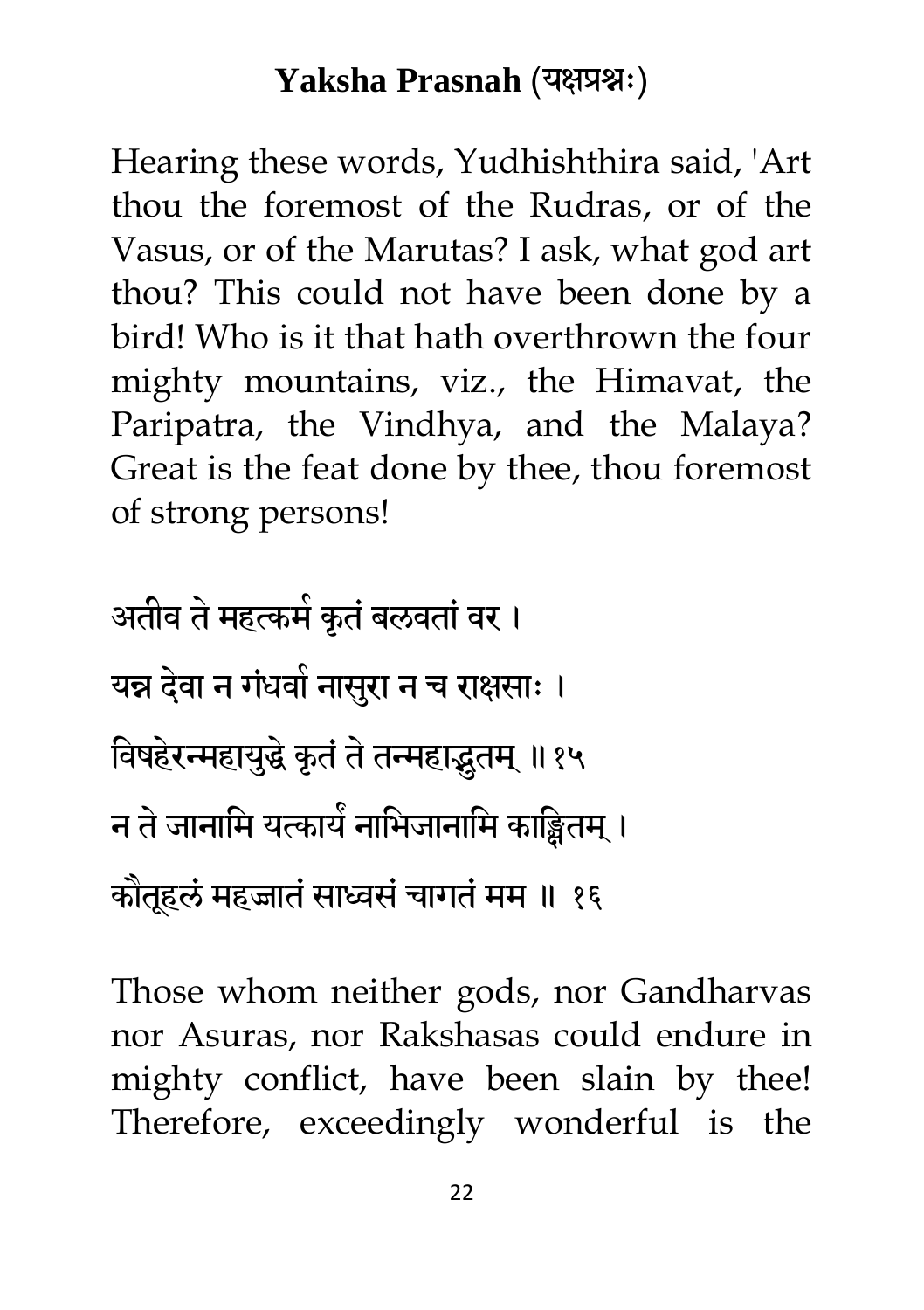## Yaksha Prasnah (यक्षप्रश्नः)

Hearing these words, Yudhishthira said, 'Art thou the foremost of the Rudras, or of the Vasus, or of the Marutas? I ask, what god art thou? This could not have been done by a bird! Who is it that hath overthrown the four mighty mountains, viz., the Himavat, the Paripatra, the Vindhya, and the Malaya? Great is the feat done by thee, thou foremost of strong persons!

अतीव ते महत्कर्म कृतं बलवतां वर ।

यन्न देवा न गंधर्वा नासुरा न च राक्षसाः ।

विषहेरन्महायुद्धे कृतं ते तन्महाद्भुतम् ॥१५

न ते जानामि यत्कार्यं नाभिजानामि काङ्क्षितम् ।

कौतूहलं महज्जातं साध्वसं चागतं मम ॥ १६

Those whom neither gods, nor Gandharvas nor Asuras, nor Rakshasas could endure in mighty conflict, have been slain by thee! Therefore, exceedingly wonderful is the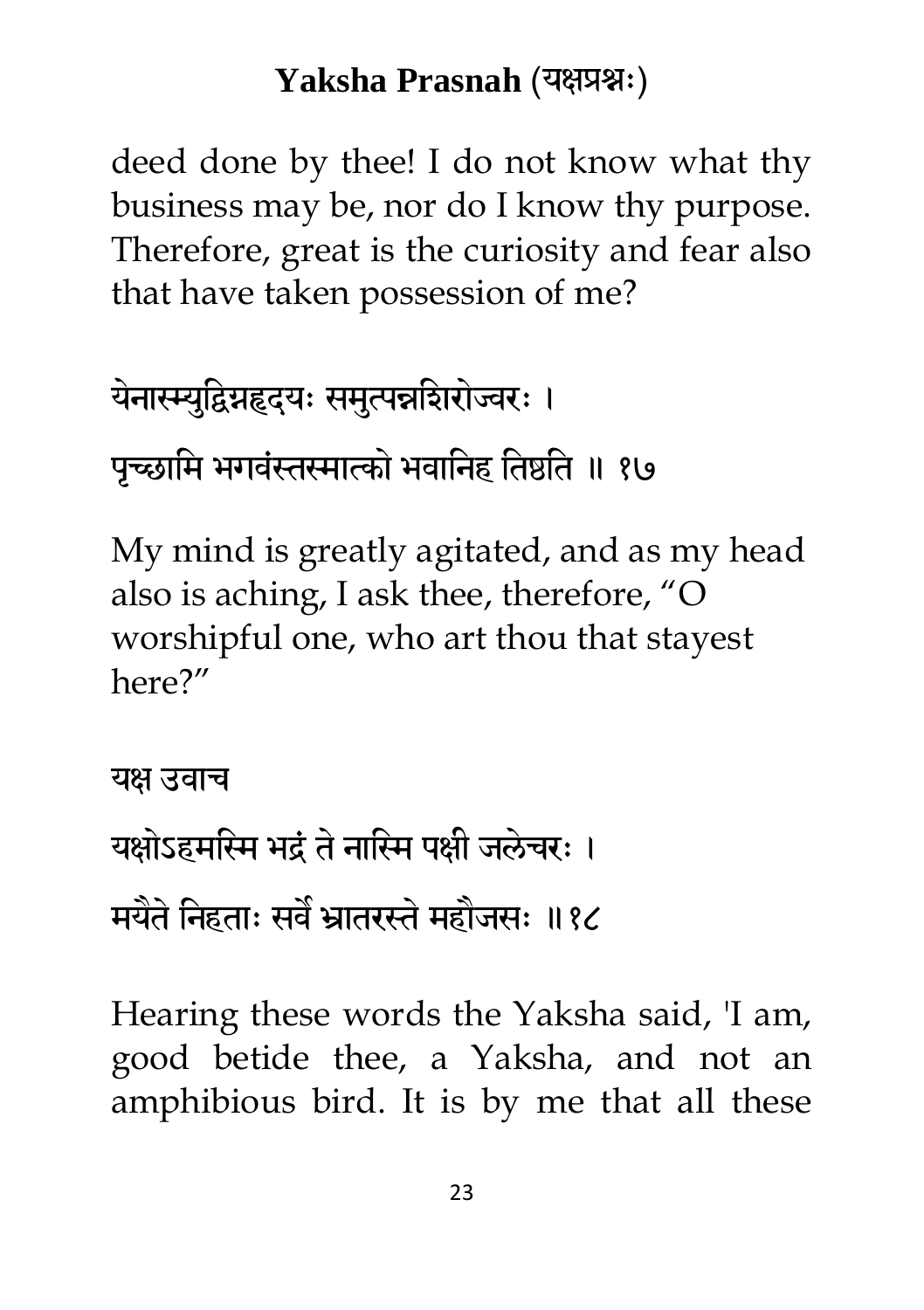deed done by thee! I do not know what thy business may be, nor do I know thy purpose. Therefore, great is the curiosity and fear also that have taken possession of me?

येनास्म्युद्विग्नहृदयः समुत्पन्नशिरोज्वरः ।

पृच्छामि भगवंस्तस्मात्को भवानिह तिष्ठति ॥ १७

My mind is greatly agitated, and as my head also is aching, I ask thee, therefore, "O worshipful one, who art thou that stayest here?"

यक्ष उवाच

यक्षोऽहमस्मि भद्रं ते नास्मि पक्षी जलेचरः ।

मयैते निहताः सर्वे भ्रातरस्ते महौजसः ॥१८

Hearing these words the Yaksha said, 'I am, good betide thee, a Yaksha, and not an amphibious bird. It is by me that all these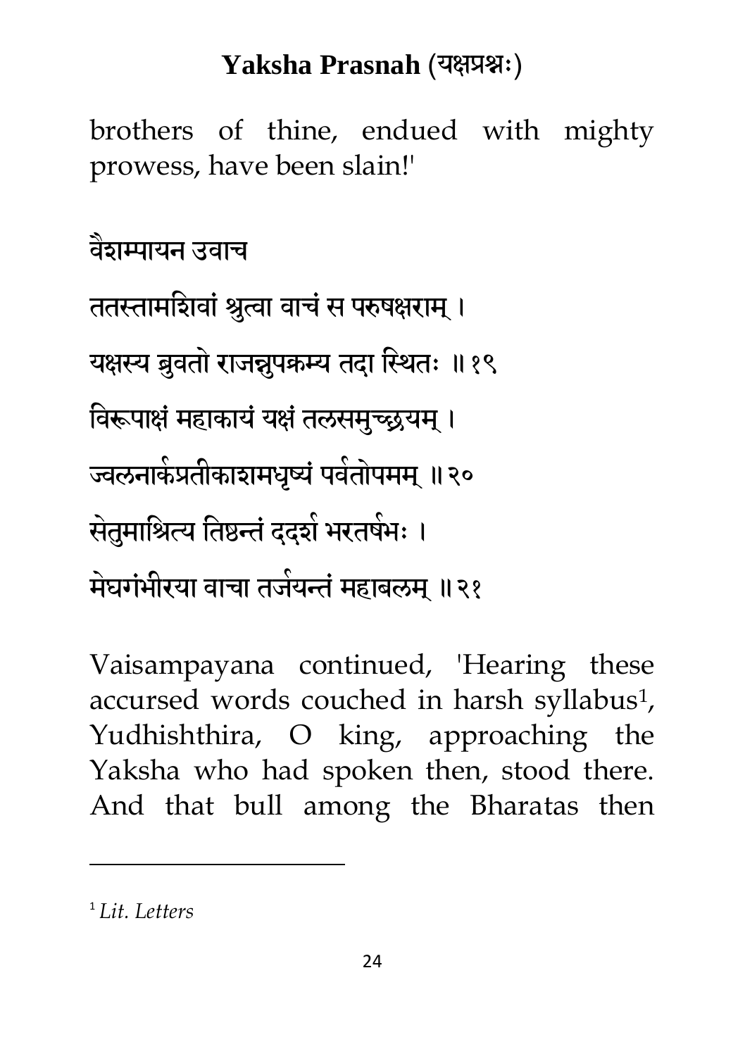brothers of thine, endued with mighty prowess, have been slain!'

वैशम्पायन उवाच

ततस्तामशिवां श्रुत्वा वाचं स परुषक्षराम् ।

यक्षस्य ब्रुवतो राजन्नुपक्रम्य तदा स्थितः ॥१९

विरूपाक्षं महाकायं यक्षं तलसमुच्छ्रयम् ।

ज्वलनार्कप्रतीकाशमधृष्यं पर्वतोपमम् ॥२०

सेतुमाश्रित्य तिष्ठन्तं ददर्श भरतर्षभः ।

मेघगंभीरया वाचा तर्जयन्तं महाबलम् ॥२१

Vaisampayana continued, 'Hearing these accursed words couched in harsh syllabus[1], Yudhishthira, O king, approaching the Yaksha who had spoken then, stood there. And that bull among the Bharatas then

[1] *Lit. Letters*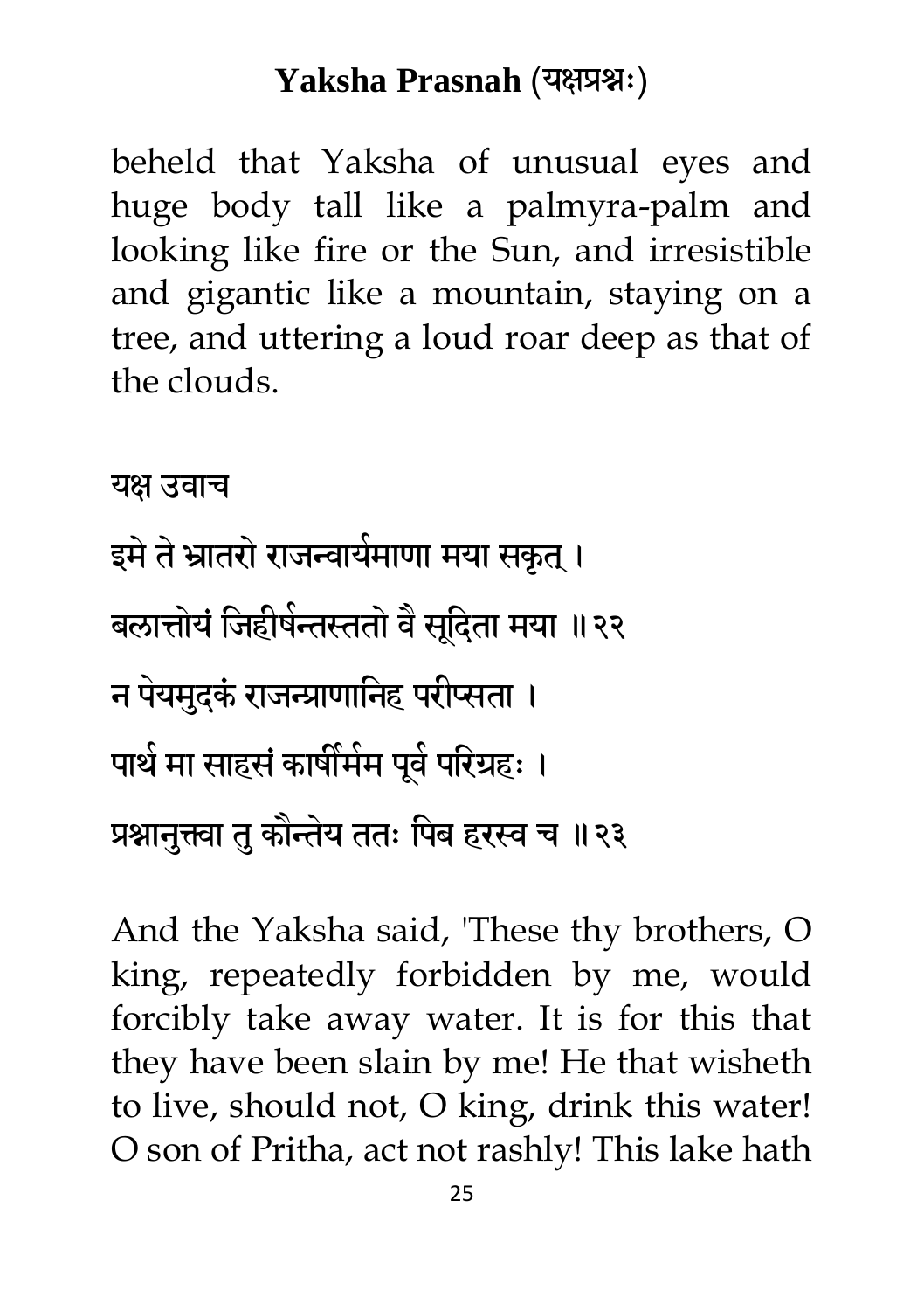beheld that Yaksha of unusual eyes and huge body tall like a palmyra-palm and looking like fire or the Sun, and irresistible and gigantic like a mountain, staying on a tree, and uttering a loud roar deep as that of the clouds.

यक्ष उवाच

इमे ते भ्रातरो राजन्वार्यमाणा मया सकृत् ।

बलात्तोयं जिहीर्षन्तस्ततो वै सूदिता मया ॥२२

न पेयमुदकं राजन्प्राणानिह परीप्सता ।

पार्थ मा साहसं कार्षीर्मम पूर्व परिग्रहः ।

प्रश्नानुक्त्वा तु कौन्तेय ततः पिब हरस्व च ॥२३

And the Yaksha said, 'These thy brothers, O king, repeatedly forbidden by me, would forcibly take away water. It is for this that they have been slain by me! He that wisheth to live, should not, O king, drink this water! O son of Pritha, act not rashly! This lake hath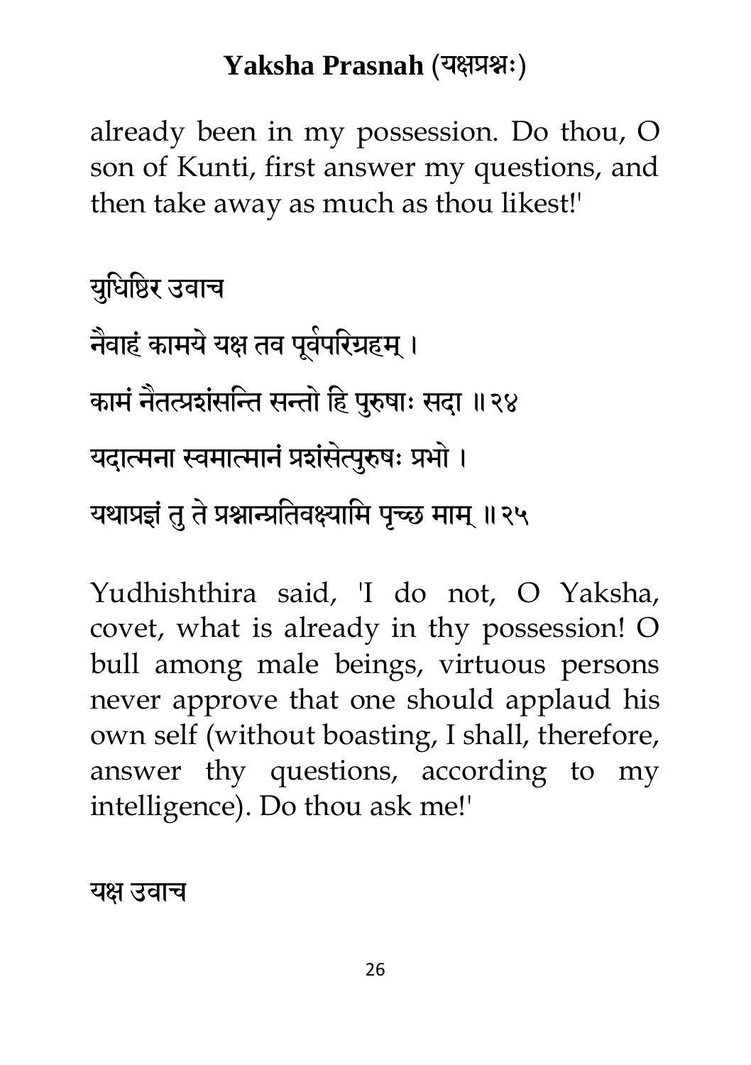already been in my possession. Do thou, O son of Kunti, first answer my questions, and then take away as much as thou likest!'

युधिष्ठिर उवाच

नैवाहं कामये यक्ष तव पूर्वपरिग्रहम् ।

कामं नैतत्प्रशंसन्ति सन्तो हि पुरुषाः सदा ॥२४

यदात्मना स्वमात्मानं प्रशंसेत्पुरुषः प्रभो ।

यथाप्रज्ञं तु ते प्रश्नान्प्रतिवक्ष्यामि पृच्छ माम् ॥२५

Yudhishthira said, 'I do not, O Yaksha, covet, what is already in thy possession! O bull among male beings, virtuous persons never approve that one should applaud his own self (without boasting, I shall, therefore, answer thy questions, according to my intelligence). Do thou ask me!'

यक्ष उवाच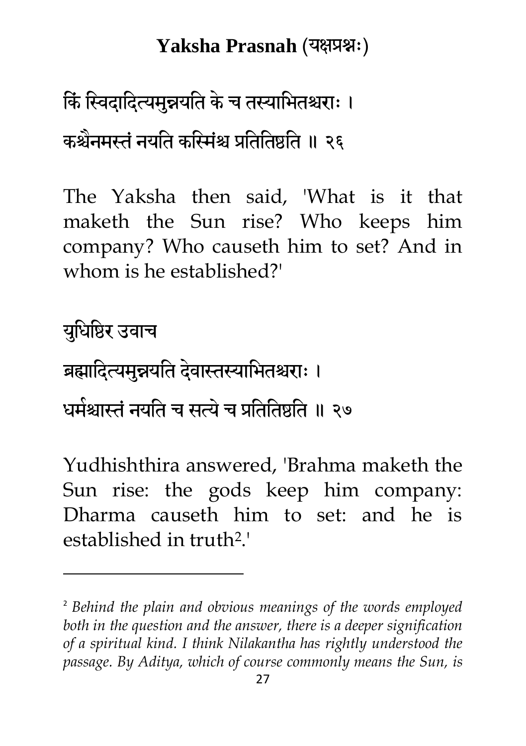किं स्विदादित्यमुन्नयति के च तस्याभितश्चराः ।

कश्चैनमस्तं नयति कस्मिंश्च प्रतितिष्ठति ॥ २६

The Yaksha then said, 'What is it that maketh the Sun rise? Who keeps him company? Who causeth him to set? And in whom is he established?'

युधिष्ठिर उवाच

ब्रह्मादित्यमुन्नयति देवास्तस्याभितश्चराः ।

धर्मश्चास्तं नयति च सत्ये च प्रतितिष्ठति ॥ २७

Yudhishthira answered, 'Brahma maketh the Sun rise: the gods keep him company: Dharma causeth him to set: and he is established in truth[2].'

---

[2] *Behind the plain and obvious meanings of the words employed both in the question and the answer, there is a deeper signification of a spiritual kind. I think Nilakantha has rightly understood the passage. By Aditya, which of course commonly means the Sun, is*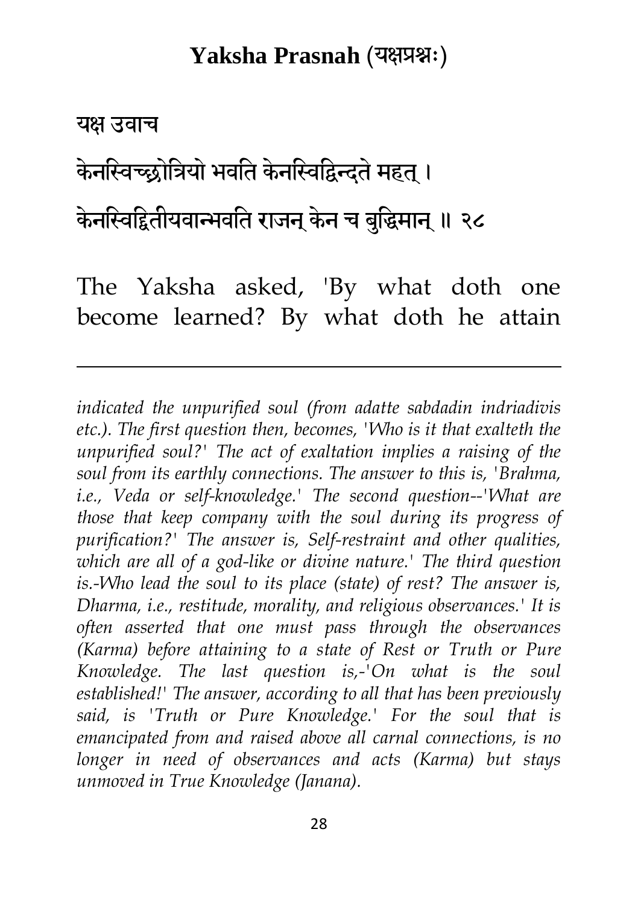यक्ष उवाच

केनस्विच्छ्रोत्रियो भवति केनस्विद्विन्दते महत् ।

केनस्विद्द्वितीयवान्भवति राजन् केन च बुद्धिमान् ॥ २८

The Yaksha asked, 'By what doth one become learned? By what doth he attain

---

*indicated the unpurified soul (from adatte sabdadin indriadivis etc.). The first question then, becomes, 'Who is it that exalteth the unpurified soul?' The act of exaltation implies a raising of the soul from its earthly connections. The answer to this is, 'Brahma, i.e., Veda or self-knowledge.' The second question--'What are those that keep company with the soul during its progress of purification?' The answer is, Self-restraint and other qualities, which are all of a god-like or divine nature.' The third question is.-Who lead the soul to its place (state) of rest? The answer is, Dharma, i.e., restitude, morality, and religious observances.' It is often asserted that one must pass through the observances (Karma) before attaining to a state of Rest or Truth or Pure Knowledge. The last question is,-'On what is the soul established!' The answer, according to all that has been previously said, is 'Truth or Pure Knowledge.' For the soul that is emancipated from and raised above all carnal connections, is no longer in need of observances and acts (Karma) but stays unmoved in True Knowledge (Janana).*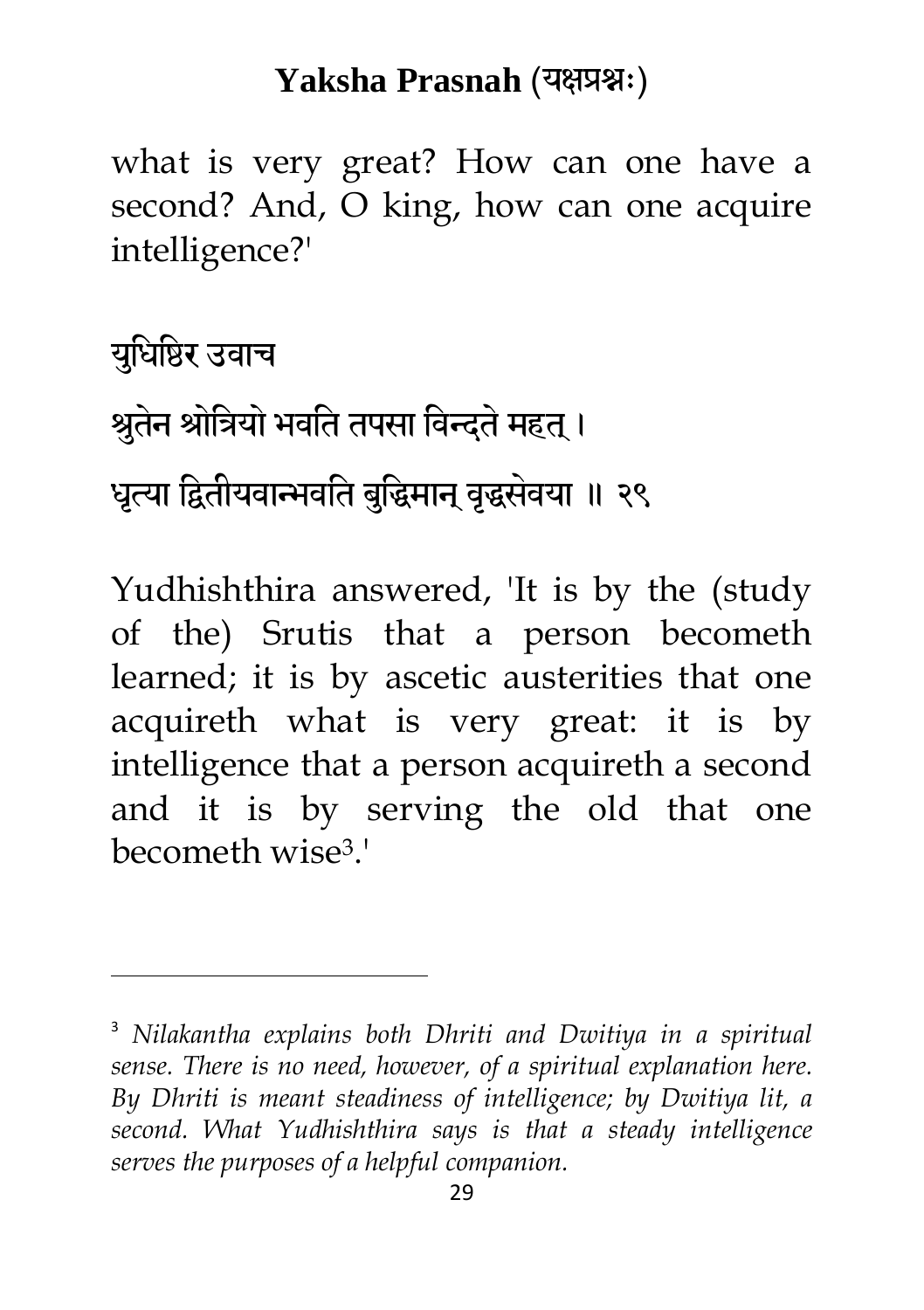what is very great? How can one have a second? And, O king, how can one acquire intelligence?'

युधिष्ठिर उवाच

श्रुतेन श्रोत्रियो भवति तपसा विन्दते महत् ।

धृत्या द्वितीयवान्भवति बुद्धिमान् वृद्धसेवया ॥ २९

Yudhishthira answered, 'It is by the (study of the) Srutis that a person becometh learned; it is by ascetic austerities that one acquireth what is very great: it is by intelligence that a person acquireth a second and it is by serving the old that one becometh wise[3].'

---

[3] *Nilakantha explains both Dhriti and Dwitiya in a spiritual sense. There is no need, however, of a spiritual explanation here. By Dhriti is meant steadiness of intelligence; by Dwitiya lit, a second. What Yudhishthira says is that a steady intelligence serves the purposes of a helpful companion.*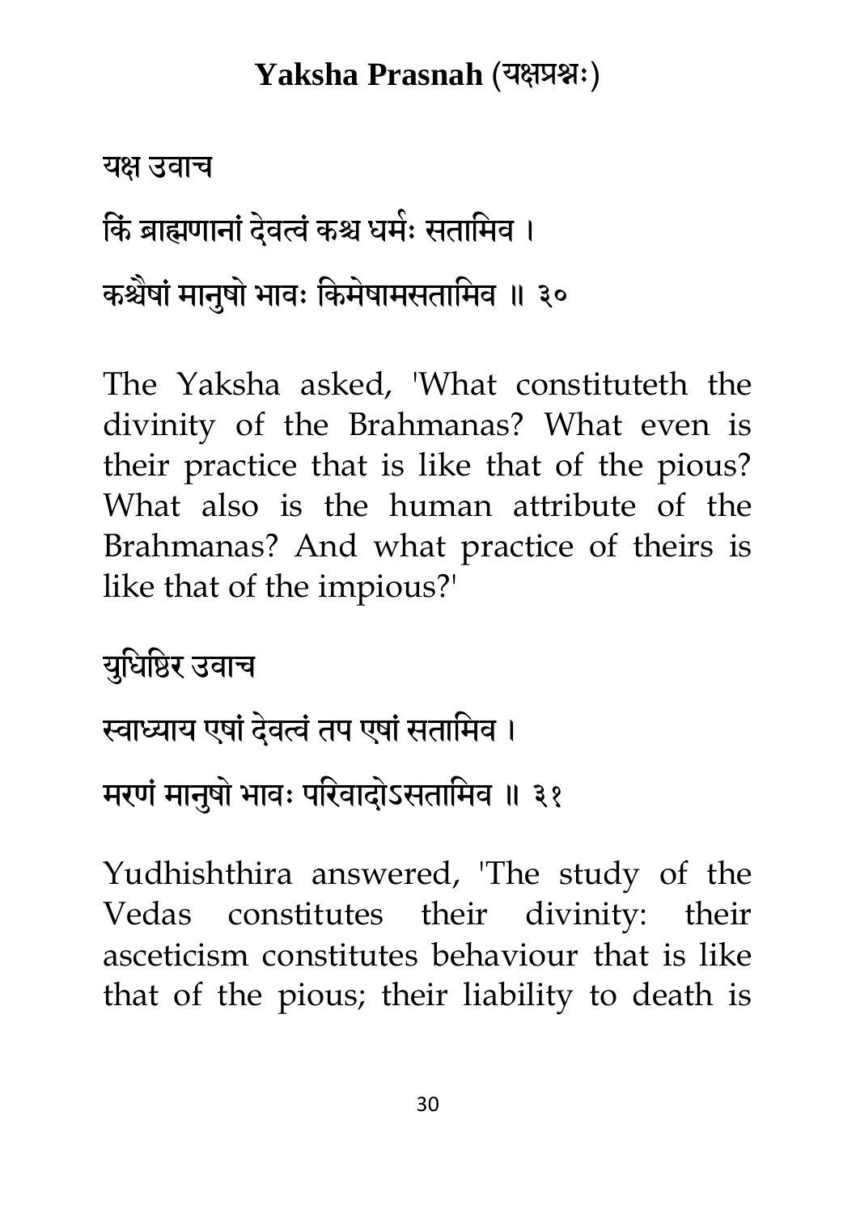यक्ष उवाच

किं ब्राह्मणानां देवत्वं कश्च धर्मः सतामिव ।

कश्चैषां मानुषो भावः किमेषामसतामिव ॥ ३०

The Yaksha asked, 'What constituteth the divinity of the Brahmanas? What even is their practice that is like that of the pious? What also is the human attribute of the Brahmanas? And what practice of theirs is like that of the impious?'

युधिष्ठिर उवाच

स्वाध्याय एषां देवत्वं तप एषां सतामिव ।

मरणं मानुषो भावः परिवादोऽसतामिव ॥ ३१

Yudhishthira answered, 'The study of the Vedas constitutes their divinity: their asceticism constitutes behaviour that is like that of the pious; their liability to death is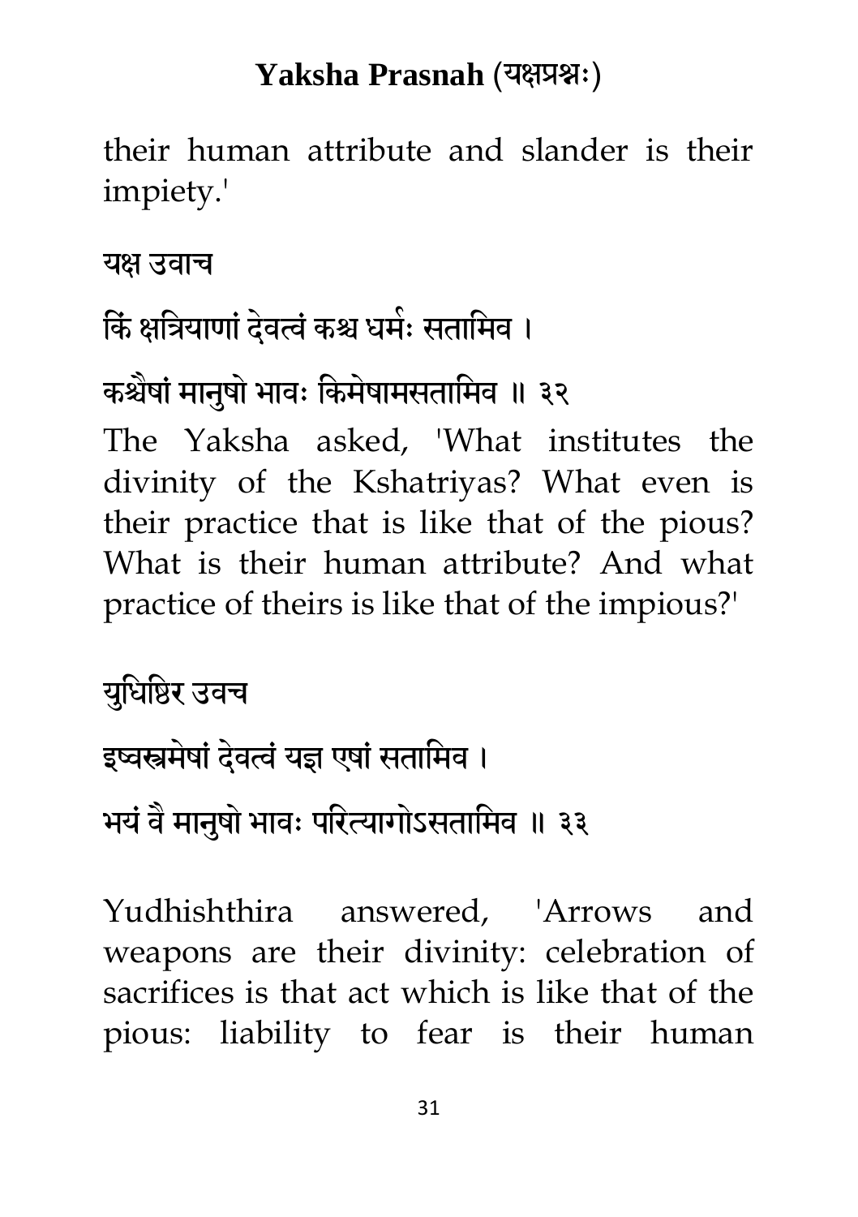their human attribute and slander is their impiety.'

यक्ष उवाच

किं क्षत्रियाणां देवत्वं कश्च धर्मः सतामिव ।

कश्चैषां मानुषो भावः किमेषामसतामिव ॥ ३२

The Yaksha asked, 'What institutes the divinity of the Kshatriyas? What even is their practice that is like that of the pious? What is their human attribute? And what practice of theirs is like that of the impious?'

युधिष्ठिर उवच

इष्वस्त्रमेषां देवत्वं यज्ञ एषां सतामिव ।

भयं वै मानुषो भावः परित्यागोऽसतामिव ॥ ३३

Yudhishthira answered, 'Arrows and weapons are their divinity: celebration of sacrifices is that act which is like that of the pious: liability to fear is their human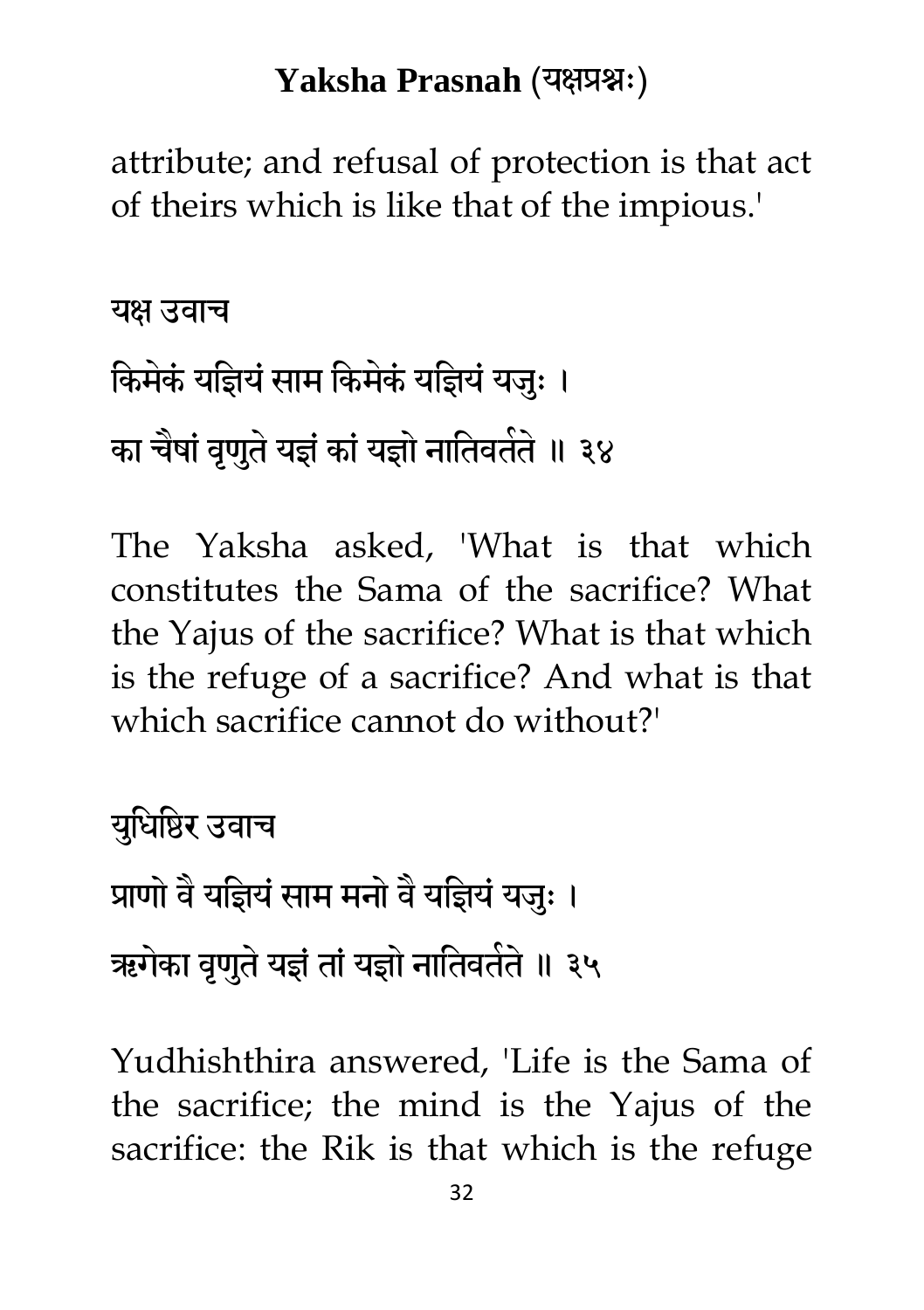attribute; and refusal of protection is that act of theirs which is like that of the impious.'

यक्ष उवाच

किमेकं यज्ञियं साम किमेकं यज्ञियं यजुः ।

का चैषां वृणुते यज्ञं कां यज्ञो नातिवर्तते ॥ ३४

The Yaksha asked, 'What is that which constitutes the Sama of the sacrifice? What the Yajus of the sacrifice? What is that which is the refuge of a sacrifice? And what is that which sacrifice cannot do without?'

युधिष्ठिर उवाच

प्राणो वै यज्ञियं साम मनो वै यज्ञियं यजुः ।

ऋगेका वृणुते यज्ञं तां यज्ञो नातिवर्तते ॥ ३५

Yudhishthira answered, 'Life is the Sama of the sacrifice; the mind is the Yajus of the sacrifice: the Rik is that which is the refuge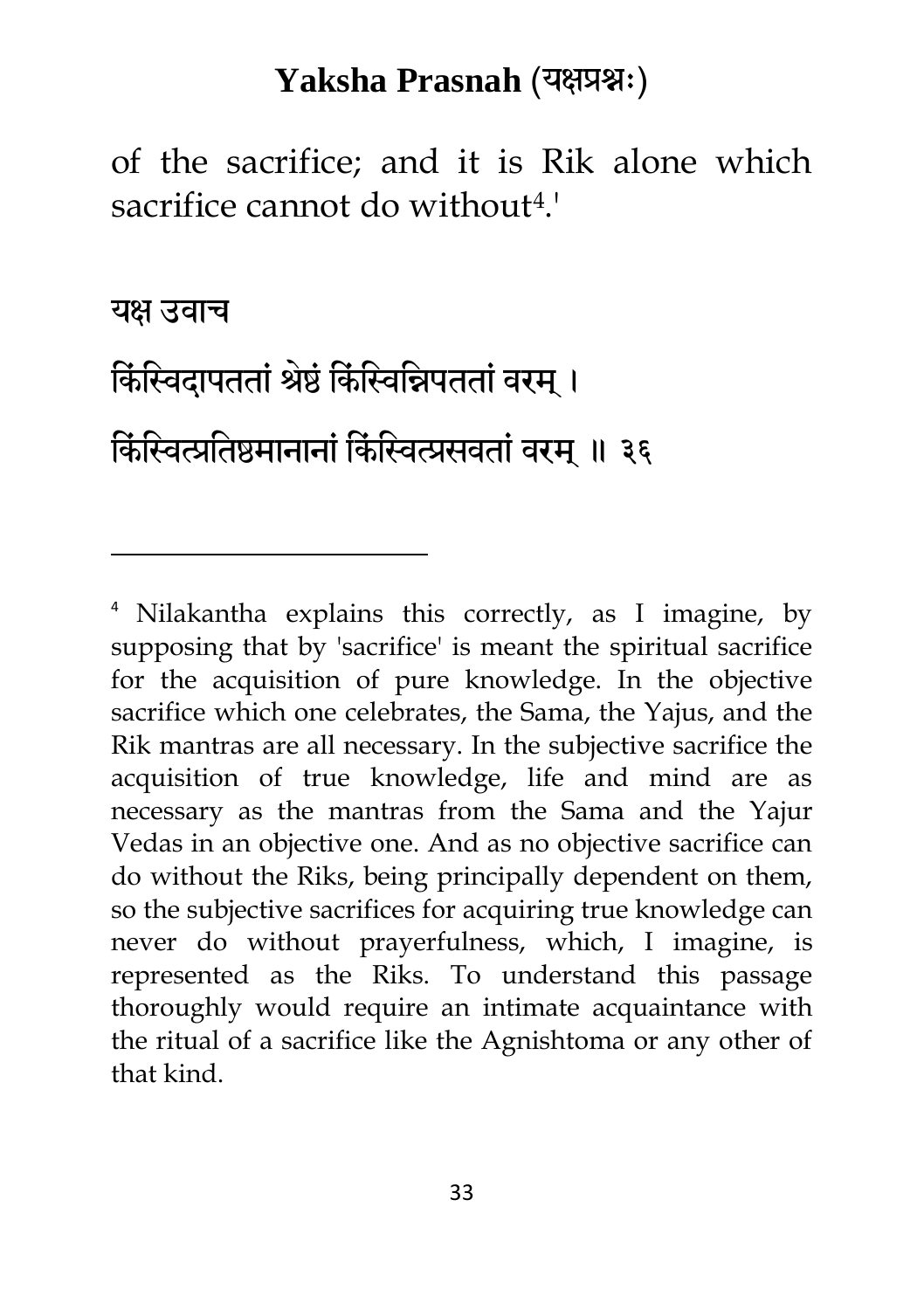of the sacrifice; and it is Rik alone which sacrifice cannot do without[4].'

यक्ष उवाच

किंस्विदापततां श्रेष्ठं किंस्विन्निपततां वरम् ।

किंस्वित्प्रतिष्ठमानानां किंस्वित्प्रसवतां वरम् ॥ ३६

---

[4] Nilakantha explains this correctly, as I imagine, by supposing that by 'sacrifice' is meant the spiritual sacrifice for the acquisition of pure knowledge. In the objective sacrifice which one celebrates, the Sama, the Yajus, and the Rik mantras are all necessary. In the subjective sacrifice the acquisition of true knowledge, life and mind are as necessary as the mantras from the Sama and the Yajur Vedas in an objective one. And as no objective sacrifice can do without the Riks, being principally dependent on them, so the subjective sacrifices for acquiring true knowledge can never do without prayerfulness, which, I imagine, is represented as the Riks. To understand this passage thoroughly would require an intimate acquaintance with the ritual of a sacrifice like the Agnishtoma or any other of that kind.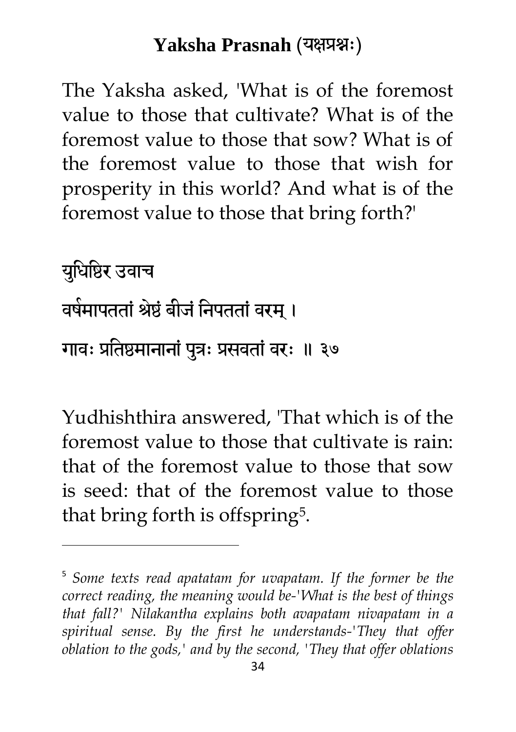## Yaksha Prasnah (यक्षप्रश्नः)

The Yaksha asked, 'What is of the foremost value to those that cultivate? What is of the foremost value to those that sow? What is of the foremost value to those that wish for prosperity in this world? And what is of the foremost value to those that bring forth?'

युधिष्ठिर उवाच

वर्षमापततां श्रेष्ठं बीजं निपततां वरम् ।

गावः प्रतिष्ठमानानां पुत्रः प्रसवतां वरः ॥ ३७

Yudhishthira answered, 'That which is of the foremost value to those that cultivate is rain: that of the foremost value to those that sow is seed: that of the foremost value to those that bring forth is offspring[5].

---

[5] *Some texts read apatatam for uvapatam. If the former be the correct reading, the meaning would be-'What is the best of things that fall?' Nilakantha explains both avapatam nivapatam in a spiritual sense. By the first he understands-'They that offer oblation to the gods,' and by the second, 'They that offer oblations*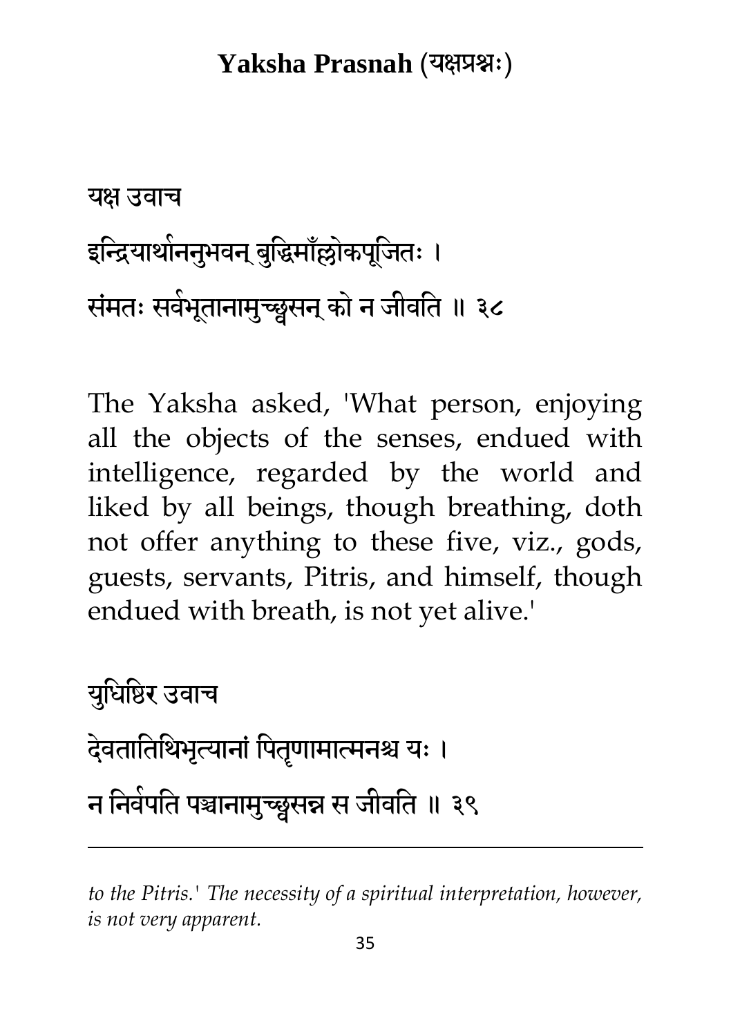यक्ष उवाच

इन्द्रियार्थाननुभवन् बुद्धिमाँल्लोकपूजितः ।

संमतः सर्वभूतानामुच्छ्वसन् को न जीवति ॥ ३८

The Yaksha asked, 'What person, enjoying all the objects of the senses, endued with intelligence, regarded by the world and liked by all beings, though breathing, doth not offer anything to these five, viz., gods, guests, servants, Pitris, and himself, though endued with breath, is not yet alive.'

युधिष्ठिर उवाच

देवतातिथिभृत्यानां पितृणामात्मनश्च यः ।

न निर्वपति पञ्चानामुच्छ्वसन्न स जीवति ॥ ३९

---

*to the Pitris.' The necessity of a spiritual interpretation, however, is not very apparent.*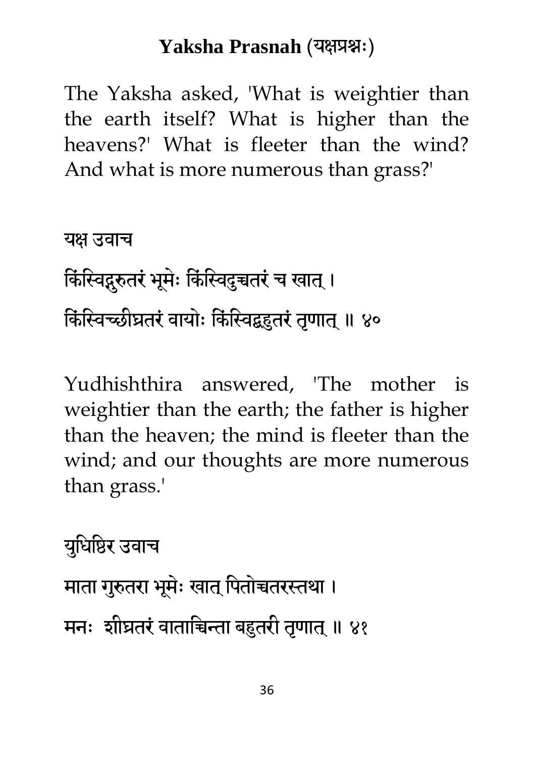## Yaksha Prasnah (यक्षप्रश्नः)

The Yaksha asked, 'What is weightier than the earth itself? What is higher than the heavens?' What is fleeter than the wind? And what is more numerous than grass?'

यक्ष उवाच

किंस्विद्गुरुतरं भूमेः किंस्विदुच्चतरं च खात् ।

किंस्विच्छीघ्रतरं वायोः किंस्विद्बहुतरं तृणात् ॥ ४०

Yudhishthira answered, 'The mother is weightier than the earth; the father is higher than the heaven; the mind is fleeter than the wind; and our thoughts are more numerous than grass.'

युधिष्ठिर उवाच

माता गुरुतरा भूमेः खात् पितोच्चतरस्तथा ।

मनः  शीघ्रतरं वाताच्चिन्ता बहुतरी तृणात् ॥ ४१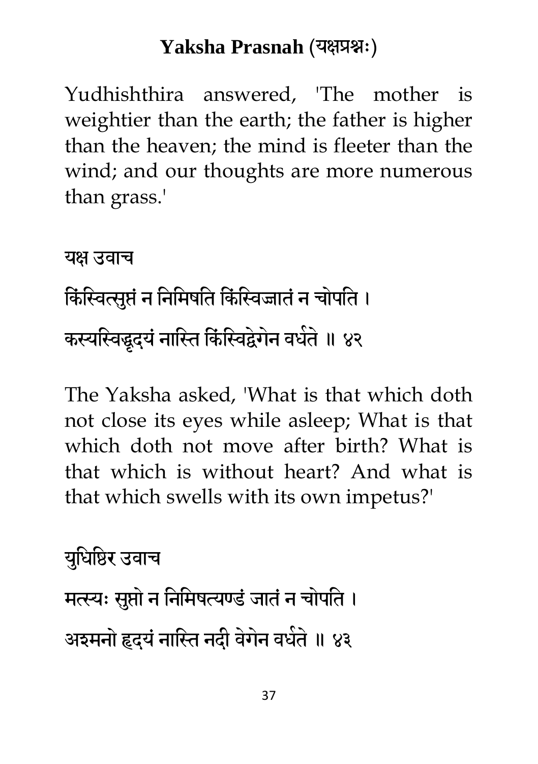Yudhishthira answered, 'The mother is weightier than the earth; the father is higher than the heaven; the mind is fleeter than the wind; and our thoughts are more numerous than grass.'

यक्ष उवाच

किंस्वित्सुप्तं न निमिषति किंस्विज्जातं न चोपति ।
कस्यस्विद्धृदयं नास्ति किंस्विद्वेगेन वर्धते ॥ ४२

The Yaksha asked, 'What is that which doth not close its eyes while asleep; What is that which doth not move after birth? What is that which is without heart? And what is that which swells with its own impetus?'

युधिष्ठिर उवाच

मत्स्यः सुप्तो न निमिषत्यण्डं जातं न चोपति ।
अश्मनो हृदयं नास्ति नदी वेगेन वर्धते ॥ ४३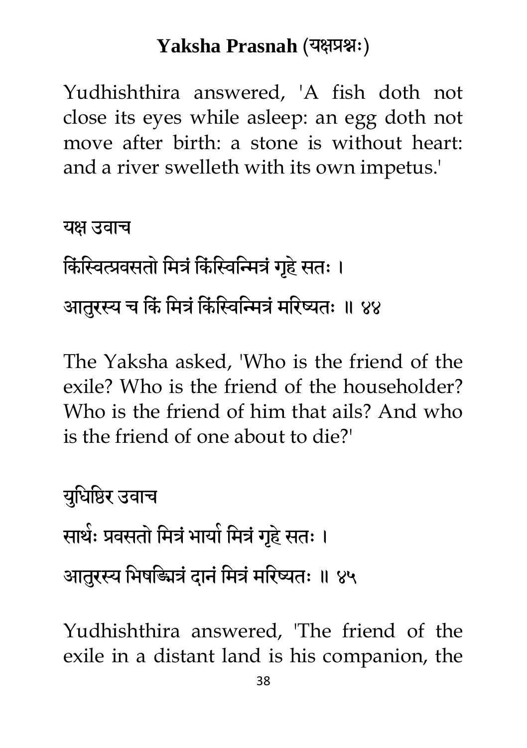Yudhishthira answered, 'A fish doth not close its eyes while asleep: an egg doth not move after birth: a stone is without heart: and a river swelleth with its own impetus.'

यक्ष उवाच

किंस्वित्प्रवसतो मित्रं किंस्विन्मित्रं गृहे सतः ।

आतुरस्य च किं मित्रं किंस्विन्मित्रं मरिष्यतः ॥ ४४

The Yaksha asked, 'Who is the friend of the exile? Who is the friend of the householder? Who is the friend of him that ails? And who is the friend of one about to die?'

युधिष्ठिर उवाच

सार्थः प्रवसतो मित्रं भार्या मित्रं गृहे सतः ।

आतुरस्य भिषङ्मित्रं दानं मित्रं मरिष्यतः ॥ ४५

Yudhishthira answered, 'The friend of the exile in a distant land is his companion, the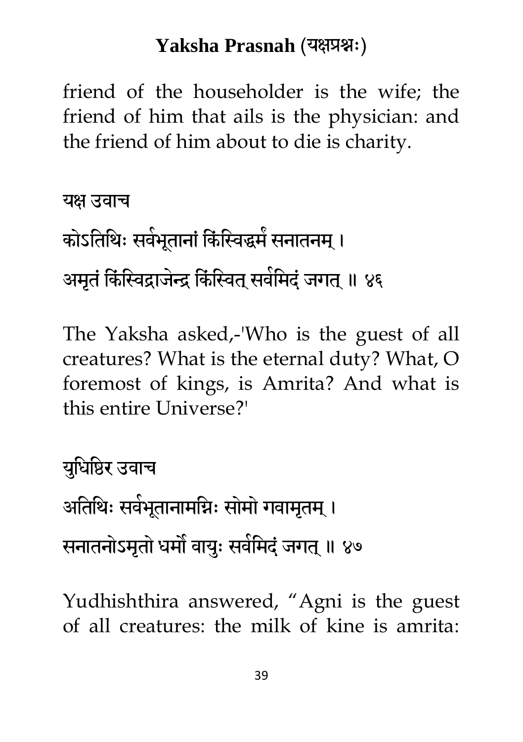friend of the householder is the wife; the friend of him that ails is the physician: and the friend of him about to die is charity.

यक्ष उवाच

कोऽतिथिः सर्वभूतानां किंस्विद्धर्मं सनातनम् ।

अमृतं किंस्विद्राजेन्द्र किंस्वित् सर्वमिदं जगत् ॥ ४६

The Yaksha asked,-'Who is the guest of all creatures? What is the eternal duty? What, O foremost of kings, is Amrita? And what is this entire Universe?'

युधिष्ठिर उवाच

अतिथिः सर्वभूतानामग्निः सोमो गवामृतम् ।

सनातनोऽमृतो धर्मो वायुः सर्वमिदं जगत् ॥ ४७

Yudhishthira answered, “Agni is the guest of all creatures: the milk of kine is amrita: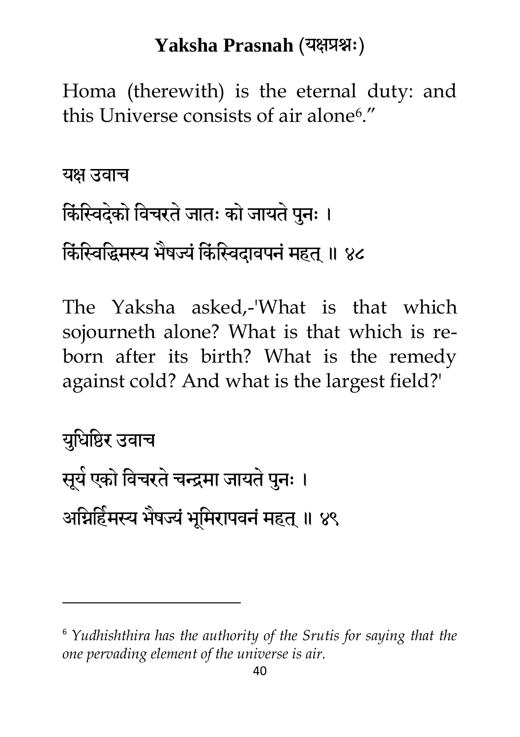Homa (therewith) is the eternal duty: and this Universe consists of air alone[6]."

यक्ष उवाच

किंस्विदेको विचरते जातः को जायते पुनः ।

किंस्विद्धिमस्य भैषज्यं किंस्विदावपनं महत् ॥ ४८

The Yaksha asked,-'What is that which sojourneth alone? What is that which is re-born after its birth? What is the remedy against cold? And what is the largest field?'

युधिष्ठिर उवाच

सूर्य एको विचरते चन्द्रमा जायते पुनः ।

अग्निर्हिमस्य भैषज्यं भूमिरापवनं महत् ॥ ४९

---

[6] *Yudhishthira has the authority of the Srutis for saying that the one pervading element of the universe is air.*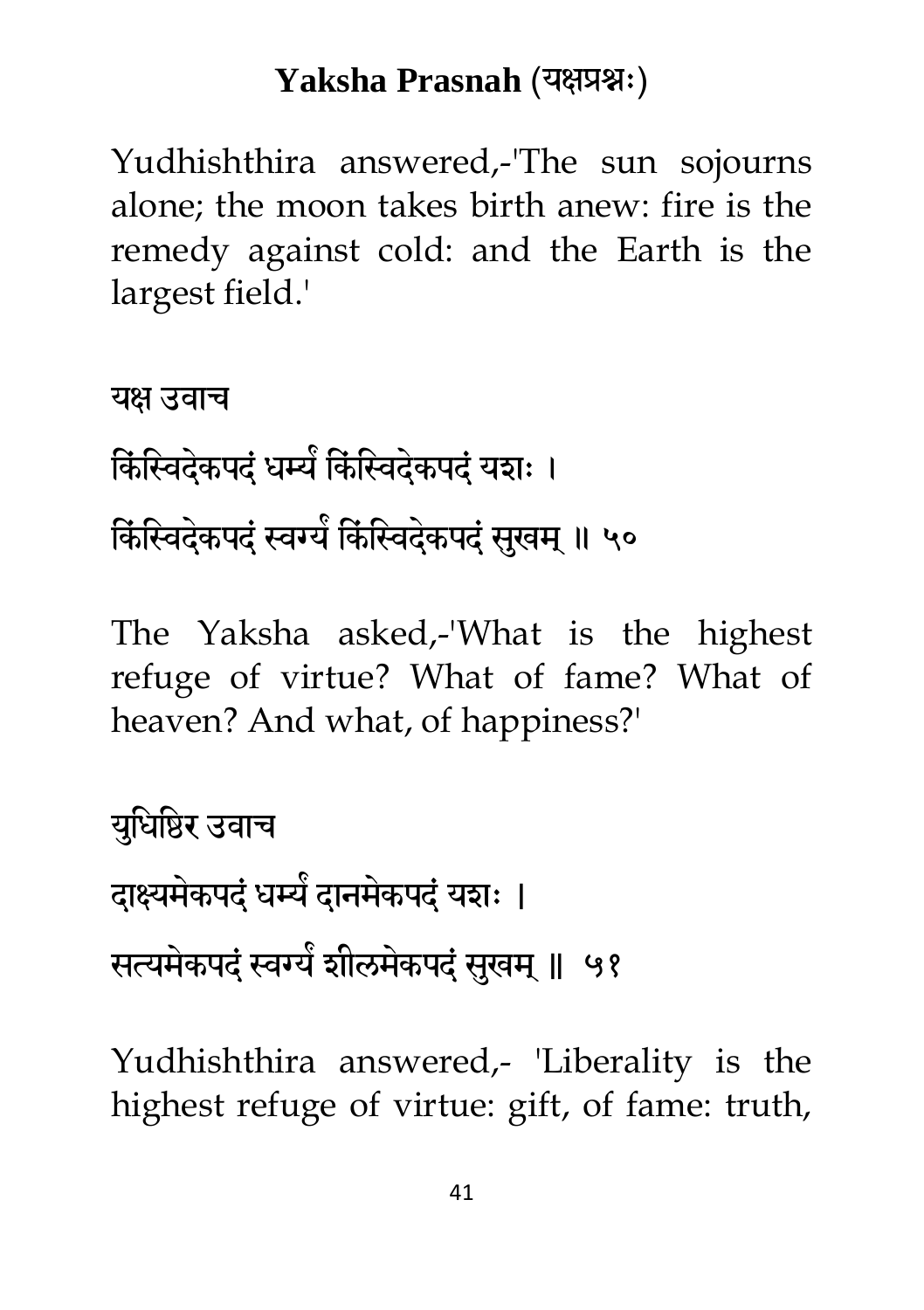Yudhishthira answered,-'The sun sojourns alone; the moon takes birth anew: fire is the remedy against cold: and the Earth is the largest field.'

यक्ष उवाच

किंस्विदेकपदं धर्म्यं किंस्विदेकपदं यशः ।

किंस्विदेकपदं स्वर्ग्यं किंस्विदेकपदं सुखम् ॥ ५०

The Yaksha asked,-'What is the highest refuge of virtue? What of fame? What of heaven? And what, of happiness?'

युधिष्ठिर उवाच

दाक्ष्यमेकपदं धर्म्यं दानमेकपदं यशः ।

सत्यमेकपदं स्वर्ग्यं शीलमेकपदं सुखम् ॥ ५१

Yudhishthira answered,- 'Liberality is the highest refuge of virtue: gift, of fame: truth,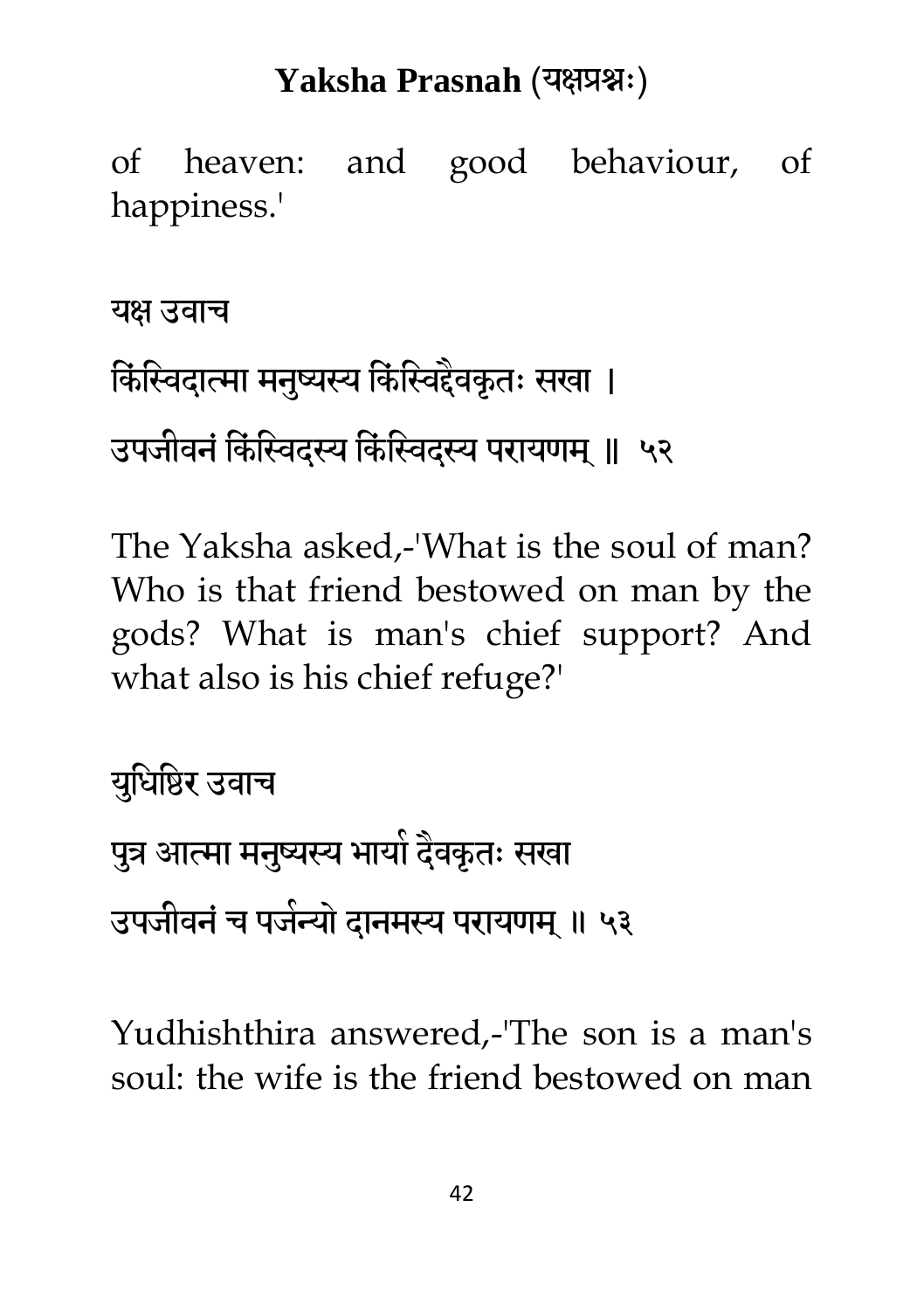of heaven: and good behaviour, of happiness.'

यक्ष उवाच

किंस्विदात्मा मनुष्यस्य किंस्विद्दैवकृतः सखा ।

उपजीवनं किंस्विदस्य किंस्विदस्य परायणम् ॥ ५२

The Yaksha asked,-'What is the soul of man? Who is that friend bestowed on man by the gods? What is man's chief support? And what also is his chief refuge?'

युधिष्ठिर उवाच

पुत्र आत्मा मनुष्यस्य भार्या दैवकृतः सखा

उपजीवनं च पर्जन्यो दानमस्य परायणम् ॥ ५३

Yudhishthira answered,-'The son is a man's soul: the wife is the friend bestowed on man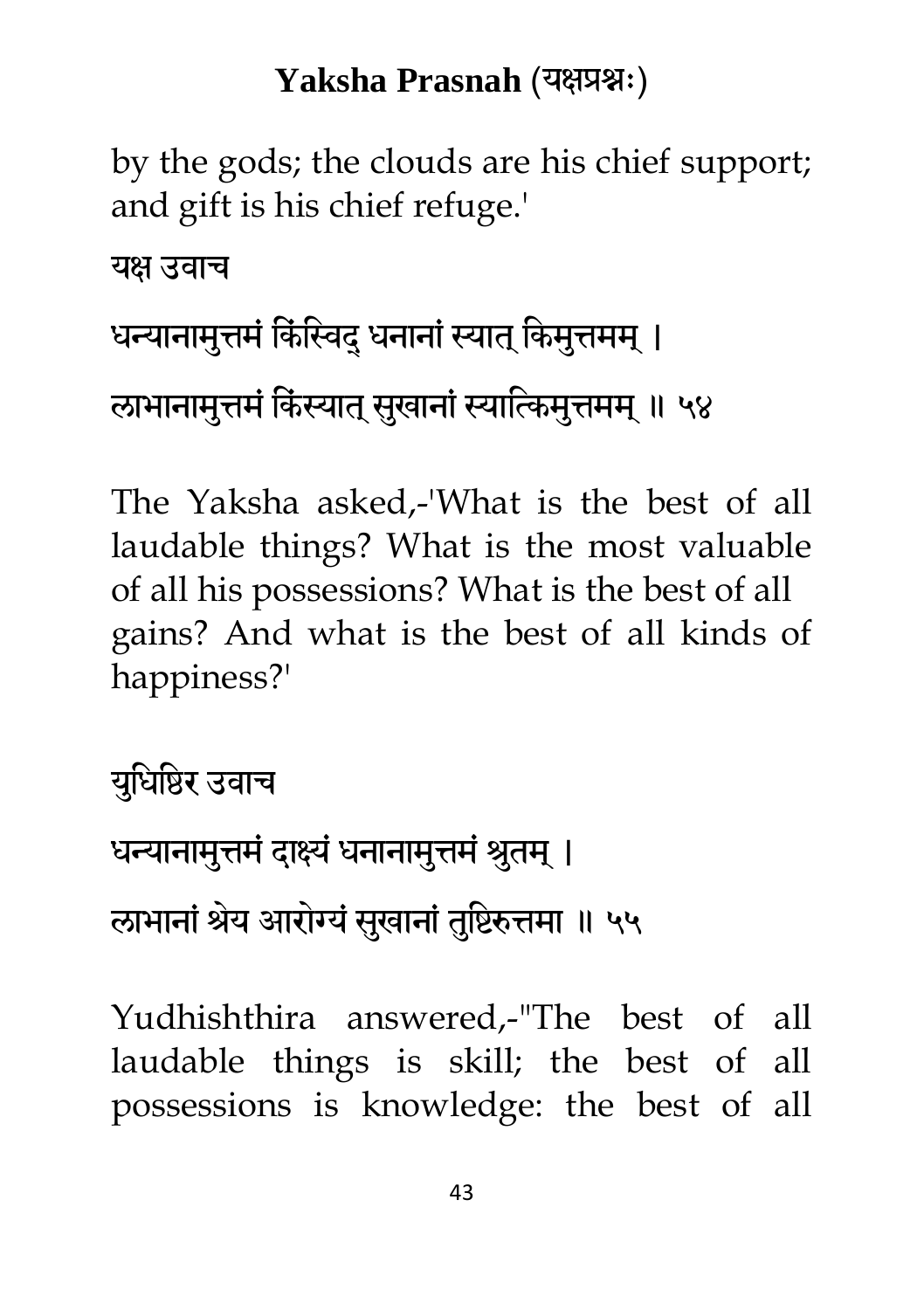by the gods; the clouds are his chief support; and gift is his chief refuge.'

यक्ष उवाच

धन्यानामुत्तमं किंस्विद् धनानां स्यात् किमुत्तमम् ।

लाभानामुत्तमं किंस्यात् सुखानां स्यात्किमुत्तमम् ॥ ५४

The Yaksha asked,-'What is the best of all laudable things? What is the most valuable of all his possessions? What is the best of all gains? And what is the best of all kinds of happiness?'

युधिष्ठिर उवाच

धन्यानामुत्तमं दाक्ष्यं धनानामुत्तमं श्रुतम् ।

लाभानां श्रेय आरोग्यं सुखानां तुष्टिरुत्तमा ॥ ५५

Yudhishthira answered,-"The best of all laudable things is skill; the best of all possessions is knowledge: the best of all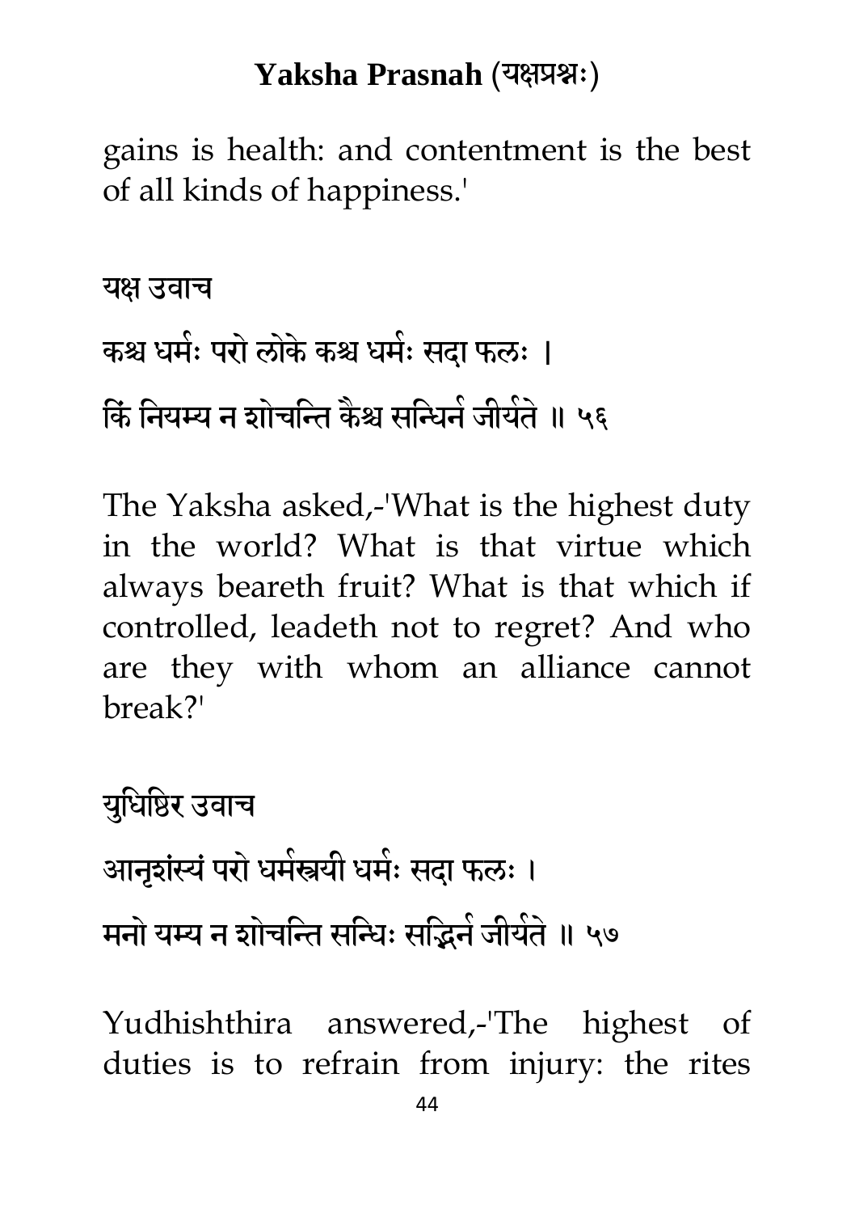gains is health: and contentment is the best of all kinds of happiness.'

यक्ष उवाच

कश्च धर्मः परो लोके कश्च धर्मः सदा फलः ।

किं नियम्य न शोचन्ति कैश्च सन्धिर्न जीर्यते ॥ ५६

The Yaksha asked,-'What is the highest duty in the world? What is that virtue which always beareth fruit? What is that which if controlled, leadeth not to regret? And who are they with whom an alliance cannot break?'

युधिष्ठिर उवाच

आनृशंस्यं परो धर्मस्त्रयी धर्मः सदा फलः ।

मनो यम्य न शोचन्ति सन्धिः सद्भिर्न जीर्यते ॥ ५७

Yudhishthira answered,-'The highest of duties is to refrain from injury: the rites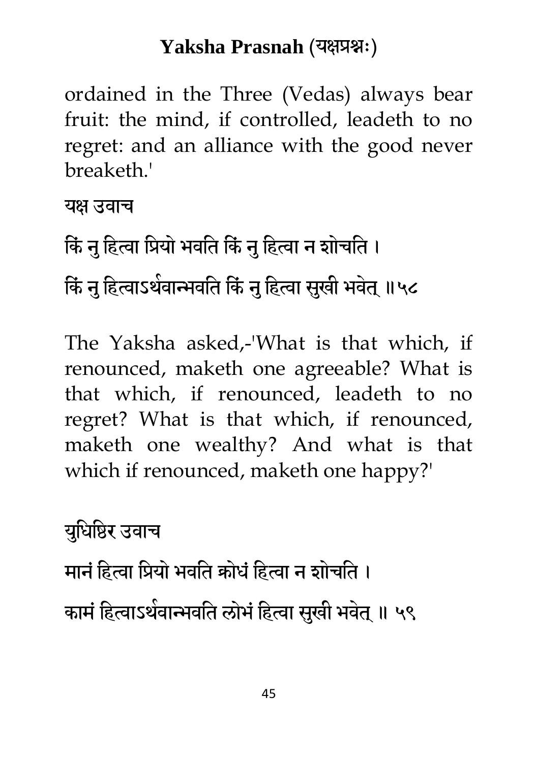ordained in the Three (Vedas) always bear fruit: the mind, if controlled, leadeth to no regret: and an alliance with the good never breaketh.'

यक्ष उवाच

किं नु हित्वा प्रियो भवति किं नु हित्वा न शोचति ।

किं नु हित्वाऽर्थवान्भवति किं नु हित्वा सुखी भवेत् ॥५८

The Yaksha asked,-'What is that which, if renounced, maketh one agreeable? What is that which, if renounced, leadeth to no regret? What is that which, if renounced, maketh one wealthy? And what is that which if renounced, maketh one happy?'

युधिष्ठिर उवाच

मानं हित्वा प्रियो भवति क्रोधं हित्वा न शोचति ।

कामं हित्वाऽर्थवान्भवति लोभं हित्वा सुखी भवेत् ॥ ५९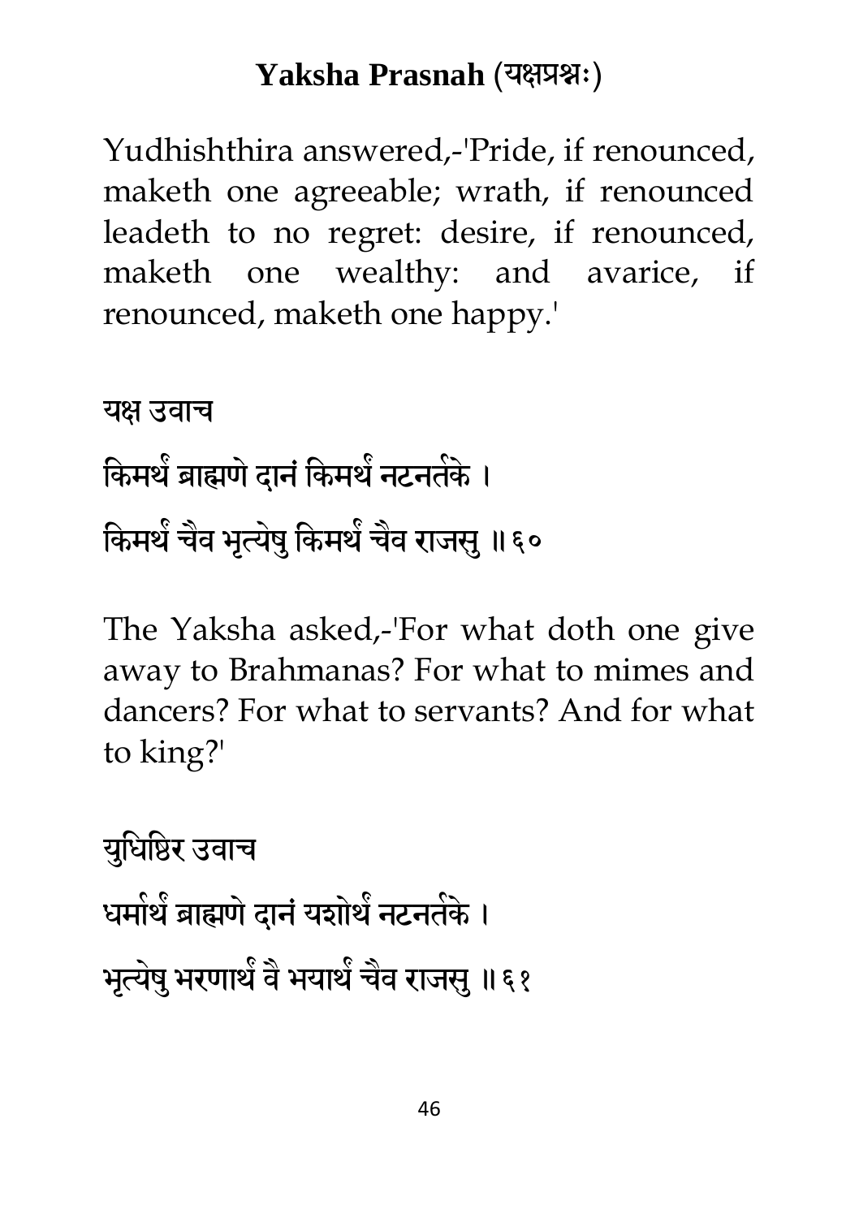Yudhishthira answered,-'Pride, if renounced, maketh one agreeable; wrath, if renounced leadeth to no regret: desire, if renounced, maketh one wealthy: and avarice, if renounced, maketh one happy.'

यक्ष उवाच

किमर्थं ब्राह्मणे दानं किमर्थं नटनर्तके ।

किमर्थं चैव भृत्येषु किमर्थं चैव राजसु ॥६०

The Yaksha asked,-'For what doth one give away to Brahmanas? For what to mimes and dancers? For what to servants? And for what to king?'

युधिष्ठिर उवाच

धर्मार्थं ब्राह्मणे दानं यशोर्थं नटनर्तके ।

भृत्येषु भरणार्थं वै भयार्थं चैव राजसु ॥६१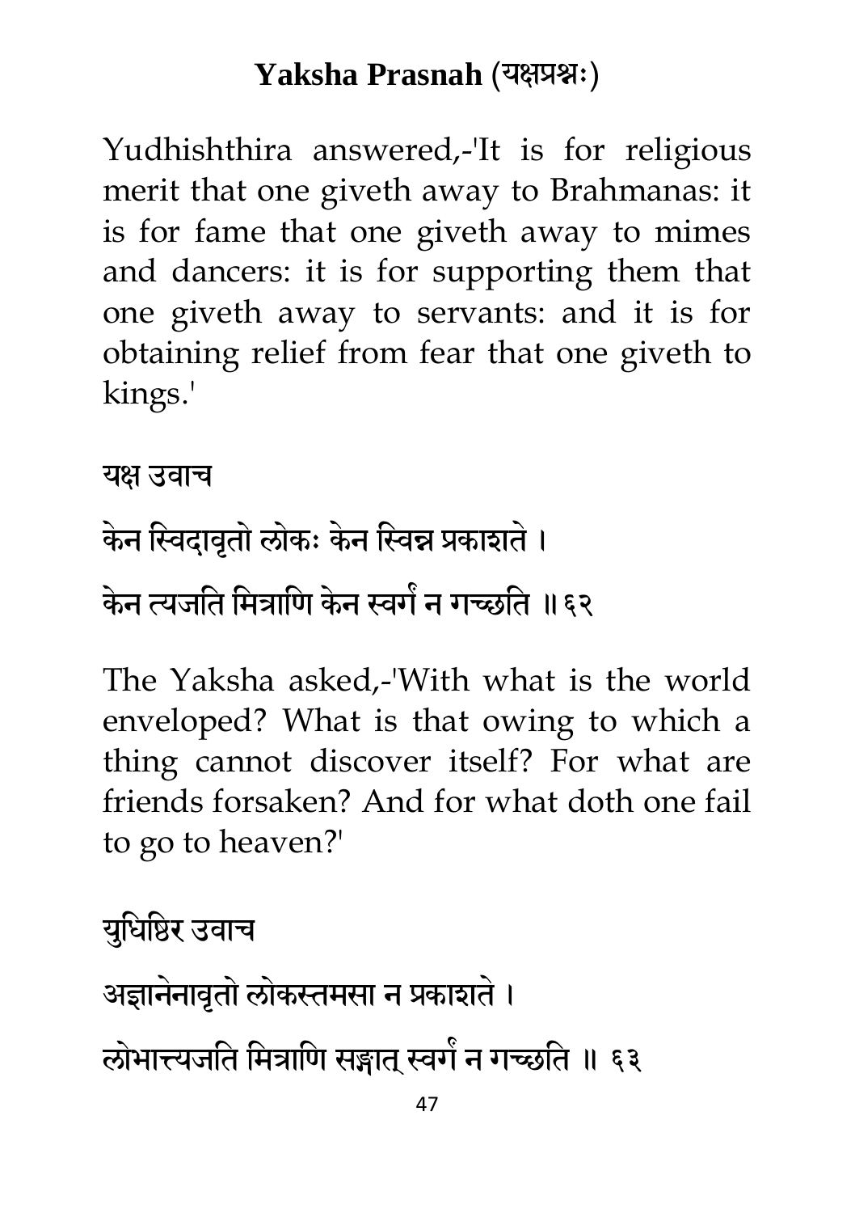Yudhishthira answered,-'It is for religious merit that one giveth away to Brahmanas: it is for fame that one giveth away to mimes and dancers: it is for supporting them that one giveth away to servants: and it is for obtaining relief from fear that one giveth to kings.'

यक्ष उवाच

केन स्विदावृतो लोकः केन स्विन्न प्रकाशते ।

केन त्यजति मित्राणि केन स्वर्गं न गच्छति ॥६२

The Yaksha asked,-'With what is the world enveloped? What is that owing to which a thing cannot discover itself? For what are friends forsaken? And for what doth one fail to go to heaven?'

युधिष्ठिर उवाच

अज्ञानेनावृतो लोकस्तमसा न प्रकाशते ।

लोभात्त्यजति मित्राणि सङ्गात् स्वर्गं न गच्छति ॥ ६३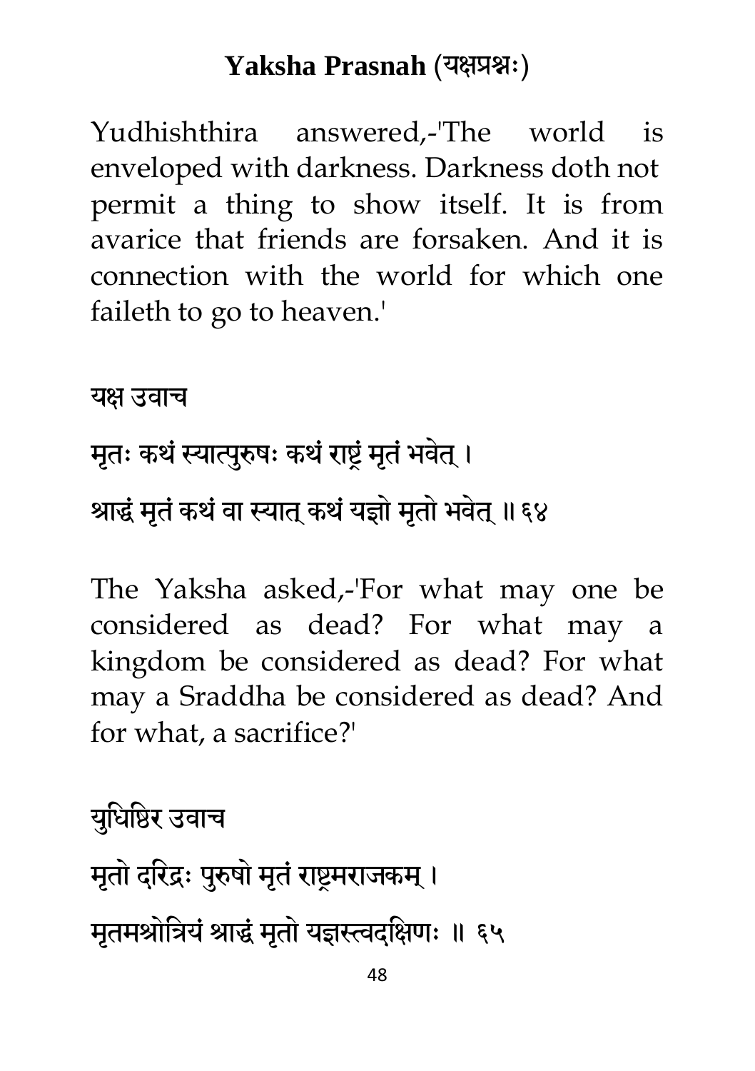Yudhishthira answered,-'The world is enveloped with darkness. Darkness doth not permit a thing to show itself. It is from avarice that friends are forsaken. And it is connection with the world for which one faileth to go to heaven.'

यक्ष उवाच

मृतः कथं स्यात्पुरुषः कथं राष्ट्रं मृतं भवेत् ।

श्राद्धं मृतं कथं वा स्यात् कथं यज्ञो मृतो भवेत् ॥ ६४

The Yaksha asked,-'For what may one be considered as dead? For what may a kingdom be considered as dead? For what may a Sraddha be considered as dead? And for what, a sacrifice?'

युधिष्ठिर उवाच

मृतो दरिद्रः पुरुषो मृतं राष्ट्रमराजकम् ।

मृतमश्रोत्रियं श्राद्धं मृतो यज्ञस्त्वदक्षिणः ॥ ६५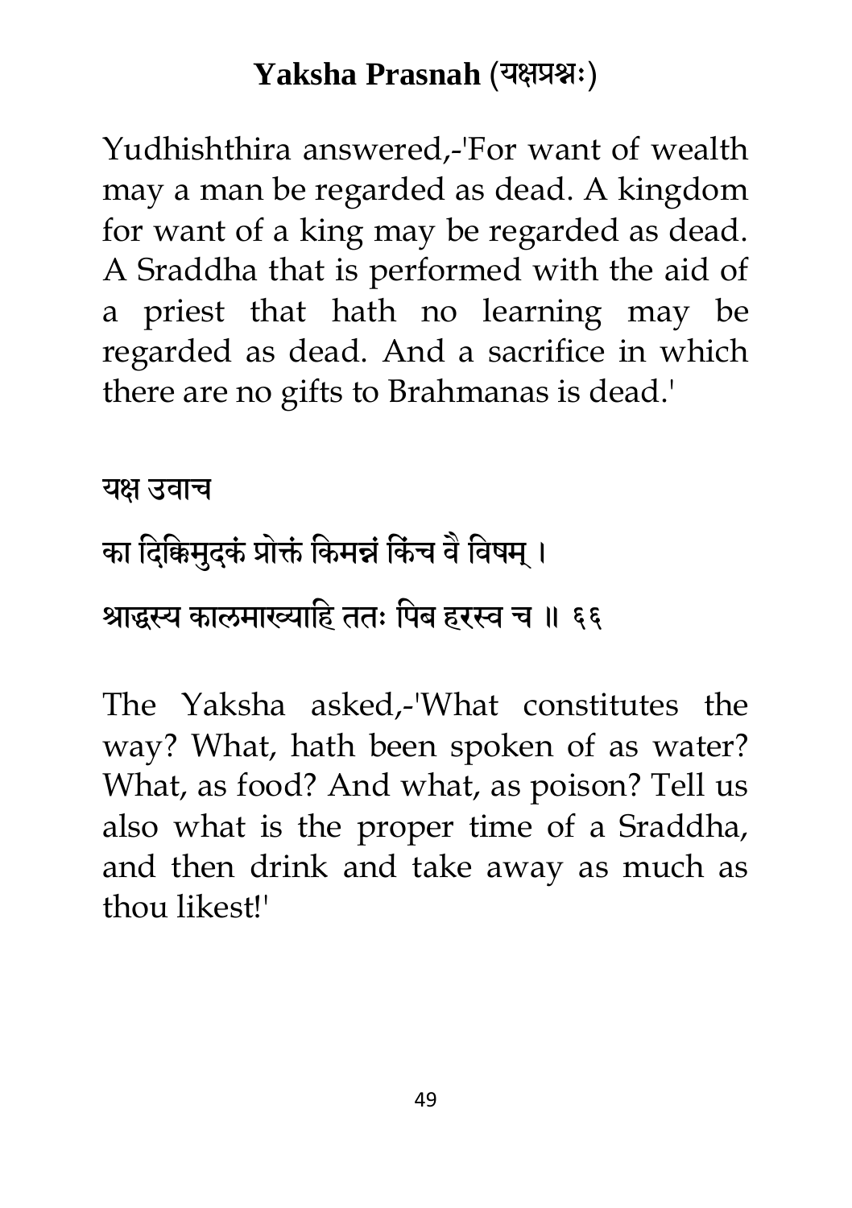Yudhishthira answered,-'For want of wealth may a man be regarded as dead. A kingdom for want of a king may be regarded as dead. A Sraddha that is performed with the aid of a priest that hath no learning may be regarded as dead. And a sacrifice in which there are no gifts to Brahmanas is dead.'

यक्ष उवाच

का दिक्किमुदकं प्रोक्तं किमन्नं किंच वै विषम् ।

श्राद्धस्य कालमाख्याहि ततः पिब हरस्व च ॥ ६६

The Yaksha asked,-'What constitutes the way? What, hath been spoken of as water? What, as food? And what, as poison? Tell us also what is the proper time of a Sraddha, and then drink and take away as much as thou likest!'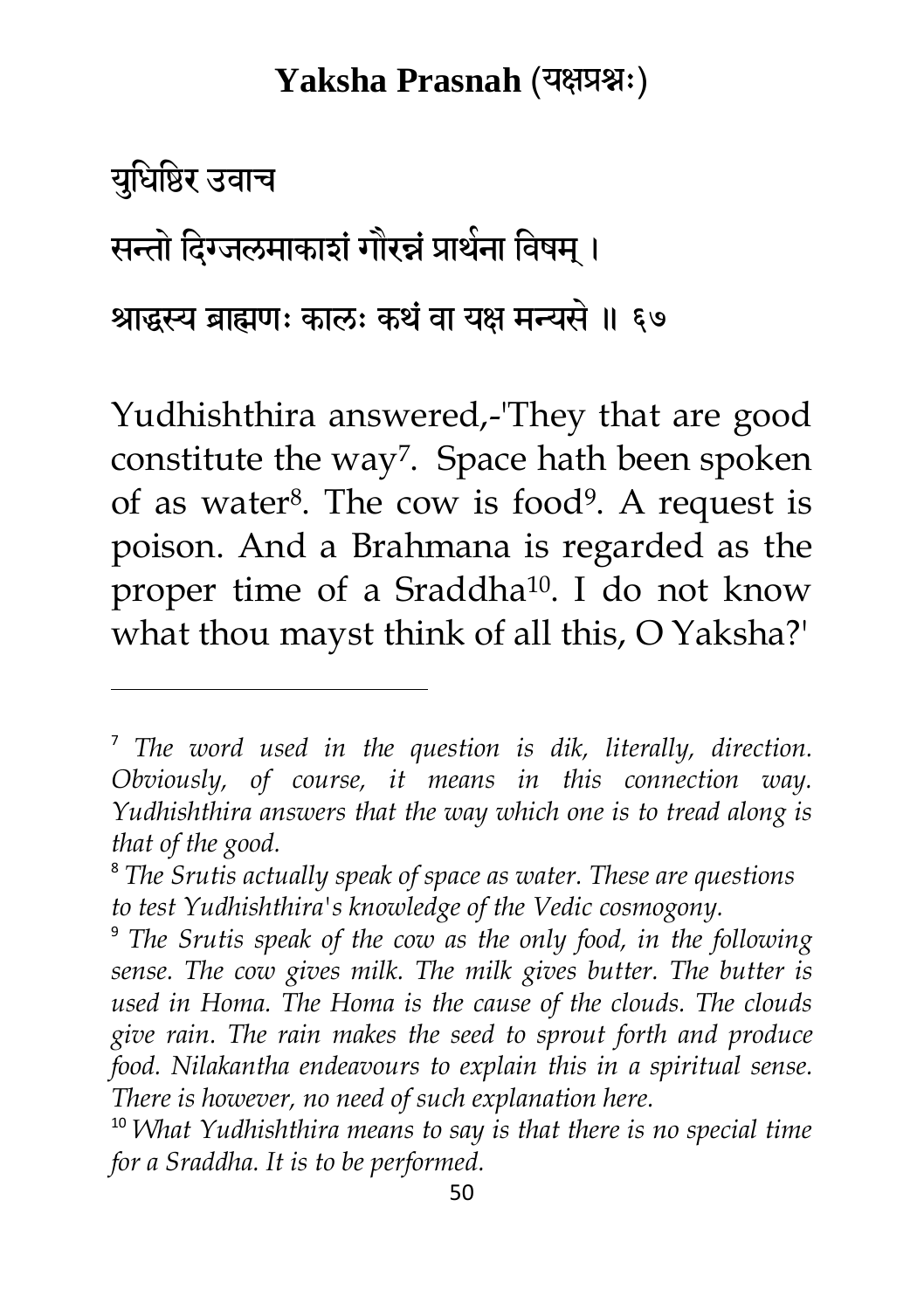## Yaksha Prasnah (यक्षप्रश्नः)

युधिष्ठिर उवाच

सन्तो दिग्जलमाकाशं गौरन्नं प्रार्थना विषम् ।

श्राद्धस्य ब्राह्मणः कालः कथं वा यक्ष मन्यसे ॥ ६७

Yudhishthira answered,-'They that are good constitute the way[7]. Space hath been spoken of as water[8]. The cow is food[9]. A request is poison. And a Brahmana is regarded as the proper time of a Sraddha[10]. I do not know what thou mayst think of all this, O Yaksha?'

---

[7] *The word used in the question is dik, literally, direction. Obviously, of course, it means in this connection way. Yudhishthira answers that the way which one is to tread along is that of the good.*

[8] *The Srutis actually speak of space as water. These are questions to test Yudhishthira's knowledge of the Vedic cosmogony.*

[9] *The Srutis speak of the cow as the only food, in the following sense. The cow gives milk. The milk gives butter. The butter is used in Homa. The Homa is the cause of the clouds. The clouds give rain. The rain makes the seed to sprout forth and produce food. Nilakantha endeavours to explain this in a spiritual sense. There is however, no need of such explanation here.*

[10] *What Yudhishthira means to say is that there is no special time for a Sraddha. It is to be performed.*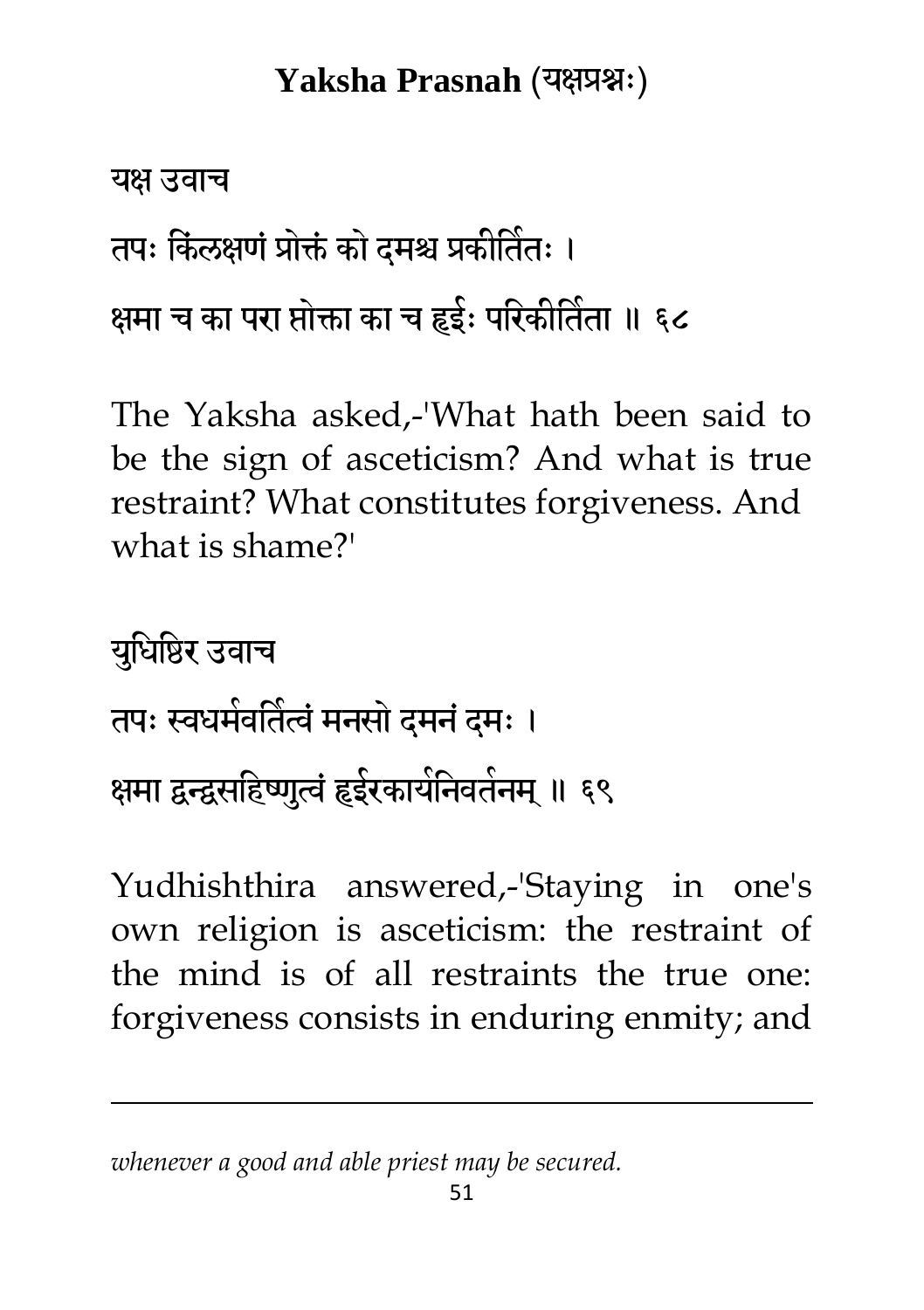यक्ष उवाच

तपः किंलक्षणं प्रोक्तं को दमश्च प्रकीर्तितः ।

क्षमा च का परा प्तोक्ता का च हृईः परिकीर्तिता ॥ ६८

The Yaksha asked,-'What hath been said to be the sign of asceticism? And what is true restraint? What constitutes forgiveness. And what is shame?'

युधिष्ठिर उवाच

तपः स्वधर्मवर्तित्वं मनसो दमनं दमः ।

क्षमा द्वन्द्वसहिष्णुत्वं हृईरकार्यनिवर्तनम् ॥ ६९

Yudhishthira answered,-'Staying in one's own religion is asceticism: the restraint of the mind is of all restraints the true one: forgiveness consists in enduring enmity; and

---

*whenever a good and able priest may be secured.*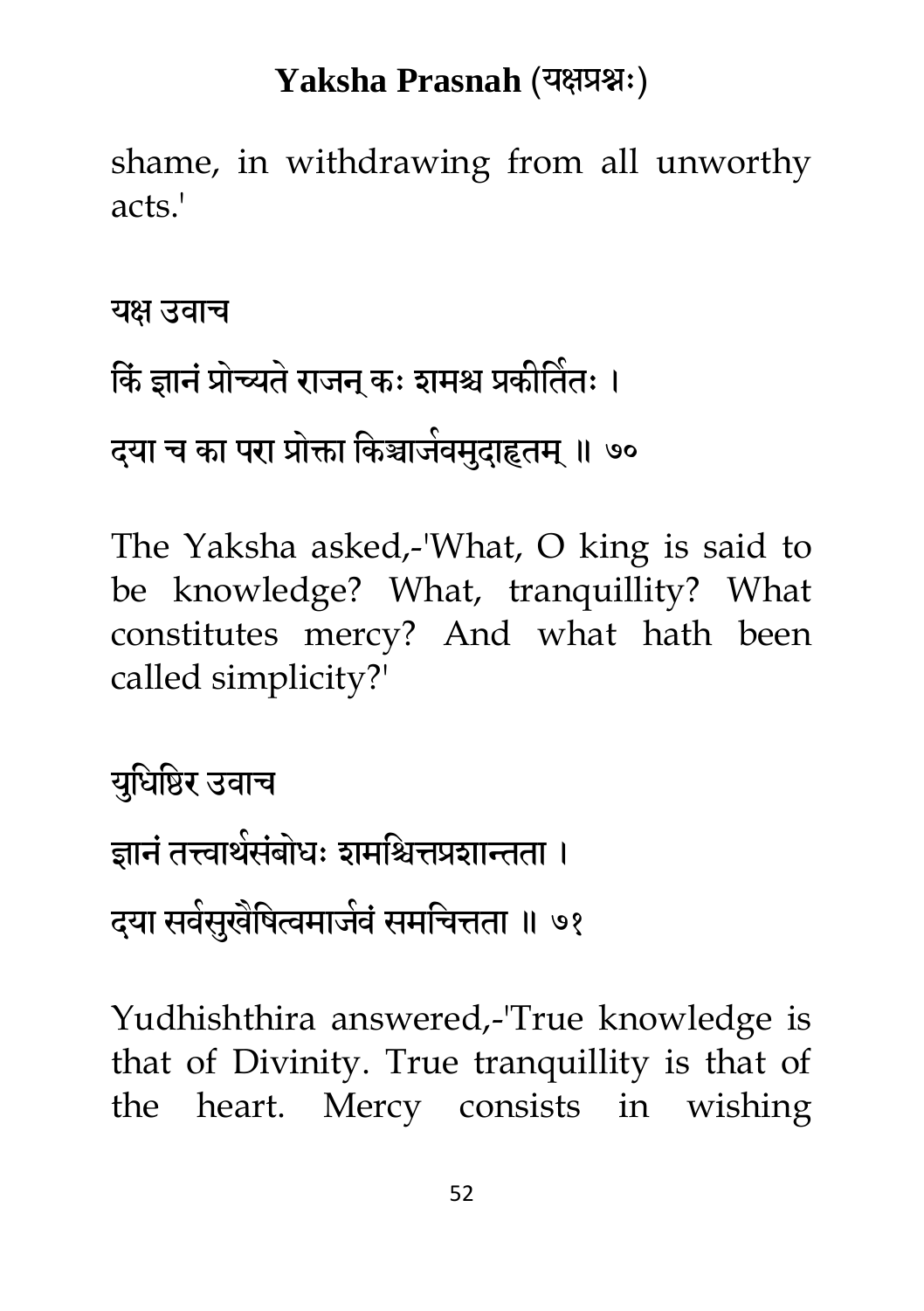shame, in withdrawing from all unworthy acts.'

यक्ष उवाच

किं ज्ञानं प्रोच्यते राजन् कः शमश्च प्रकीर्तितः ।

दया च का परा प्रोक्ता किञ्चार्जवमुदाहृतम् ॥ ७०

The Yaksha asked,-'What, O king is said to be knowledge? What, tranquillity? What constitutes mercy? And what hath been called simplicity?'

युधिष्ठिर उवाच

ज्ञानं तत्त्वार्थसंबोधः शमश्चित्तप्रशान्तता ।

दया सर्वसुखैषित्वमार्जवं समचित्तता ॥ ७१

Yudhishthira answered,-'True knowledge is that of Divinity. True tranquillity is that of the heart. Mercy consists in wishing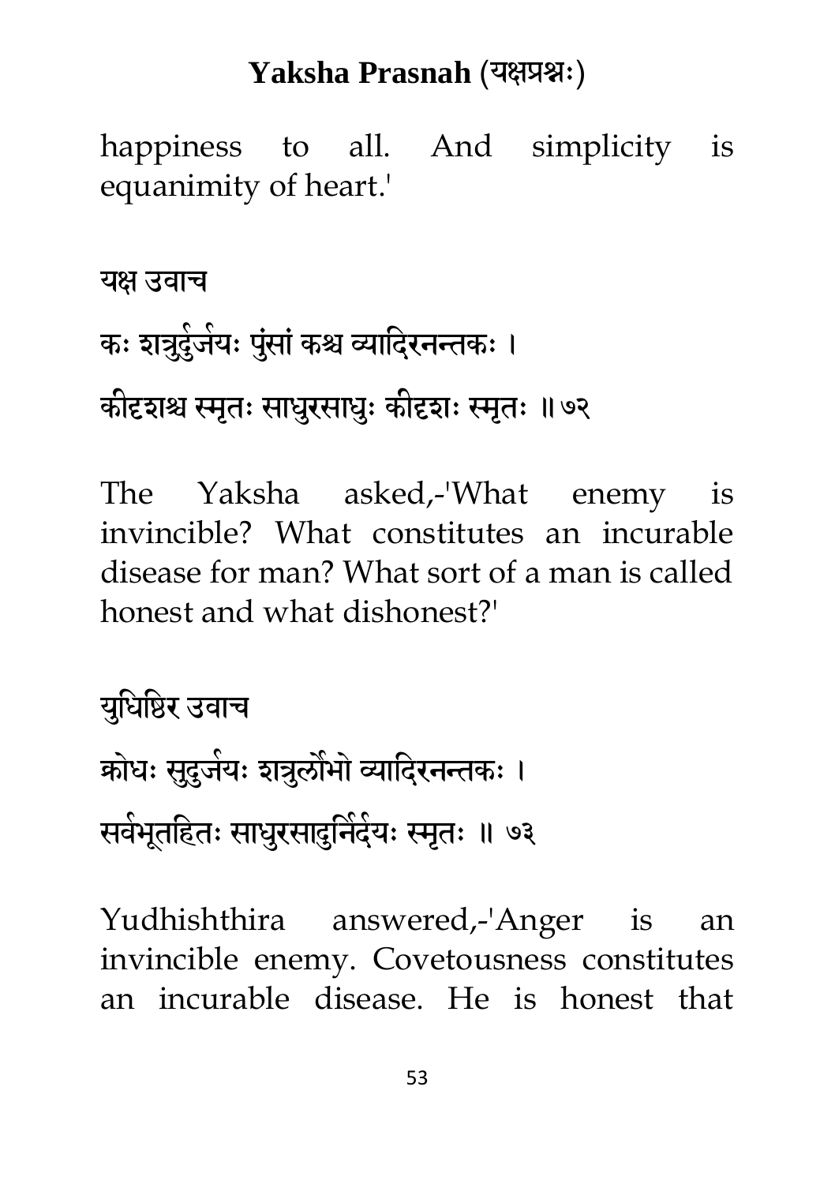happiness to all. And simplicity is equanimity of heart.'

यक्ष उवाच

कः शत्रुर्दुर्जयः पुंसां कश्च व्याधिरनन्तकः ।

कीदृशश्च स्मृतः साधुरसाधुः कीदृशः स्मृतः ॥७२

The Yaksha asked,-'What enemy is invincible? What constitutes an incurable disease for man? What sort of a man is called honest and what dishonest?'

युधिष्ठिर उवाच

क्रोधः सुदुर्जयः शत्रुर्लोभो व्याधिरनन्तकः ।

सर्वभूतहितः साधुरसाधुर्निर्दयः स्मृतः ॥ ७३

Yudhishthira answered,-'Anger is an invincible enemy. Covetousness constitutes an incurable disease. He is honest that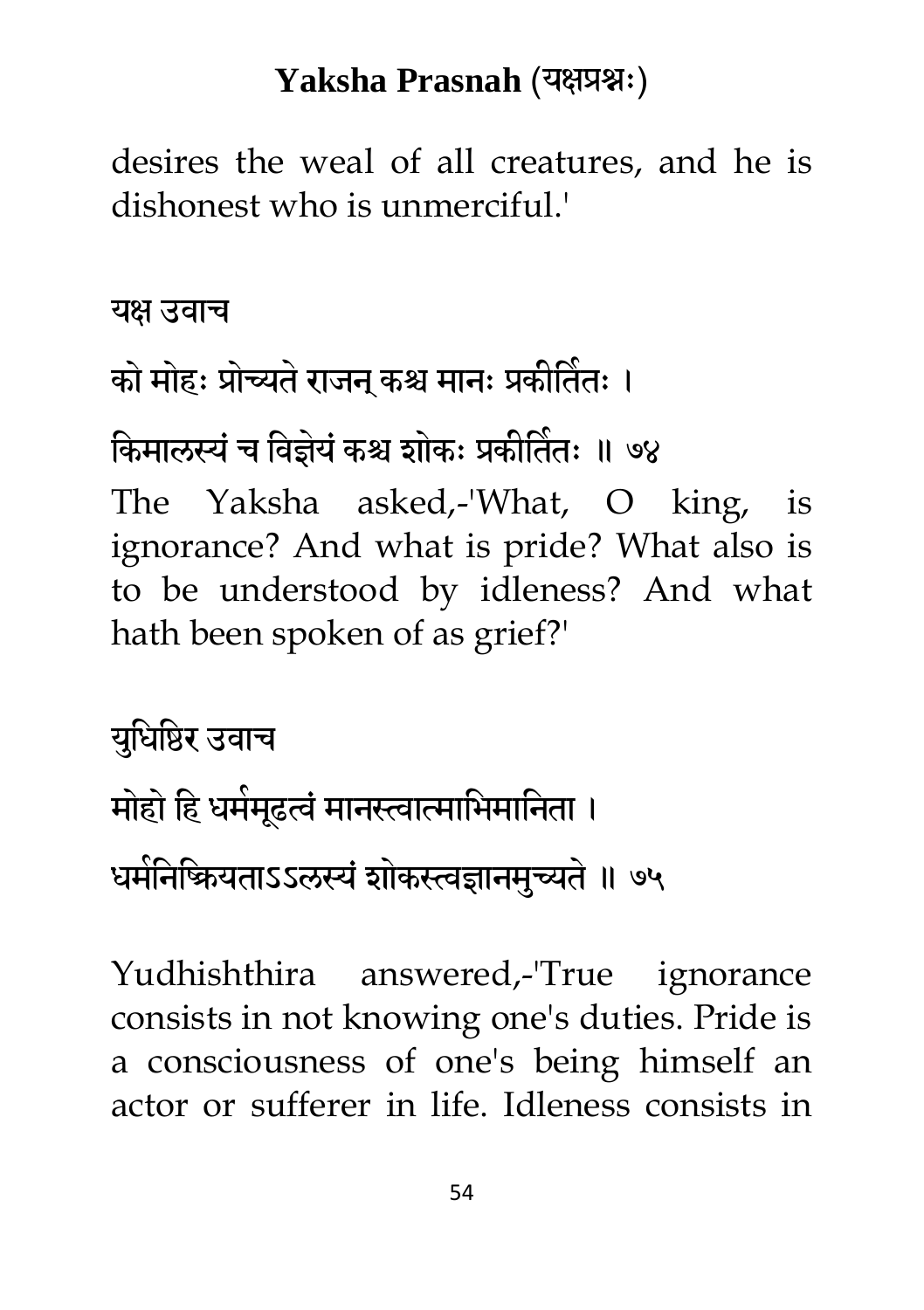desires the weal of all creatures, and he is dishonest who is unmerciful.'

यक्ष उवाच

को मोहः प्रोच्यते राजन् कश्च मानः प्रकीर्तितः ।

किमालस्यं च विज्ञेयं कश्च शोकः प्रकीर्तितः ॥ ७४

The Yaksha asked,-'What, O king, is ignorance? And what is pride? What also is to be understood by idleness? And what hath been spoken of as grief?'

युधिष्ठिर उवाच

मोहो हि धर्ममूढत्वं मानस्त्वात्माभिमानिता ।

धर्मनिष्क्रियताऽऽलस्यं शोकस्त्वज्ञानमुच्यते ॥ ७५

Yudhishthira answered,-'True ignorance consists in not knowing one's duties. Pride is a consciousness of one's being himself an actor or sufferer in life. Idleness consists in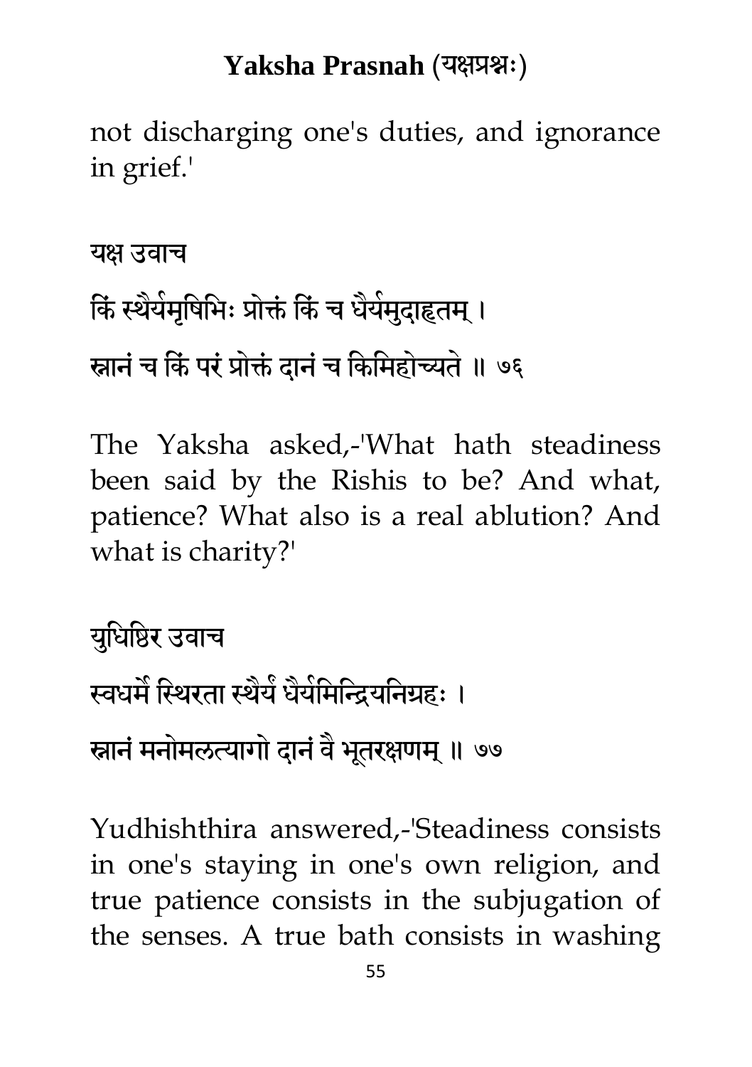not discharging one's duties, and ignorance in grief.'

यक्ष उवाच

किं स्थैर्यमृषिभिः प्रोक्तं किं च धैर्यमुदाहृतम् ।

स्नानं च किं परं प्रोक्तं दानं च किमिहोच्यते ॥ ७६

The Yaksha asked,-'What hath steadiness been said by the Rishis to be? And what, patience? What also is a real ablution? And what is charity?'

युधिष्ठिर उवाच

स्वधर्मे स्थिरता स्थैर्यं धैर्यमिन्द्रियनिग्रहः ।

स्नानं मनोमलत्यागो दानं वै भूतरक्षणम् ॥ ७७

Yudhishthira answered,-'Steadiness consists in one's staying in one's own religion, and true patience consists in the subjugation of the senses. A true bath consists in washing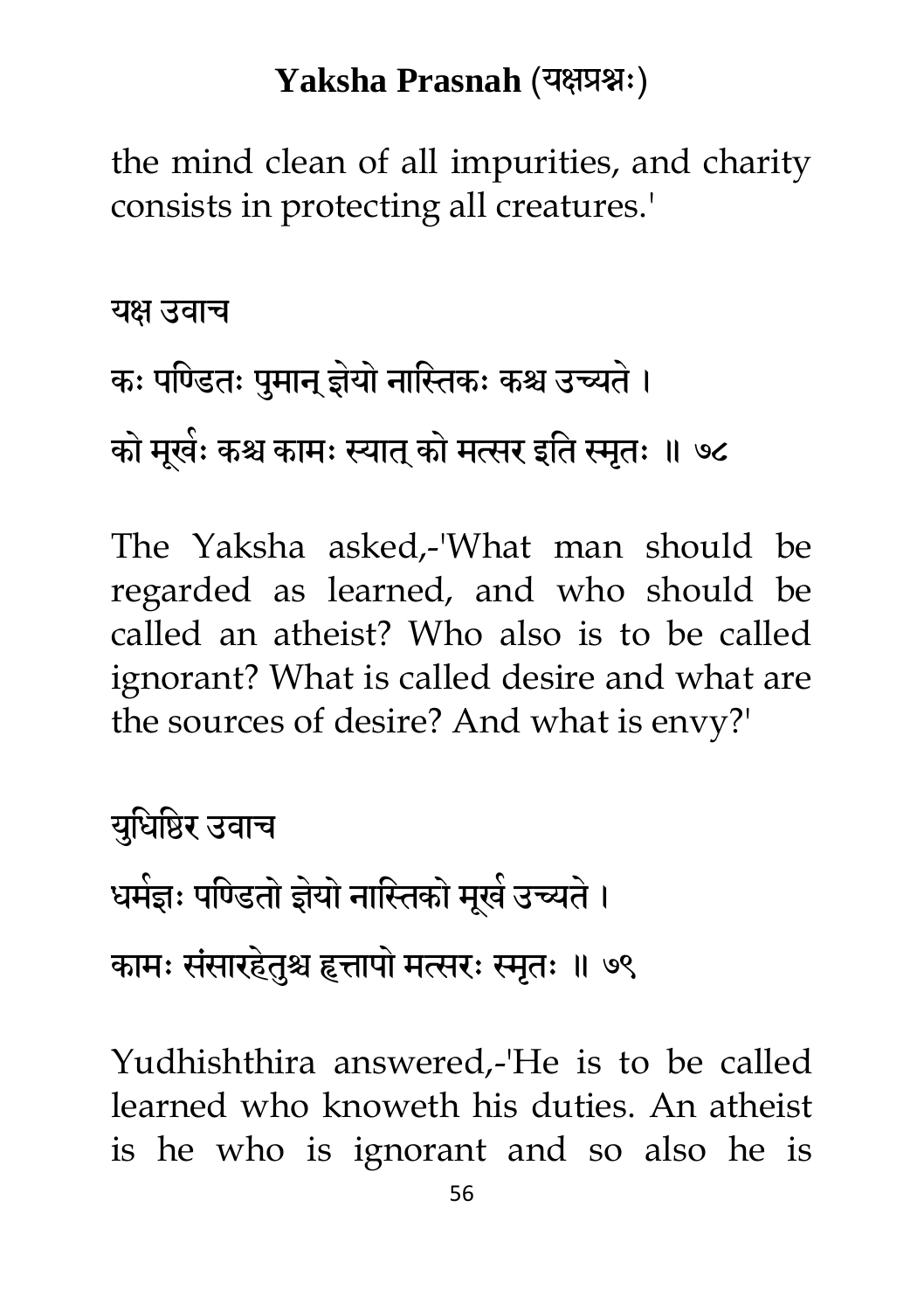the mind clean of all impurities, and charity consists in protecting all creatures.'

यक्ष उवाच

कः पण्डितः पुमान् ज्ञेयो नास्तिकः कश्च उच्यते ।

को मूर्खः कश्च कामः स्यात् को मत्सर इति स्मृतः ॥ ७८

The Yaksha asked,-'What man should be regarded as learned, and who should be called an atheist? Who also is to be called ignorant? What is called desire and what are the sources of desire? And what is envy?'

युधिष्ठिर उवाच

धर्मज्ञः पण्डितो ज्ञेयो नास्तिको मूर्ख उच्यते ।

कामः संसारहेतुश्च हृत्तापो मत्सरः स्मृतः ॥ ७९

Yudhishthira answered,-'He is to be called learned who knoweth his duties. An atheist is he who is ignorant and so also he is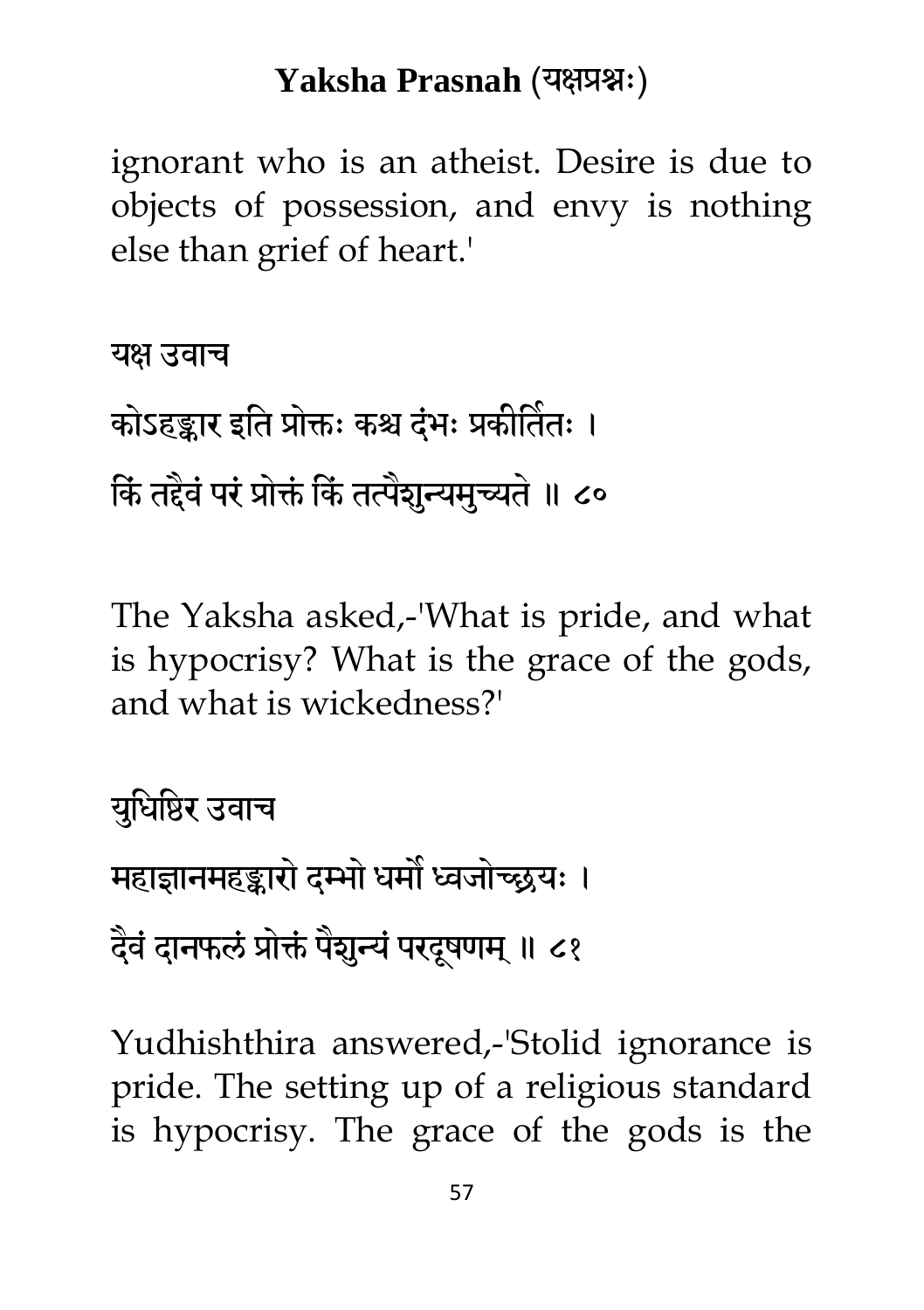ignorant who is an atheist. Desire is due to objects of possession, and envy is nothing else than grief of heart.'

यक्ष उवाच

कोऽहङ्कार इति प्रोक्तः कश्च दंभः प्रकीर्तितः ।

किं तद्दैवं परं प्रोक्तं किं तत्पैशुन्यमुच्यते ॥ ८०

The Yaksha asked,-'What is pride, and what is hypocrisy? What is the grace of the gods, and what is wickedness?'

युधिष्ठिर उवाच

महाज्ञानमहङ्कारो दम्भो धर्मो ध्वजोच्छ्रयः ।

दैवं दानफलं प्रोक्तं पैशुन्यं परदूषणम् ॥ ८१

Yudhishthira answered,-'Stolid ignorance is pride. The setting up of a religious standard is hypocrisy. The grace of the gods is the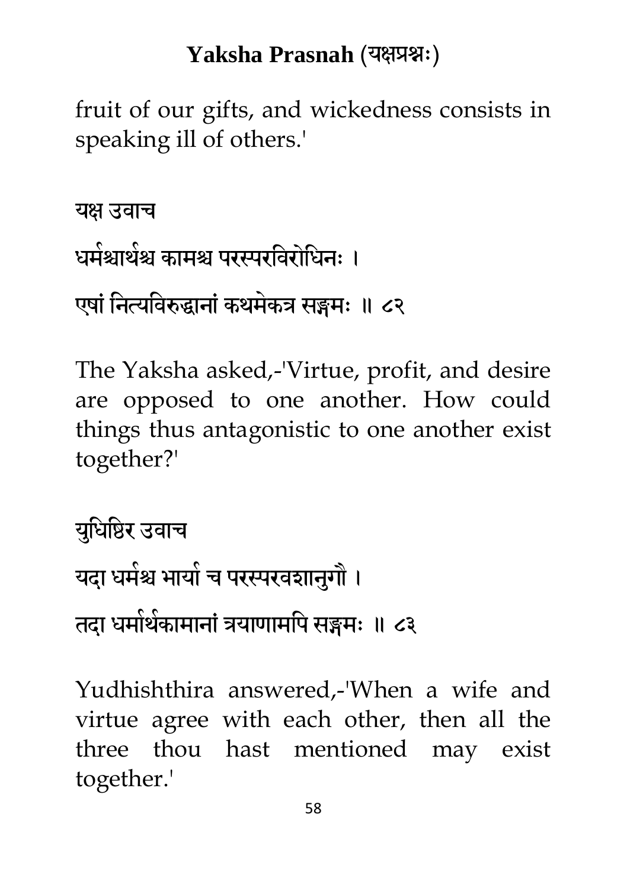fruit of our gifts, and wickedness consists in speaking ill of others.'

यक्ष उवाच

धर्मश्चार्थश्च कामश्च परस्परविरोधिनः ।

एषां नित्यविरुद्धानां कथमेकत्र सङ्गमः ॥ ८२

The Yaksha asked,-'Virtue, profit, and desire are opposed to one another. How could things thus antagonistic to one another exist together?'

युधिष्ठिर उवाच

यदा धर्मश्च भार्या च परस्परवशानुगौ ।

तदा धर्मार्थकामानां त्रयाणामपि सङ्गमः ॥ ८३

Yudhishthira answered,-'When a wife and virtue agree with each other, then all the three thou hast mentioned may exist together.'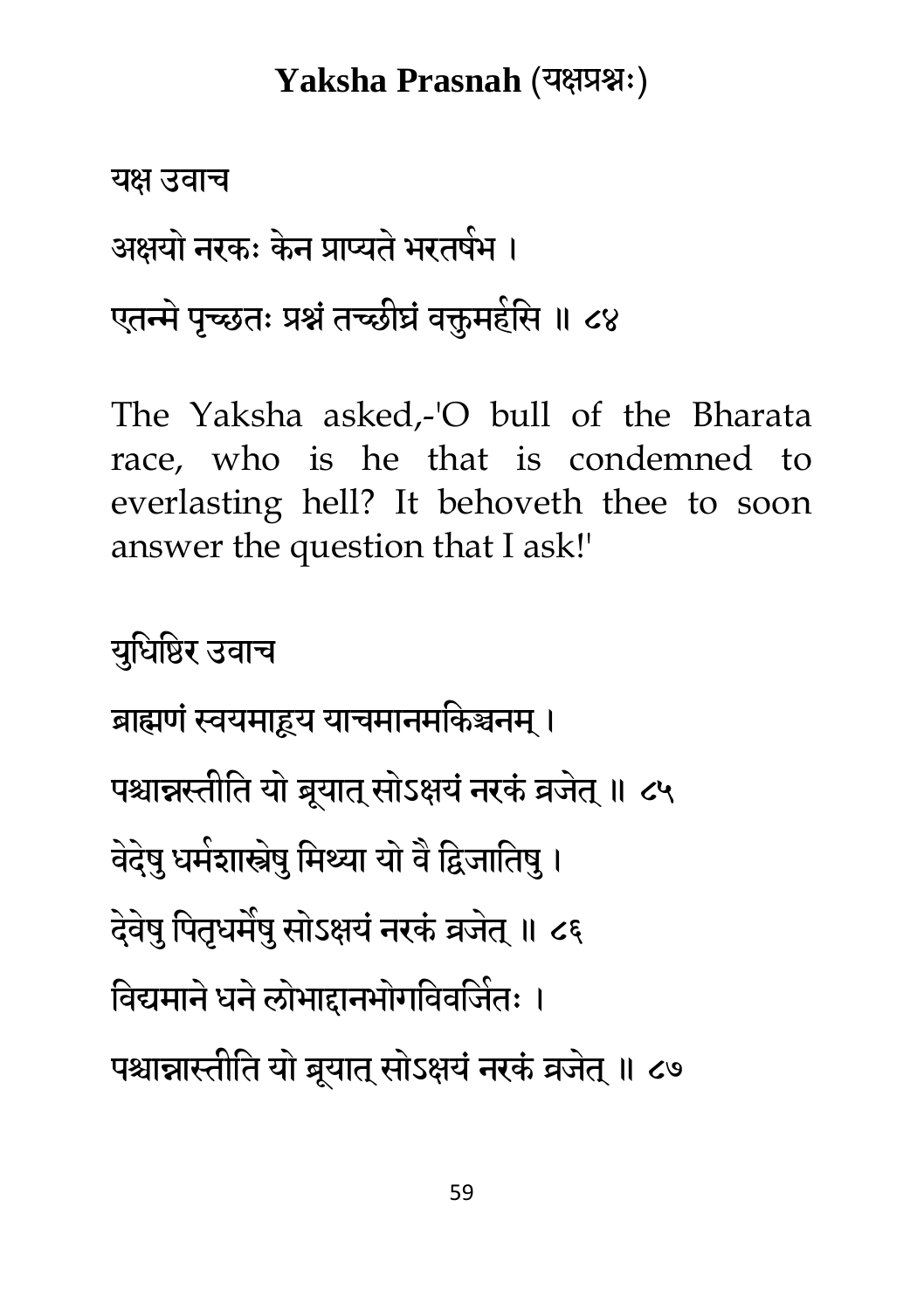# Yaksha Prasnah (यक्षप्रश्नः)

यक्ष उवाच

अक्षयो नरकः केन प्राप्यते भरतर्षभ ।

एतन्मे पृच्छतः प्रश्नं तच्छीघ्रं वक्तुमर्हसि ॥ ८४

The Yaksha asked,-'O bull of the Bharata race, who is he that is condemned to everlasting hell? It behoveth thee to soon answer the question that I ask!'

युधिष्ठिर उवाच

ब्राह्मणं स्वयमाहूय याचमानमकिञ्चनम् ।

पश्चान्नस्तीति यो ब्रूयात् सोऽक्षयं नरकं व्रजेत् ॥ ८५

वेदेषु धर्मशास्त्रेषु मिथ्या यो वै द्विजातिषु ।

देवेषु पितृधर्मेषु सोऽक्षयं नरकं व्रजेत् ॥ ८६

विद्यमाने धने लोभाद्दानभोगविवर्जितः ।

पश्चान्नास्तीति यो ब्रूयात् सोऽक्षयं नरकं व्रजेत् ॥ ८७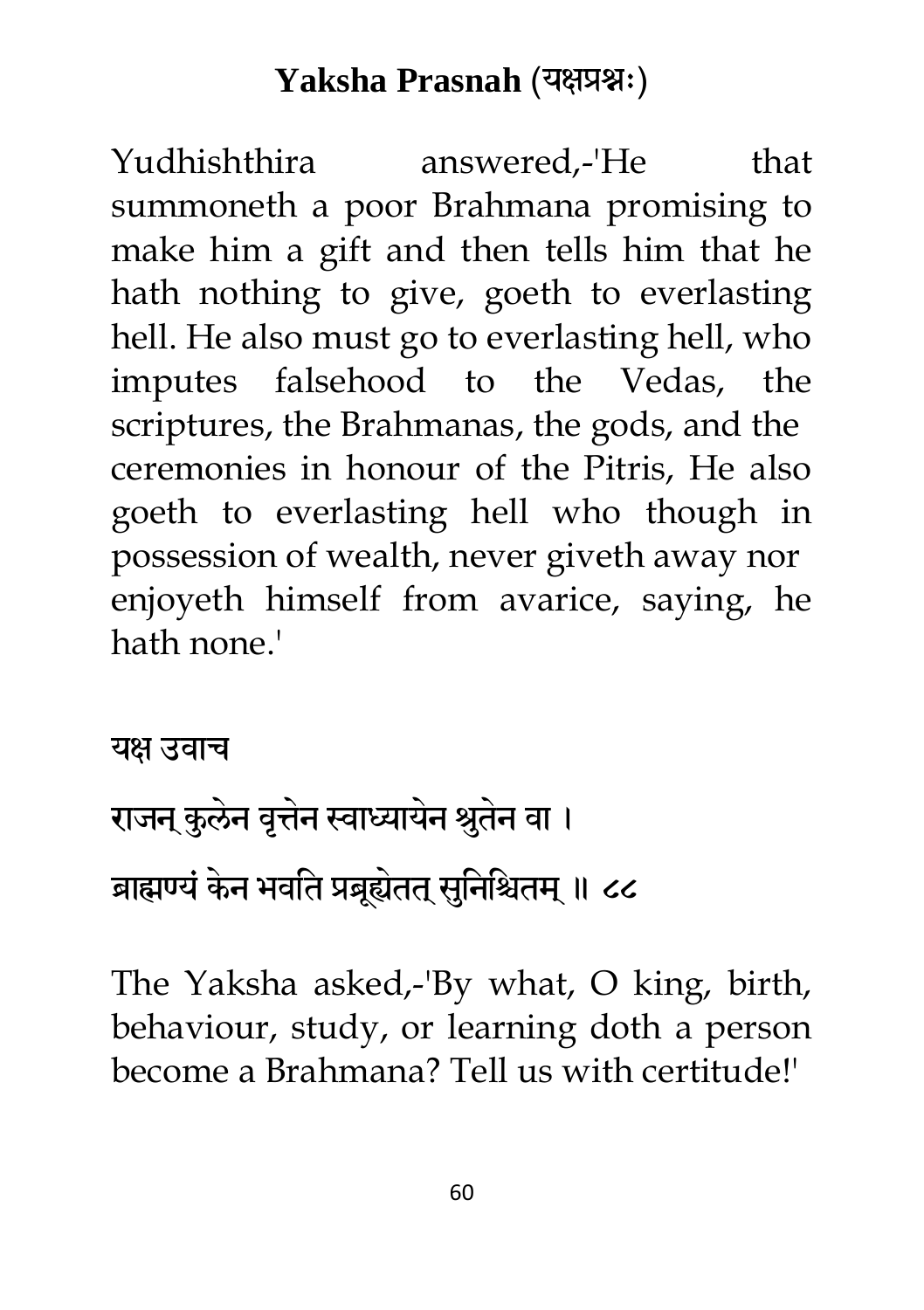Yudhishthira answered,-'He that summoneth a poor Brahmana promising to make him a gift and then tells him that he hath nothing to give, goeth to everlasting hell. He also must go to everlasting hell, who imputes falsehood to the Vedas, the scriptures, the Brahmanas, the gods, and the ceremonies in honour of the Pitris, He also goeth to everlasting hell who though in possession of wealth, never giveth away nor enjoyeth himself from avarice, saying, he hath none.'

यक्ष उवाच

राजन् कुलेन वृत्तेन स्वाध्यायेन श्रुतेन वा ।

ब्राह्मण्यं केन भवति प्रब्रूह्येतत् सुनिश्चितम् ॥ ८८

The Yaksha asked,-'By what, O king, birth, behaviour, study, or learning doth a person become a Brahmana? Tell us with certitude!'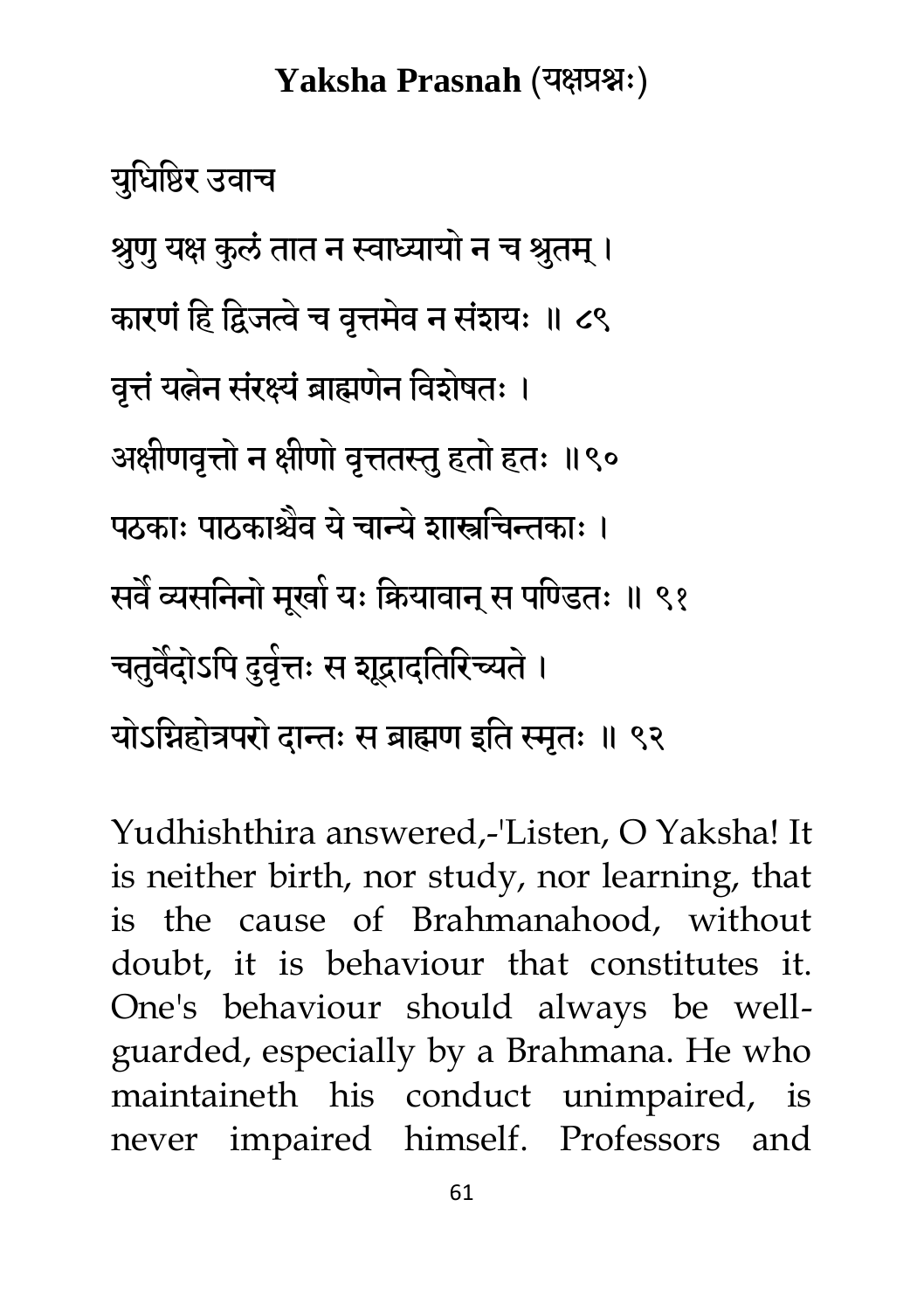## Yaksha Prasnah (यक्षप्रश्नः)

युधिष्ठिर उवाच

श्रुणु यक्ष कुलं तात न स्वाध्यायो न च श्रुतम् ।

कारणं हि द्विजत्वे च वृत्तमेव न संशयः ॥ ८९

वृत्तं यत्नेन संरक्ष्यं ब्राह्मणेन विशेषतः ।

अक्षीणवृत्तो न क्षीणो वृत्ततस्तु हतो हतः ॥९०

पठकाः पाठकाश्चैव ये चान्ये शास्त्रचिन्तकाः ।

सर्वे व्यसनिनो मूर्खा यः क्रियावान् स पण्डितः ॥ ९१

चतुर्वेदोऽपि दुर्वृत्तः स शूद्रादतिरिच्यते ।

योऽग्निहोत्रपरो दान्तः स ब्राह्मण इति स्मृतः ॥ ९२

Yudhishthira answered,-'Listen, O Yaksha! It is neither birth, nor study, nor learning, that is the cause of Brahmanahood, without doubt, it is behaviour that constitutes it. One's behaviour should always be well-guarded, especially by a Brahmana. He who maintaineth his conduct unimpaired, is never impaired himself. Professors and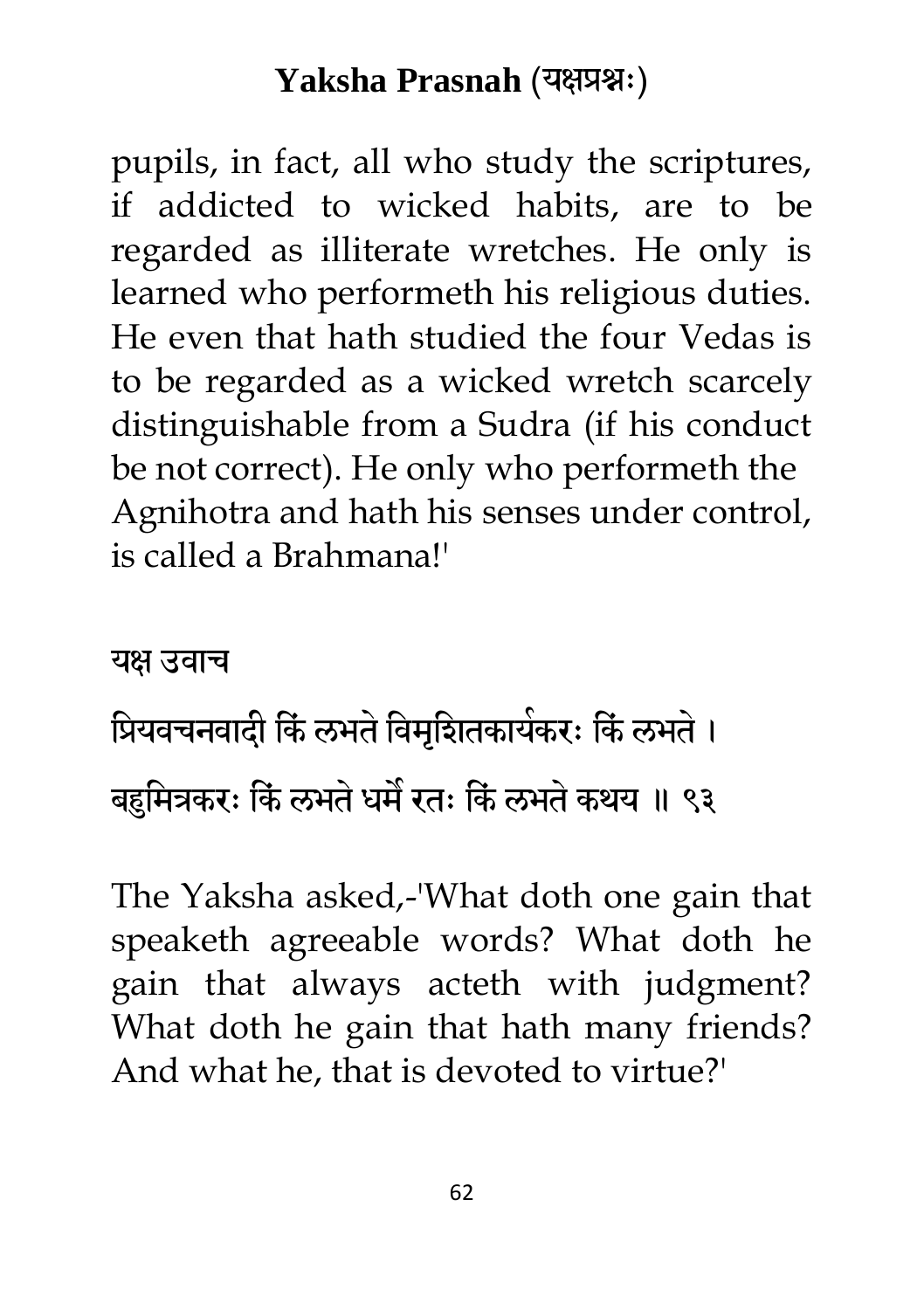pupils, in fact, all who study the scriptures, if addicted to wicked habits, are to be regarded as illiterate wretches. He only is learned who performeth his religious duties. He even that hath studied the four Vedas is to be regarded as a wicked wretch scarcely distinguishable from a Sudra (if his conduct be not correct). He only who performeth the Agnihotra and hath his senses under control, is called a Brahmana!'

यक्ष उवाच

प्रियवचनवादी किं लभते विमृशितकार्यकरः किं लभते ।

बहुमित्रकरः किं लभते धर्मे रतः किं लभते कथय ॥ ९३

The Yaksha asked,-'What doth one gain that speaketh agreeable words? What doth he gain that always acteth with judgment? What doth he gain that hath many friends? And what he, that is devoted to virtue?'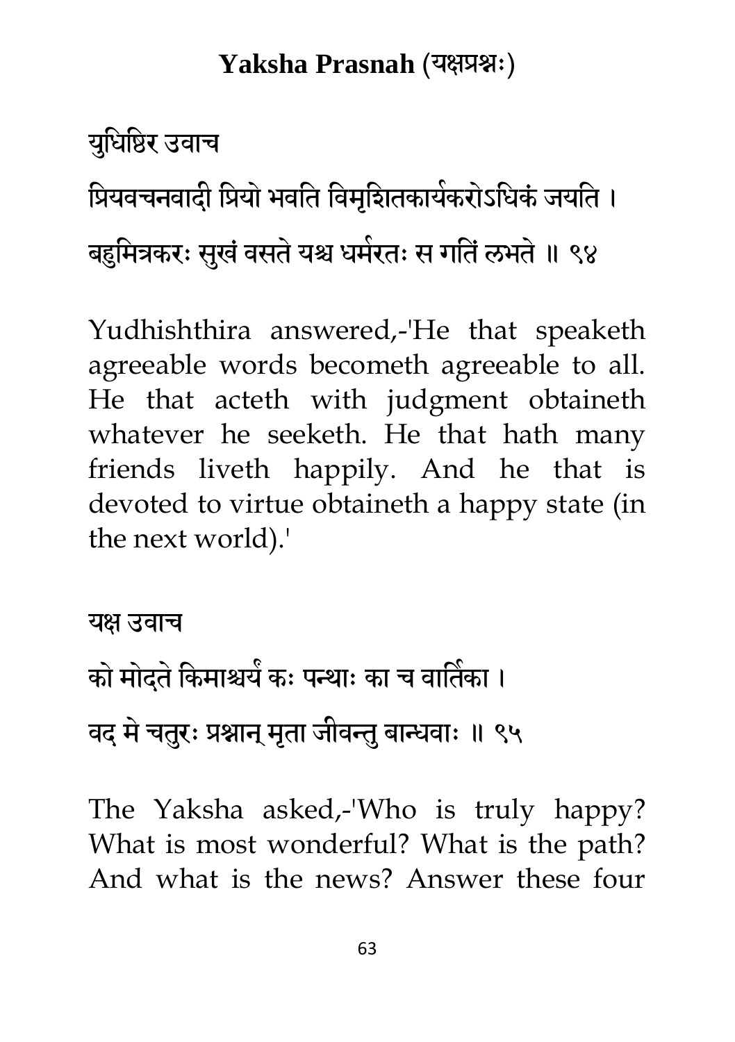युधिष्ठिर उवाच

प्रियवचनवादी प्रियो भवति विमृशितकार्यकरोऽधिकं जयति ।

बहुमित्रकरः सुखं वसते यश्च धर्मरतः स गतिं लभते ॥ ९४

Yudhishthira answered,-'He that speaketh agreeable words becometh agreeable to all. He that acteth with judgment obtaineth whatever he seeketh. He that hath many friends liveth happily. And he that is devoted to virtue obtaineth a happy state (in the next world).'

यक्ष उवाच

को मोदते किमाश्चर्यं कः पन्थाः का च वार्तिका ।

वद मे चतुरः प्रश्नान् मृता जीवन्तु बान्धवाः ॥ ९५

The Yaksha asked,-'Who is truly happy? What is most wonderful? What is the path? And what is the news? Answer these four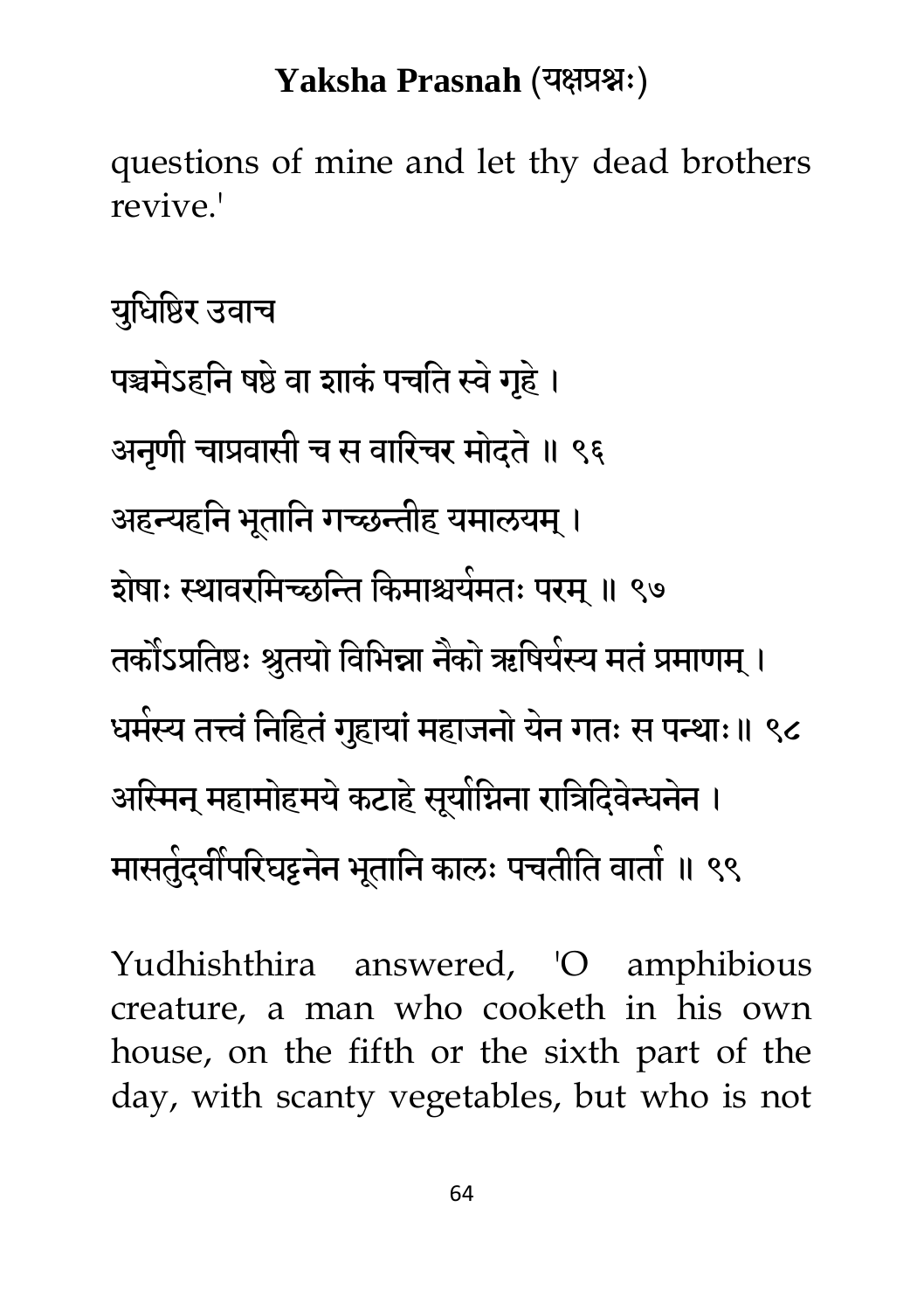questions of mine and let thy dead brothers revive.'

युधिष्ठिर उवाच

पञ्चमेऽहनि षष्ठे वा शाकं पचति स्वे गृहे ।

अनृणी चाप्रवासी च स वारिचर मोदते ॥ ९६

अहन्यहनि भूतानि गच्छन्तीह यमालयम् ।

शेषाः स्थावरमिच्छन्ति किमाश्चर्यमतः परम् ॥ ९७

तर्कोऽप्रतिष्ठः श्रुतयो विभिन्ना नैको ऋषिर्यस्य मतं प्रमाणम् ।

धर्मस्य तत्त्वं निहितं गुहायां महाजनो येन गतः स पन्थाः॥ ९८

अस्मिन् महामोहमये कटाहे सूर्याग्निना रात्रिदिवेन्धनेन ।

मासर्तुदर्वीपरिघट्टनेन भूतानि कालः पचतीति वार्ता ॥ ९९

Yudhishthira answered, 'O amphibious creature, a man who cooketh in his own house, on the fifth or the sixth part of the day, with scanty vegetables, but who is not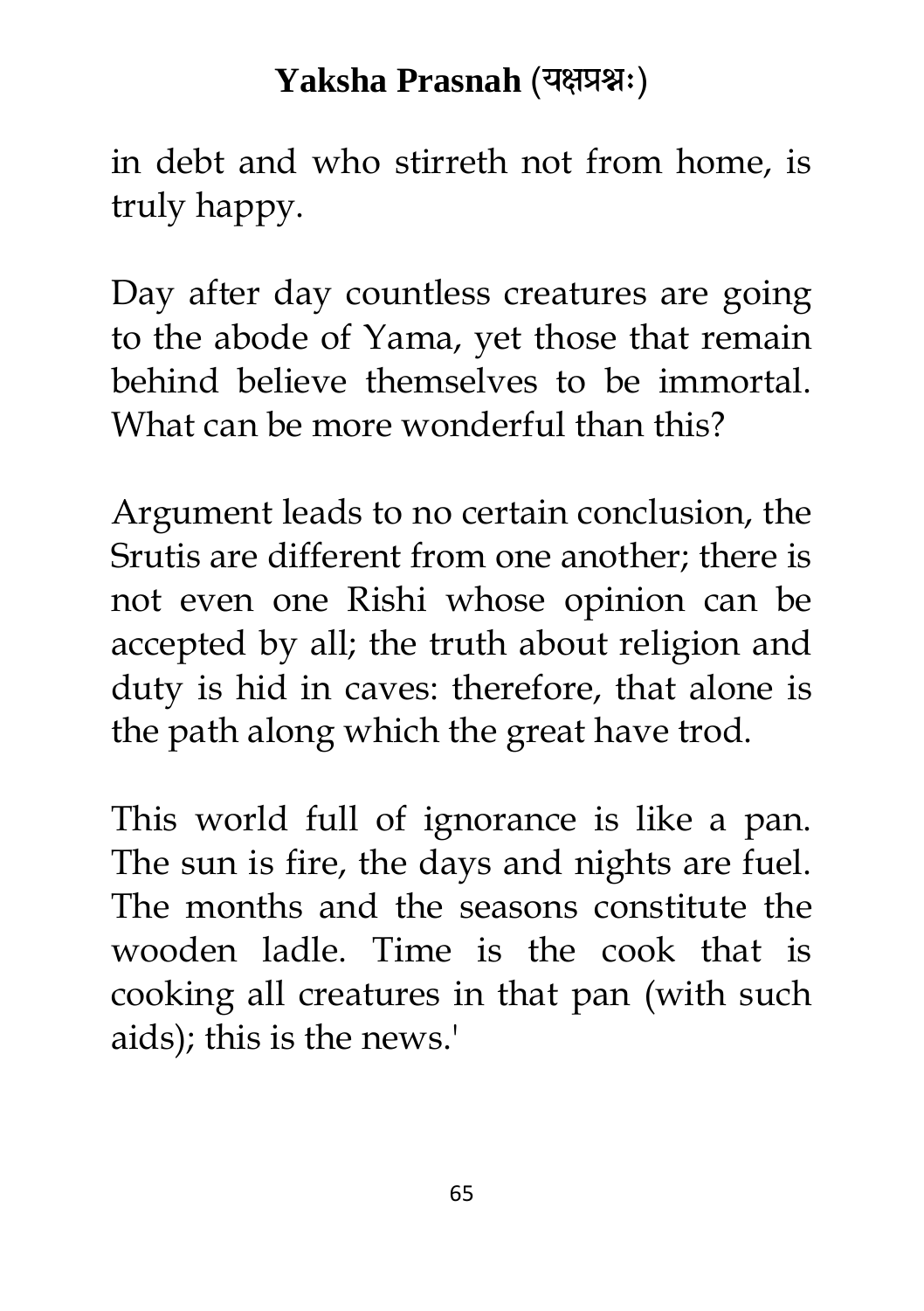in debt and who stirreth not from home, is truly happy.

Day after day countless creatures are going to the abode of Yama, yet those that remain behind believe themselves to be immortal. What can be more wonderful than this?

Argument leads to no certain conclusion, the Srutis are different from one another; there is not even one Rishi whose opinion can be accepted by all; the truth about religion and duty is hid in caves: therefore, that alone is the path along which the great have trod.

This world full of ignorance is like a pan. The sun is fire, the days and nights are fuel. The months and the seasons constitute the wooden ladle. Time is the cook that is cooking all creatures in that pan (with such aids); this is the news.'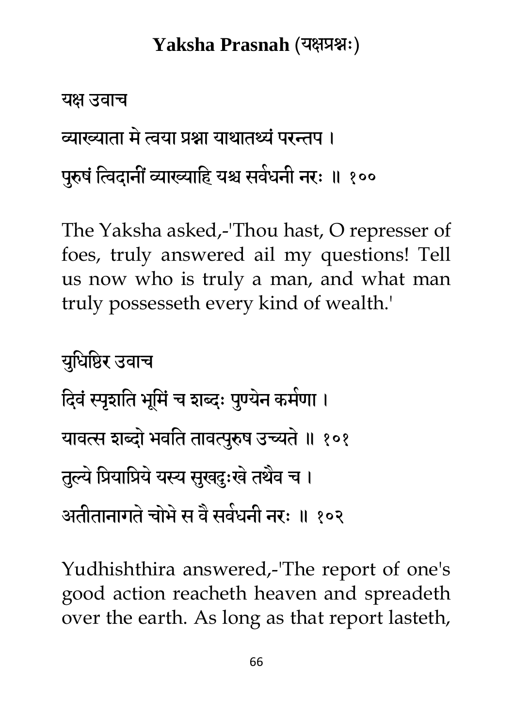यक्ष उवाच

व्याख्याता मे त्वया प्रश्ना याथातथ्यं परन्तप ।

पुरुषं त्विदानीं व्याख्याहि यश्च सर्वधनी नरः ॥ १००

The Yaksha asked,-'Thou hast, O represser of foes, truly answered ail my questions! Tell us now who is truly a man, and what man truly possesseth every kind of wealth.'

युधिष्ठिर उवाच

दिवं स्पृशति भूमिं च शब्दः पुण्येन कर्मणा ।

यावत्स शब्दो भवति तावत्पुरुष उच्यते ॥ १०१

तुल्ये प्रियाप्रिये यस्य सुखदुःखे तथैव च ।

अतीतानागते चोभे स वै सर्वधनी नरः ॥ १०२

Yudhishthira answered,-'The report of one's good action reacheth heaven and spreadeth over the earth. As long as that report lasteth,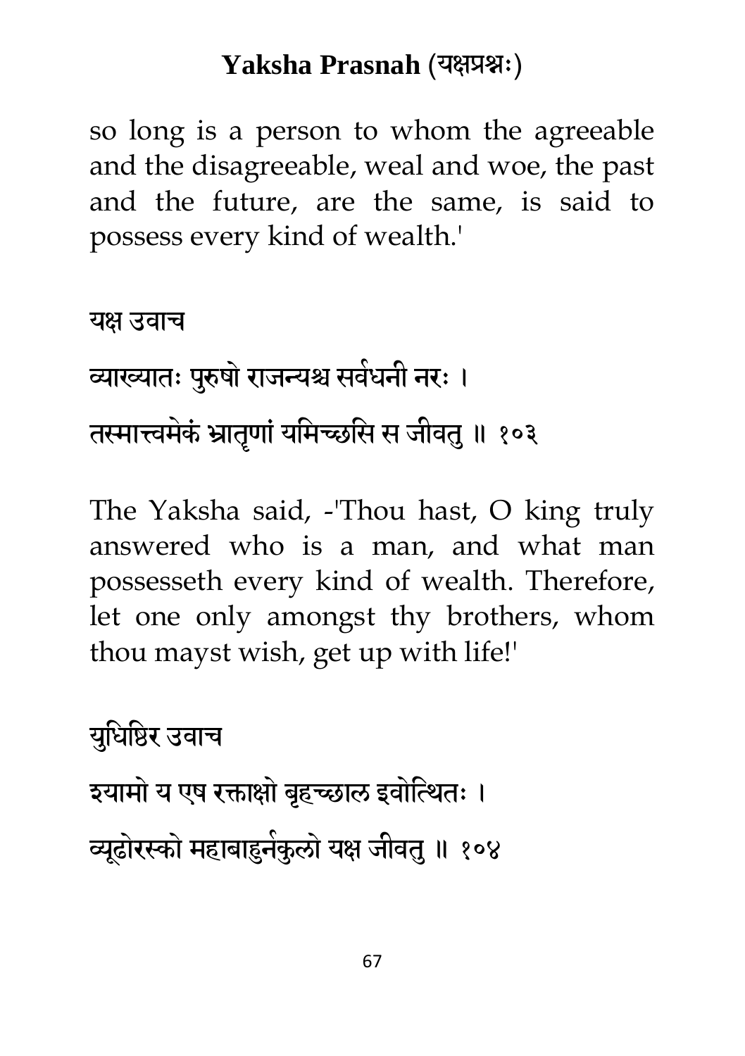so long is a person to whom the agreeable and the disagreeable, weal and woe, the past and the future, are the same, is said to possess every kind of wealth.'

यक्ष उवाच

व्याख्यातः पुरुषो राजन्यश्च सर्वधनी नरः ।

तस्मात्त्वमेकं भ्रातृणां यमिच्छसि स जीवतु ॥ १०३

The Yaksha said, -'Thou hast, O king truly answered who is a man, and what man possesseth every kind of wealth. Therefore, let one only amongst thy brothers, whom thou mayst wish, get up with life!'

युधिष्ठिर उवाच

श्यामो य एष रक्ताक्षो बृहच्छाल इवोत्थितः ।

व्यूढोरस्को महाबाहुर्नकुलो यक्ष जीवतु ॥ १०४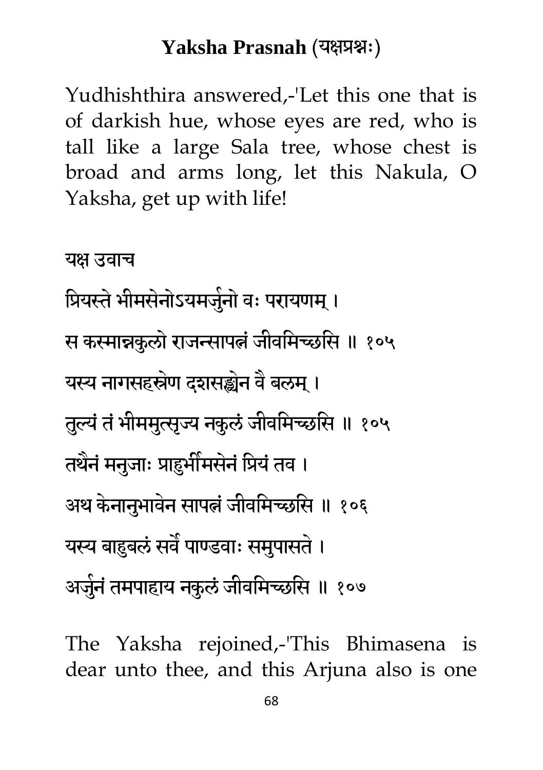Yudhishthira answered,-'Let this one that is of darkish hue, whose eyes are red, who is tall like a large Sala tree, whose chest is broad and arms long, let this Nakula, O Yaksha, get up with life!

यक्ष उवाच

प्रियस्ते भीमसेनोऽयमर्जुनो वः परायणम् ।

स कस्मान्नकुलो राजन्सापत्नं जीवमिच्छसि ॥ १०५

यस्य नागसहस्रेण दशसङ्ख्येन वै बलम् ।

तुल्यं तं भीममुत्सृज्य नकुलं जीवमिच्छसि ॥ १०५

तथैनं मनुजाः प्राहुर्भीमसेनं प्रियं तव ।

अथ केनानुभावेन सापत्नं जीवमिच्छसि ॥ १०६

यस्य बाहुबलं सर्वे पाण्डवाः समुपासते ।

अर्जुनं तमपाहाय नकुलं जीवमिच्छसि ॥ १०७

The Yaksha rejoined,-'This Bhimasena is dear unto thee, and this Arjuna also is one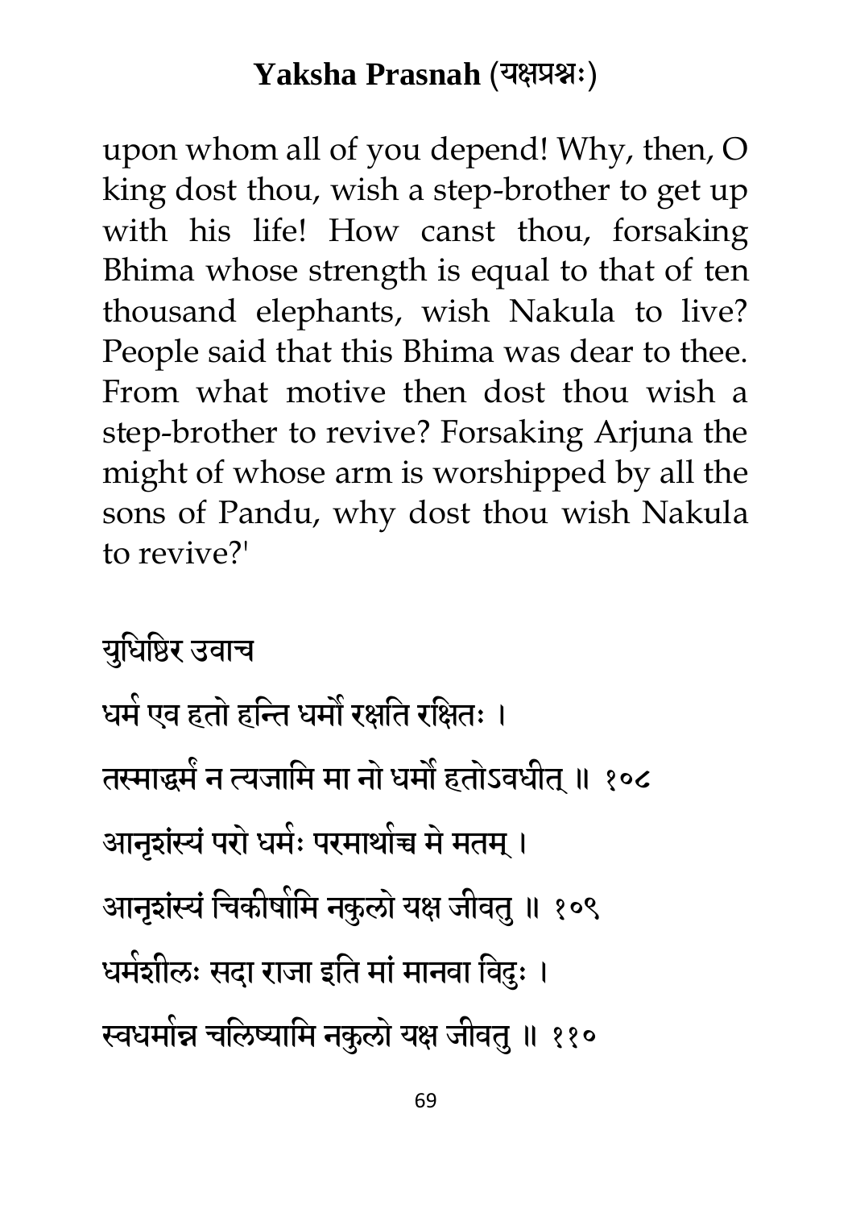upon whom all of you depend! Why, then, O king dost thou, wish a step-brother to get up with his life! How canst thou, forsaking Bhima whose strength is equal to that of ten thousand elephants, wish Nakula to live? People said that this Bhima was dear to thee. From what motive then dost thou wish a step-brother to revive? Forsaking Arjuna the might of whose arm is worshipped by all the sons of Pandu, why dost thou wish Nakula to revive?'

युधिष्ठिर उवाच

धर्म एव हतो हन्ति धर्मो रक्षति रक्षितः ।

तस्माद्धर्मं न त्यजामि मा नो धर्मो हतोऽवधीत् ॥ १०८

आनृशंस्यं परो धर्मः परमार्थाच्च मे मतम् ।

आनृशंस्यं चिकीर्षामि नकुलो यक्ष जीवतु ॥ १०९

धर्मशीलः सदा राजा इति मां मानवा विदुः ।

स्वधर्मान्न चलिष्यामि नकुलो यक्ष जीवतु ॥ ११०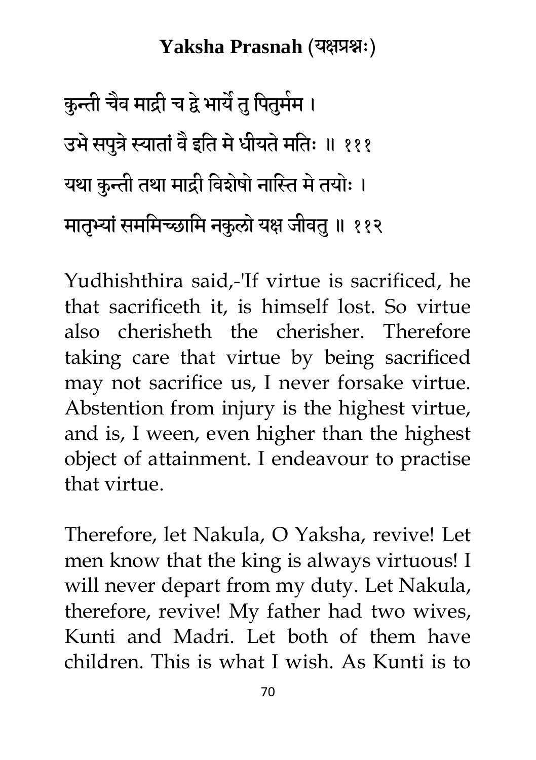कुन्ती चैव माद्री च द्वे भार्ये तु पितुर्मम ।
उभे सपुत्रे स्यातां वै इति मे धीयते मतिः ॥ १११
यथा कुन्ती तथा माद्री विशेषो नास्ति मे तयोः ।
मातृभ्यां सममिच्छामि नकुलो यक्ष जीवतु ॥ ११२

Yudhishthira said,-'If virtue is sacrificed, he that sacrificeth it, is himself lost. So virtue also cherisheth the cherisher. Therefore taking care that virtue by being sacrificed may not sacrifice us, I never forsake virtue. Abstention from injury is the highest virtue, and is, I ween, even higher than the highest object of attainment. I endeavour to practise that virtue.

Therefore, let Nakula, O Yaksha, revive! Let men know that the king is always virtuous! I will never depart from my duty. Let Nakula, therefore, revive! My father had two wives, Kunti and Madri. Let both of them have children. This is what I wish. As Kunti is to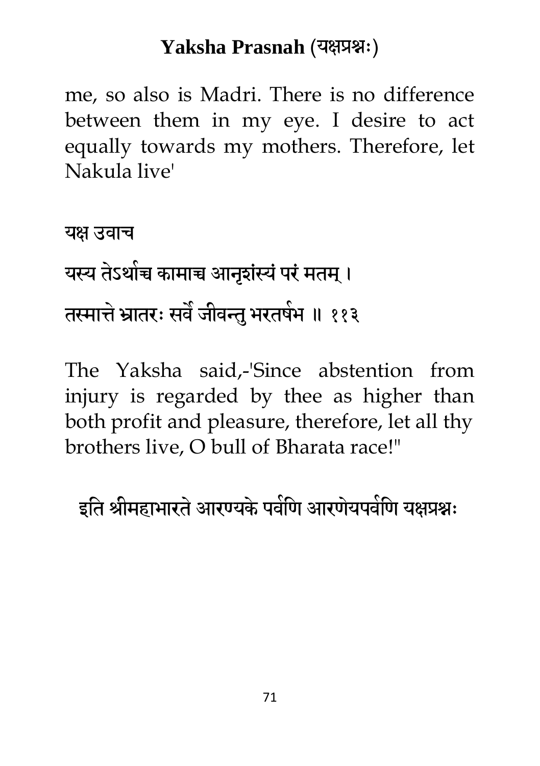me, so also is Madri. There is no difference between them in my eye. I desire to act equally towards my mothers. Therefore, let Nakula live'

यक्ष उवाच

यस्य तेऽर्थाच्च कामाच्च आनृशंस्यं परं मतम् ।

तस्मात्ते भ्रातरः सर्वे जीवन्तु भरतर्षभ ॥ ११३

The Yaksha said,-'Since abstention from injury is regarded by thee as higher than both profit and pleasure, therefore, let all thy brothers live, O bull of Bharata race!"

इति श्रीमहाभारते आरण्यके पर्वणि आरणेयपर्वणि यक्षप्रश्नः